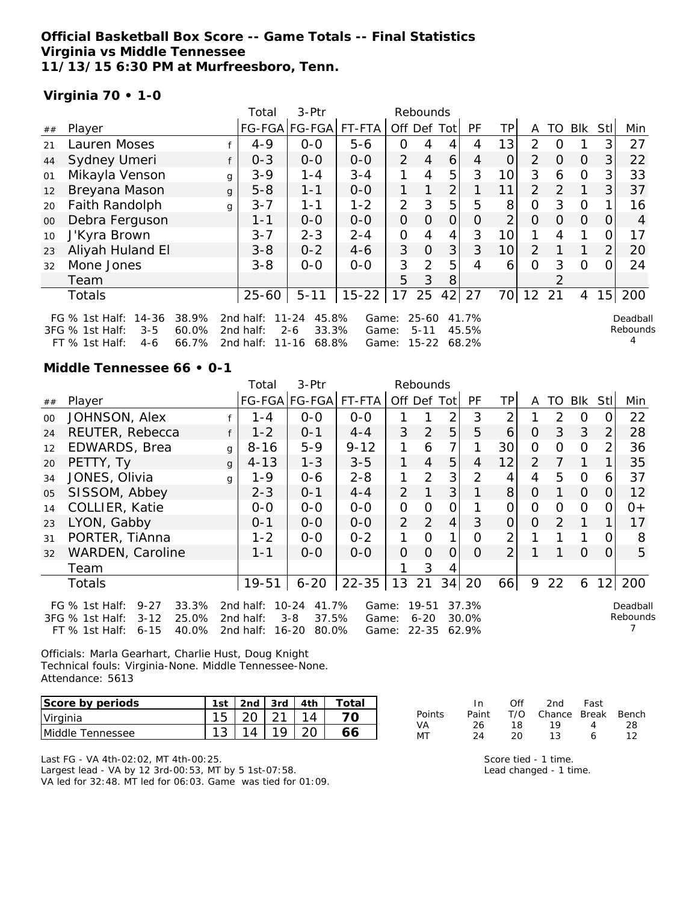**Official Basketball Box Score -- Game Totals -- Final Statistics**
**Virginia vs Middle Tennessee**
**11/13/15 6:30 PM at Murfreesboro, Tenn.**

**Virginia 70 • 1-0**

| ## | Player | | Total FG-FGA | 3-Ptr FG-FGA | FT-FTA | Rebounds Off | Def | Tot | PF | TP | A | TO | Blk | Stl | Min |
|---|---|---|---|---|---|---|---|---|---|---|---|---|---|---|---|
| 21 | Lauren Moses | f | 4-9 | 0-0 | 5-6 | 0 | 4 | 4 | 4 | 13 | 2 | 0 | 1 | 3 | 27 |
| 44 | Sydney Umeri | f | 0-3 | 0-0 | 0-0 | 2 | 4 | 6 | 4 | 0 | 2 | 0 | 0 | 3 | 22 |
| 01 | Mikayla Venson | g | 3-9 | 1-4 | 3-4 | 1 | 4 | 5 | 3 | 10 | 3 | 6 | 0 | 3 | 33 |
| 12 | Breyana Mason | g | 5-8 | 1-1 | 0-0 | 1 | 1 | 2 | 1 | 11 | 2 | 2 | 1 | 3 | 37 |
| 20 | Faith Randolph | g | 3-7 | 1-1 | 1-2 | 2 | 3 | 5 | 5 | 8 | 0 | 3 | 0 | 1 | 16 |
| 00 | Debra Ferguson | | 1-1 | 0-0 | 0-0 | 0 | 0 | 0 | 0 | 2 | 0 | 0 | 0 | 0 | 4 |
| 10 | J'Kyra Brown | | 3-7 | 2-3 | 2-4 | 0 | 4 | 4 | 3 | 10 | 1 | 4 | 1 | 0 | 17 |
| 23 | Aliyah Huland El | | 3-8 | 0-2 | 4-6 | 3 | 0 | 3 | 3 | 10 | 2 | 1 | 1 | 2 | 20 |
| 32 | Mone Jones | | 3-8 | 0-0 | 0-0 | 3 | 2 | 5 | 4 | 6 | 0 | 3 | 0 | 0 | 24 |
| | Team | | | | | 5 | 3 | 8 | | | | 2 | | | |
| | Totals | | 25-60 | 5-11 | 15-22 | 17 | 25 | 42 | 27 | 70 | 12 | 21 | 4 | 15 | 200 |

FG % 1st Half: 14-36 38.9% 2nd half: 11-24 45.8% Game: 25-60 41.7%
3FG % 1st Half: 3-5 60.0% 2nd half: 2-6 33.3% Game: 5-11 45.5%
FT % 1st Half: 4-6 66.7% 2nd half: 11-16 68.8% Game: 15-22 68.2%

Deadball Rebounds 4

**Middle Tennessee 66 • 0-1**

| ## | Player | | Total FG-FGA | 3-Ptr FG-FGA | FT-FTA | Rebounds Off | Def | Tot | PF | TP | A | TO | Blk | Stl | Min |
|---|---|---|---|---|---|---|---|---|---|---|---|---|---|---|---|
| 00 | JOHNSON, Alex | f | 1-4 | 0-0 | 0-0 | 1 | 1 | 2 | 3 | 2 | 1 | 2 | 0 | 0 | 22 |
| 24 | REUTER, Rebecca | f | 1-2 | 0-1 | 4-4 | 3 | 2 | 5 | 5 | 6 | 0 | 3 | 3 | 2 | 28 |
| 12 | EDWARDS, Brea | g | 8-16 | 5-9 | 9-12 | 1 | 6 | 7 | 1 | 30 | 0 | 0 | 0 | 2 | 36 |
| 20 | PETTY, Ty | g | 4-13 | 1-3 | 3-5 | 1 | 4 | 5 | 4 | 12 | 2 | 7 | 1 | 1 | 35 |
| 34 | JONES, Olivia | g | 1-9 | 0-6 | 2-8 | 1 | 2 | 3 | 2 | 4 | 4 | 5 | 0 | 6 | 37 |
| 05 | SISSOM, Abbey | | 2-3 | 0-1 | 4-4 | 2 | 1 | 3 | 1 | 8 | 0 | 1 | 0 | 0 | 12 |
| 14 | COLLIER, Katie | | 0-0 | 0-0 | 0-0 | 0 | 0 | 0 | 1 | 0 | 0 | 0 | 0 | 0 | 0+ |
| 23 | LYON, Gabby | | 0-1 | 0-0 | 0-0 | 2 | 2 | 4 | 3 | 0 | 0 | 2 | 1 | 1 | 17 |
| 31 | PORTER, TiAnna | | 1-2 | 0-0 | 0-2 | 1 | 0 | 1 | 0 | 2 | 1 | 1 | 1 | 0 | 8 |
| 32 | WARDEN, Caroline | | 1-1 | 0-0 | 0-0 | 0 | 0 | 0 | 0 | 2 | 1 | 1 | 0 | 0 | 5 |
| | Team | | | | | 1 | 3 | 4 | | | | | | | |
| | Totals | | 19-51 | 6-20 | 22-35 | 13 | 21 | 34 | 20 | 66 | 9 | 22 | 6 | 12 | 200 |

FG % 1st Half: 9-27 33.3% 2nd half: 10-24 41.7% Game: 19-51 37.3%
3FG % 1st Half: 3-12 25.0% 2nd half: 3-8 37.5% Game: 6-20 30.0%
FT % 1st Half: 6-15 40.0% 2nd half: 16-20 80.0% Game: 22-35 62.9%

Deadball Rebounds 7

Officials: Marla Gearhart, Charlie Hust, Doug Knight
Technical fouls: Virginia-None. Middle Tennessee-None.
Attendance: 5613

| Score by periods | 1st | 2nd | 3rd | 4th | Total |
|---|---|---|---|---|---|
| Virginia | 15 | 20 | 21 | 14 | 70 |
| Middle Tennessee | 13 | 14 | 19 | 20 | 66 |

| Points | In Paint | Off T/O | 2nd Chance | Fast Break | Bench |
|---|---|---|---|---|---|
| VA | 26 | 18 | 19 | 4 | 28 |
| MT | 24 | 20 | 13 | 6 | 12 |

Last FG - VA 4th-02:02, MT 4th-00:25.
Largest lead - VA by 12 3rd-00:53, MT by 5 1st-07:58.
VA led for 32:48. MT led for 06:03. Game was tied for 01:09.

Score tied - 1 time.
Lead changed - 1 time.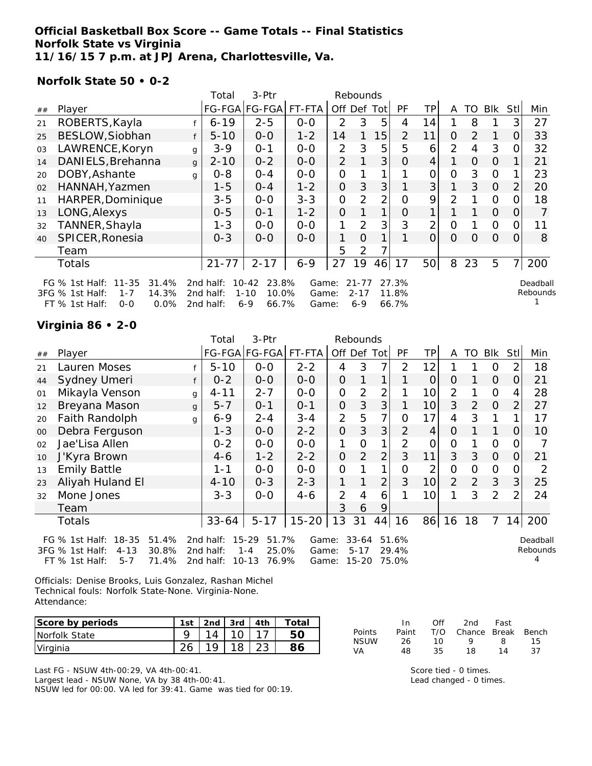**Official Basketball Box Score -- Game Totals -- Final Statistics**
**Norfolk State vs Virginia**
**11/16/15 7 p.m. at JPJ Arena, Charlottesville, Va.**

**Norfolk State 50 • 0-2**

| ## | Player | | Total FG-FGA | 3-Ptr FG-FGA | FT-FTA | Rebounds Off | Def | Tot | PF | TP | A | TO | Blk | Stl | Min |
|---|---|---|---|---|---|---|---|---|---|---|---|---|---|---|---|
| 21 | ROBERTS,Kayla | f | 6-19 | 2-5 | 0-0 | 2 | 3 | 5 | 4 | 14 | 1 | 8 | 1 | 3 | 27 |
| 25 | BESLOW,Siobhan | f | 5-10 | 0-0 | 1-2 | 14 | 1 | 15 | 2 | 11 | 0 | 2 | 1 | 0 | 33 |
| 03 | LAWRENCE,Koryn | g | 3-9 | 0-1 | 0-0 | 2 | 3 | 5 | 5 | 6 | 2 | 4 | 3 | 0 | 32 |
| 14 | DANIELS,Brehanna | g | 2-10 | 0-2 | 0-0 | 2 | 1 | 3 | 0 | 4 | 1 | 0 | 0 | 1 | 21 |
| 20 | DOBY,Ashante | g | 0-8 | 0-4 | 0-0 | 0 | 1 | 1 | 1 | 0 | 0 | 3 | 0 | 1 | 23 |
| 02 | HANNAH,Yazmen | | 1-5 | 0-4 | 1-2 | 0 | 3 | 3 | 1 | 3 | 1 | 3 | 0 | 2 | 20 |
| 11 | HARPER,Dominique | | 3-5 | 0-0 | 3-3 | 0 | 2 | 2 | 0 | 9 | 2 | 1 | 0 | 0 | 18 |
| 13 | LONG,Alexys | | 0-5 | 0-1 | 1-2 | 0 | 1 | 1 | 0 | 1 | 1 | 1 | 0 | 0 | 7 |
| 32 | TANNER,Shayla | | 1-3 | 0-0 | 0-0 | 1 | 2 | 3 | 3 | 2 | 0 | 1 | 0 | 0 | 11 |
| 40 | SPICER,Ronesia | | 0-3 | 0-0 | 0-0 | 1 | 0 | 1 | 1 | 0 | 0 | 0 | 0 | 0 | 8 |
| | Team | | | | | 5 | 2 | 7 | | | | | | | |
| | Totals | | 21-77 | 2-17 | 6-9 | 27 | 19 | 46 | 17 | 50 | 8 | 23 | 5 | 7 | 200 |

FG % 1st Half: 11-35 31.4% 2nd half: 10-42 23.8% Game: 21-77 27.3%
3FG % 1st Half: 1-7 14.3% 2nd half: 1-10 10.0% Game: 2-17 11.8%
FT % 1st Half: 0-0 0.0% 2nd half: 6-9 66.7% Game: 6-9 66.7%

Deadball Rebounds 1

**Virginia 86 • 2-0**

| ## | Player | | Total FG-FGA | 3-Ptr FG-FGA | FT-FTA | Rebounds Off | Def | Tot | PF | TP | A | TO | Blk | Stl | Min |
|---|---|---|---|---|---|---|---|---|---|---|---|---|---|---|---|
| 21 | Lauren Moses | f | 5-10 | 0-0 | 2-2 | 4 | 3 | 7 | 2 | 12 | 1 | 1 | 0 | 2 | 18 |
| 44 | Sydney Umeri | f | 0-2 | 0-0 | 0-0 | 0 | 1 | 1 | 1 | 0 | 0 | 1 | 0 | 0 | 21 |
| 01 | Mikayla Venson | g | 4-11 | 2-7 | 0-0 | 0 | 2 | 2 | 1 | 10 | 2 | 1 | 0 | 4 | 28 |
| 12 | Breyana Mason | g | 5-7 | 0-1 | 0-1 | 0 | 3 | 3 | 1 | 10 | 3 | 2 | 0 | 2 | 27 |
| 20 | Faith Randolph | g | 6-9 | 2-4 | 3-4 | 2 | 5 | 7 | 0 | 17 | 4 | 3 | 1 | 1 | 17 |
| 00 | Debra Ferguson | | 1-3 | 0-0 | 2-2 | 0 | 3 | 3 | 2 | 4 | 0 | 1 | 1 | 0 | 10 |
| 02 | Jae'Lisa Allen | | 0-2 | 0-0 | 0-0 | 1 | 0 | 1 | 2 | 0 | 0 | 1 | 0 | 0 | 7 |
| 10 | J'Kyra Brown | | 4-6 | 1-2 | 2-2 | 0 | 2 | 2 | 3 | 11 | 3 | 3 | 0 | 0 | 21 |
| 13 | Emily Battle | | 1-1 | 0-0 | 0-0 | 0 | 1 | 1 | 0 | 2 | 0 | 0 | 0 | 0 | 2 |
| 23 | Aliyah Huland El | | 4-10 | 0-3 | 2-3 | 1 | 1 | 2 | 3 | 10 | 2 | 2 | 3 | 3 | 25 |
| 32 | Mone Jones | | 3-3 | 0-0 | 4-6 | 2 | 4 | 6 | 1 | 10 | 1 | 3 | 2 | 2 | 24 |
| | Team | | | | | 3 | 6 | 9 | | | | | | | |
| | Totals | | 33-64 | 5-17 | 15-20 | 13 | 31 | 44 | 16 | 86 | 16 | 18 | 7 | 14 | 200 |

FG % 1st Half: 18-35 51.4% 2nd half: 15-29 51.7% Game: 33-64 51.6%
3FG % 1st Half: 4-13 30.8% 2nd half: 1-4 25.0% Game: 5-17 29.4%
FT % 1st Half: 5-7 71.4% 2nd half: 10-13 76.9% Game: 15-20 75.0%

Deadball Rebounds 4

Officials: Denise Brooks, Luis Gonzalez, Rashan Michel
Technical fouls: Norfolk State-None. Virginia-None.
Attendance:

| Score by periods | 1st | 2nd | 3rd | 4th | Total |
|---|---|---|---|---|---|
| Norfolk State | 9 | 14 | 10 | 17 | 50 |
| Virginia | 26 | 19 | 18 | 23 | 86 |

| Points | In Paint | Off T/O | 2nd Chance | Fast Break | Bench |
|---|---|---|---|---|---|
| NSUW | 26 | 10 | 9 | 8 | 15 |
| VA | 48 | 35 | 18 | 14 | 37 |

Last FG - NSUW 4th-00:29, VA 4th-00:41.
Largest lead - NSUW None, VA by 38 4th-00:41.
NSUW led for 00:00. VA led for 39:41. Game was tied for 00:19.

Score tied - 0 times.
Lead changed - 0 times.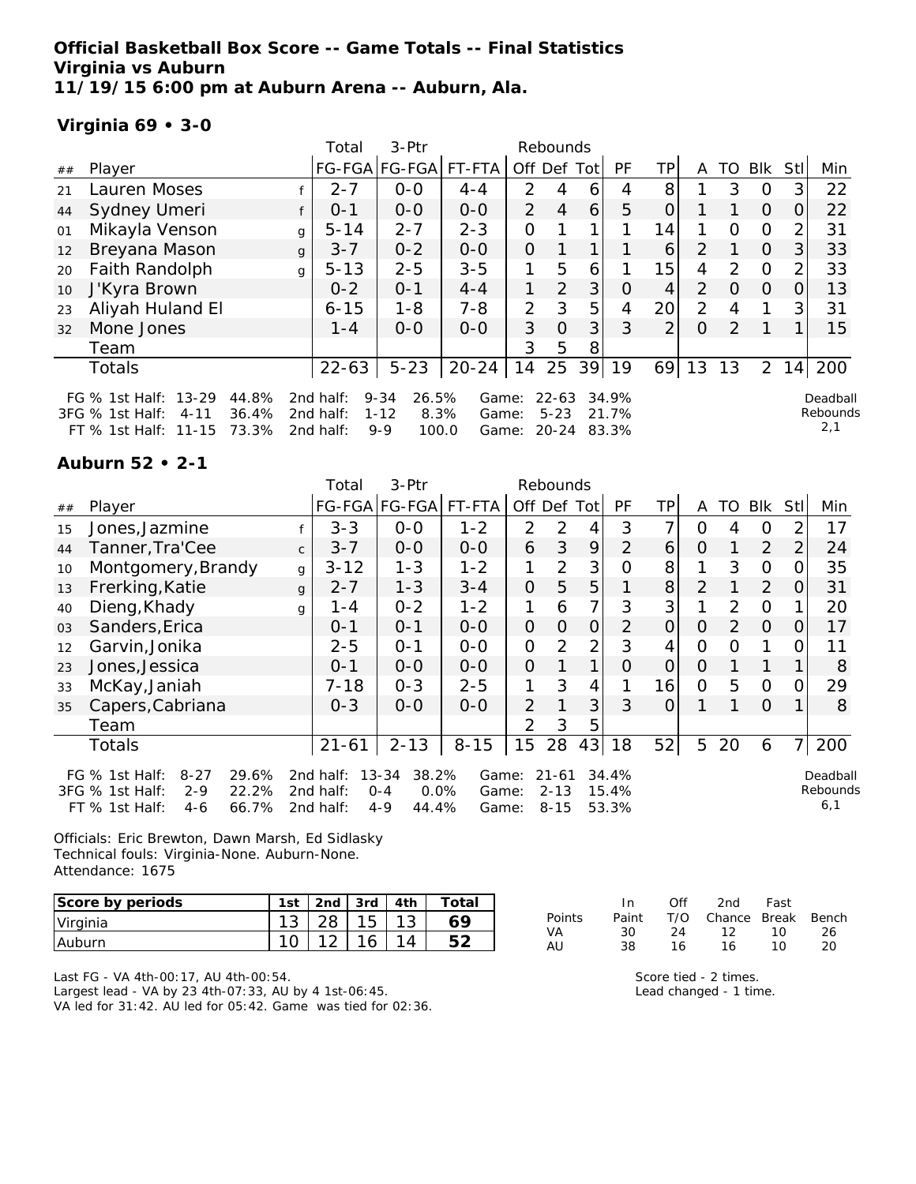**Official Basketball Box Score -- Game Totals -- Final Statistics**
**Virginia vs Auburn**
**11/19/15 6:00 pm at Auburn Arena -- Auburn, Ala.**

**Virginia 69 • 3-0**

| ## | Player | | Total FG-FGA | 3-Ptr FG-FGA | FT-FTA | Rebounds Off | Def | Tot | PF | TP | A | TO | Blk | Stl | Min |
|---|---|---|---|---|---|---|---|---|---|---|---|---|---|---|---|
| 21 | Lauren Moses | f | 2-7 | 0-0 | 4-4 | 2 | 4 | 6 | 4 | 8 | 1 | 3 | 0 | 3 | 22 |
| 44 | Sydney Umeri | f | 0-1 | 0-0 | 0-0 | 2 | 4 | 6 | 5 | 0 | 1 | 1 | 0 | 0 | 22 |
| 01 | Mikayla Venson | g | 5-14 | 2-7 | 2-3 | 0 | 1 | 1 | 1 | 14 | 1 | 0 | 0 | 2 | 31 |
| 12 | Breyana Mason | g | 3-7 | 0-2 | 0-0 | 0 | 1 | 1 | 1 | 6 | 2 | 1 | 0 | 3 | 33 |
| 20 | Faith Randolph | g | 5-13 | 2-5 | 3-5 | 1 | 5 | 6 | 1 | 15 | 4 | 2 | 0 | 2 | 33 |
| 10 | J'Kyra Brown | | 0-2 | 0-1 | 4-4 | 1 | 2 | 3 | 0 | 4 | 2 | 0 | 0 | 0 | 13 |
| 23 | Aliyah Huland El | | 6-15 | 1-8 | 7-8 | 2 | 3 | 5 | 4 | 20 | 2 | 4 | 1 | 3 | 31 |
| 32 | Mone Jones | | 1-4 | 0-0 | 0-0 | 3 | 0 | 3 | 3 | 2 | 0 | 2 | 1 | 1 | 15 |
| | Team | | | | | 3 | 5 | 8 | | | | | | | |
| | Totals | | 22-63 | 5-23 | 20-24 | 14 | 25 | 39 | 19 | 69 | 13 | 13 | 2 | 14 | 200 |

FG % 1st Half: 13-29 44.8% 2nd half: 9-34 26.5% Game: 22-63 34.9%
3FG % 1st Half: 4-11 36.4% 2nd half: 1-12 8.3% Game: 5-23 21.7%
FT % 1st Half: 11-15 73.3% 2nd half: 9-9 100.0 Game: 20-24 83.3%

Deadball Rebounds 2,1

**Auburn 52 • 2-1**

| ## | Player | | Total FG-FGA | 3-Ptr FG-FGA | FT-FTA | Rebounds Off | Def | Tot | PF | TP | A | TO | Blk | Stl | Min |
|---|---|---|---|---|---|---|---|---|---|---|---|---|---|---|---|
| 15 | Jones,Jazmine | f | 3-3 | 0-0 | 1-2 | 2 | 2 | 4 | 3 | 7 | 0 | 4 | 0 | 2 | 17 |
| 44 | Tanner,Tra'Cee | c | 3-7 | 0-0 | 0-0 | 6 | 3 | 9 | 2 | 6 | 0 | 1 | 2 | 2 | 24 |
| 10 | Montgomery,Brandy | g | 3-12 | 1-3 | 1-2 | 1 | 2 | 3 | 0 | 8 | 1 | 3 | 0 | 0 | 35 |
| 13 | Frerking,Katie | g | 2-7 | 1-3 | 3-4 | 0 | 5 | 5 | 1 | 8 | 2 | 1 | 2 | 0 | 31 |
| 40 | Dieng,Khady | g | 1-4 | 0-2 | 1-2 | 1 | 6 | 7 | 3 | 3 | 1 | 2 | 0 | 1 | 20 |
| 03 | Sanders,Erica | | 0-1 | 0-1 | 0-0 | 0 | 0 | 0 | 2 | 0 | 0 | 2 | 0 | 0 | 17 |
| 12 | Garvin,Jonika | | 2-5 | 0-1 | 0-0 | 0 | 2 | 2 | 3 | 4 | 0 | 0 | 1 | 0 | 11 |
| 23 | Jones,Jessica | | 0-1 | 0-0 | 0-0 | 0 | 1 | 1 | 0 | 0 | 0 | 1 | 1 | 1 | 8 |
| 33 | McKay,Janiah | | 7-18 | 0-3 | 2-5 | 1 | 3 | 4 | 1 | 16 | 0 | 5 | 0 | 0 | 29 |
| 35 | Capers,Cabriana | | 0-3 | 0-0 | 0-0 | 2 | 1 | 3 | 3 | 0 | 1 | 1 | 0 | 1 | 8 |
| | Team | | | | | 2 | 3 | 5 | | | | | | | |
| | Totals | | 21-61 | 2-13 | 8-15 | 15 | 28 | 43 | 18 | 52 | 5 | 20 | 6 | 7 | 200 |

FG % 1st Half: 8-27 29.6% 2nd half: 13-34 38.2% Game: 21-61 34.4%
3FG % 1st Half: 2-9 22.2% 2nd half: 0-4 0.0% Game: 2-13 15.4%
FT % 1st Half: 4-6 66.7% 2nd half: 4-9 44.4% Game: 8-15 53.3%

Deadball Rebounds 6,1

Officials: Eric Brewton, Dawn Marsh, Ed Sidlasky
Technical fouls: Virginia-None. Auburn-None.
Attendance: 1675

| Score by periods | 1st | 2nd | 3rd | 4th | Total |
|---|---|---|---|---|---|
| Virginia | 13 | 28 | 15 | 13 | 69 |
| Auburn | 10 | 12 | 16 | 14 | 52 |

| Points | In Paint | Off T/O | 2nd Chance | Fast Break | Bench |
|---|---|---|---|---|---|
| VA | 30 | 24 | 12 | 10 | 26 |
| AU | 38 | 16 | 16 | 10 | 20 |

Last FG - VA 4th-00:17, AU 4th-00:54.
Largest lead - VA by 23 4th-07:33, AU by 4 1st-06:45.
VA led for 31:42. AU led for 05:42. Game was tied for 02:36.

Score tied - 2 times.
Lead changed - 1 time.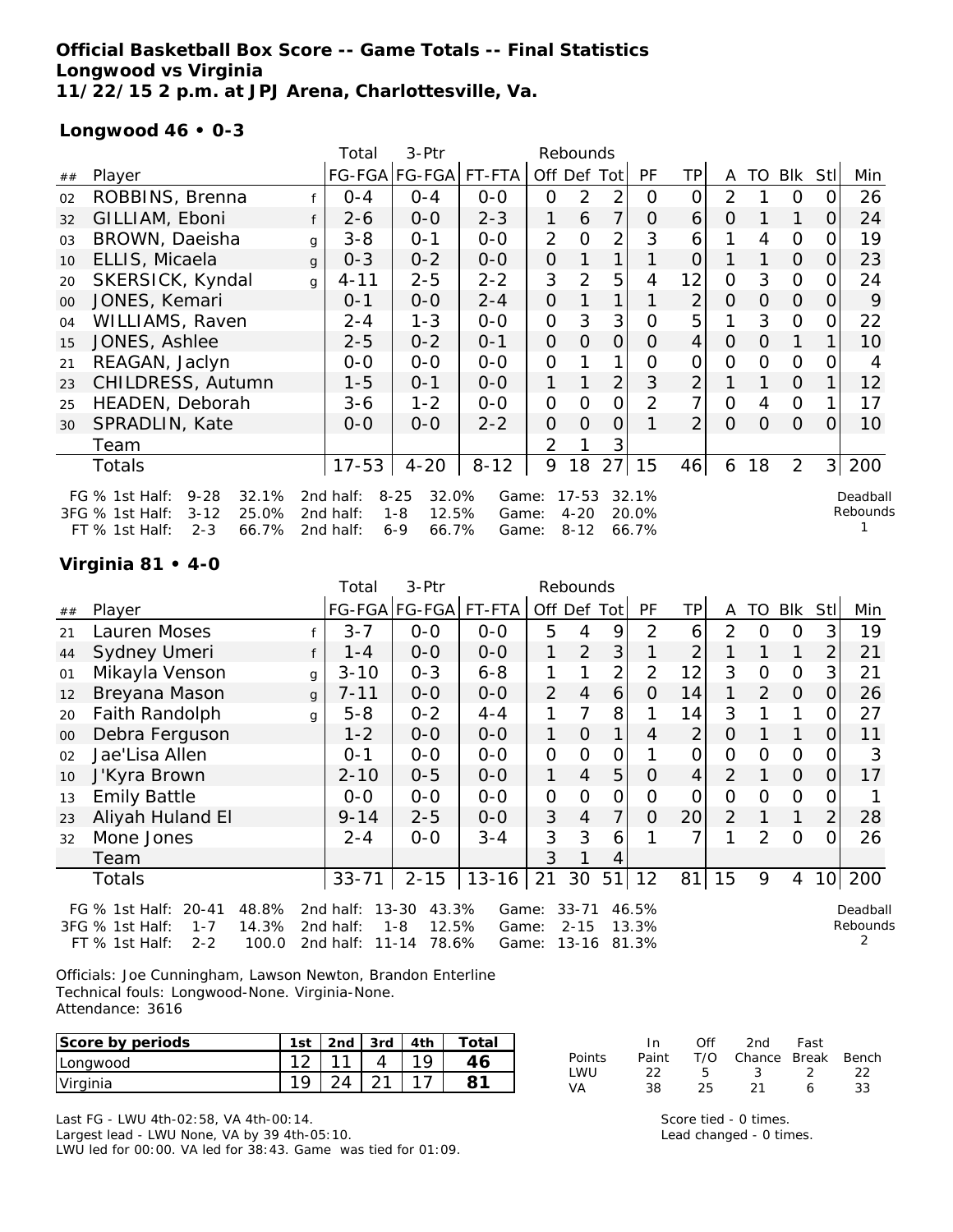**Official Basketball Box Score -- Game Totals -- Final Statistics**
**Longwood vs Virginia**
**11/22/15 2 p.m. at JPJ Arena, Charlottesville, Va.**

**Longwood 46 • 0-3**

| ## | Player | | Total FG-FGA | 3-Ptr FG-FGA | FT-FTA | Rebounds Off | Def | Tot | PF | TP | A | TO | Blk | Stl | Min |
|---|---|---|---|---|---|---|---|---|---|---|---|---|---|---|---|
| 02 | ROBBINS, Brenna | f | 0-4 | 0-4 | 0-0 | 0 | 2 | 2 | 0 | 0 | 2 | 1 | 0 | 0 | 26 |
| 32 | GILLIAM, Eboni | f | 2-6 | 0-0 | 2-3 | 1 | 6 | 7 | 0 | 6 | 0 | 1 | 1 | 0 | 24 |
| 03 | BROWN, Daeisha | g | 3-8 | 0-1 | 0-0 | 2 | 0 | 2 | 3 | 6 | 1 | 4 | 0 | 0 | 19 |
| 10 | ELLIS, Micaela | g | 0-3 | 0-2 | 0-0 | 0 | 1 | 1 | 1 | 0 | 1 | 1 | 0 | 0 | 23 |
| 20 | SKERSICK, Kyndal | g | 4-11 | 2-5 | 2-2 | 3 | 2 | 5 | 4 | 12 | 0 | 3 | 0 | 0 | 24 |
| 00 | JONES, Kemari | | 0-1 | 0-0 | 2-4 | 0 | 1 | 1 | 1 | 2 | 0 | 0 | 0 | 0 | 9 |
| 04 | WILLIAMS, Raven | | 2-4 | 1-3 | 0-0 | 0 | 3 | 3 | 0 | 5 | 1 | 3 | 0 | 0 | 22 |
| 15 | JONES, Ashlee | | 2-5 | 0-2 | 0-1 | 0 | 0 | 0 | 0 | 4 | 0 | 0 | 1 | 1 | 10 |
| 21 | REAGAN, Jaclyn | | 0-0 | 0-0 | 0-0 | 0 | 1 | 1 | 0 | 0 | 0 | 0 | 0 | 0 | 4 |
| 23 | CHILDRESS, Autumn | | 1-5 | 0-1 | 0-0 | 1 | 1 | 2 | 3 | 2 | 1 | 1 | 0 | 1 | 12 |
| 25 | HEADEN, Deborah | | 3-6 | 1-2 | 0-0 | 0 | 0 | 0 | 2 | 7 | 0 | 4 | 0 | 1 | 17 |
| 30 | SPRADLIN, Kate | | 0-0 | 0-0 | 2-2 | 0 | 0 | 0 | 1 | 2 | 0 | 0 | 0 | 0 | 10 |
| | Team | | | | | 2 | 1 | 3 | | | | | | | |
| | Totals | | 17-53 | 4-20 | 8-12 | 9 | 18 | 27 | 15 | 46 | 6 | 18 | 2 | 3 | 200 |

FG % 1st Half: 9-28 32.1% | 2nd half: 8-25 32.0% | Game: 17-53 32.1%
3FG % 1st Half: 3-12 25.0% | 2nd half: 1-8 12.5% | Game: 4-20 20.0%
FT % 1st Half: 2-3 66.7% | 2nd half: 6-9 66.7% | Game: 8-12 66.7%

Deadball Rebounds 1

**Virginia 81 • 4-0**

| ## | Player | | Total FG-FGA | 3-Ptr FG-FGA | FT-FTA | Rebounds Off | Def | Tot | PF | TP | A | TO | Blk | Stl | Min |
|---|---|---|---|---|---|---|---|---|---|---|---|---|---|---|---|
| 21 | Lauren Moses | f | 3-7 | 0-0 | 0-0 | 5 | 4 | 9 | 2 | 6 | 2 | 0 | 0 | 3 | 19 |
| 44 | Sydney Umeri | f | 1-4 | 0-0 | 0-0 | 1 | 2 | 3 | 1 | 2 | 1 | 1 | 1 | 2 | 21 |
| 01 | Mikayla Venson | g | 3-10 | 0-3 | 6-8 | 1 | 1 | 2 | 2 | 12 | 3 | 0 | 0 | 3 | 21 |
| 12 | Breyana Mason | g | 7-11 | 0-0 | 0-0 | 2 | 4 | 6 | 0 | 14 | 1 | 2 | 0 | 0 | 26 |
| 20 | Faith Randolph | g | 5-8 | 0-2 | 4-4 | 1 | 7 | 8 | 1 | 14 | 3 | 1 | 1 | 0 | 27 |
| 00 | Debra Ferguson | | 1-2 | 0-0 | 0-0 | 1 | 0 | 1 | 4 | 2 | 0 | 1 | 1 | 0 | 11 |
| 02 | Jae'Lisa Allen | | 0-1 | 0-0 | 0-0 | 0 | 0 | 0 | 1 | 0 | 0 | 0 | 0 | 0 | 3 |
| 10 | J'Kyra Brown | | 2-10 | 0-5 | 0-0 | 1 | 4 | 5 | 0 | 4 | 2 | 1 | 0 | 0 | 17 |
| 13 | Emily Battle | | 0-0 | 0-0 | 0-0 | 0 | 0 | 0 | 0 | 0 | 0 | 0 | 0 | 0 | 1 |
| 23 | Aliyah Huland El | | 9-14 | 2-5 | 0-0 | 3 | 4 | 7 | 0 | 20 | 2 | 1 | 1 | 2 | 28 |
| 32 | Mone Jones | | 2-4 | 0-0 | 3-4 | 3 | 3 | 6 | 1 | 7 | 1 | 2 | 0 | 0 | 26 |
| | Team | | | | | 3 | 1 | 4 | | | | | | | |
| | Totals | | 33-71 | 2-15 | 13-16 | 21 | 30 | 51 | 12 | 81 | 15 | 9 | 4 | 10 | 200 |

FG % 1st Half: 20-41 48.8% | 2nd half: 13-30 43.3% | Game: 33-71 46.5%
3FG % 1st Half: 1-7 14.3% | 2nd half: 1-8 12.5% | Game: 2-15 13.3%
FT % 1st Half: 2-2 100.0 | 2nd half: 11-14 78.6% | Game: 13-16 81.3%

Deadball Rebounds 2

Officials: Joe Cunningham, Lawson Newton, Brandon Enterline
Technical fouls: Longwood-None. Virginia-None.
Attendance: 3616

| Score by periods | 1st | 2nd | 3rd | 4th | Total |
|---|---|---|---|---|---|
| Longwood | 12 | 11 | 4 | 19 | **46** |
| Virginia | 19 | 24 | 21 | 17 | **81** |

| Points | In Paint | Off T/O | 2nd Chance | Fast Break | Bench |
|---|---|---|---|---|---|
| LWU | 22 | 5 | 3 | 2 | 22 |
| VA | 38 | 25 | 21 | 6 | 33 |

Last FG - LWU 4th-02:58, VA 4th-00:14.
Largest lead - LWU None, VA by 39 4th-05:10.
LWU led for 00:00. VA led for 38:43. Game was tied for 01:09.

Score tied - 0 times.
Lead changed - 0 times.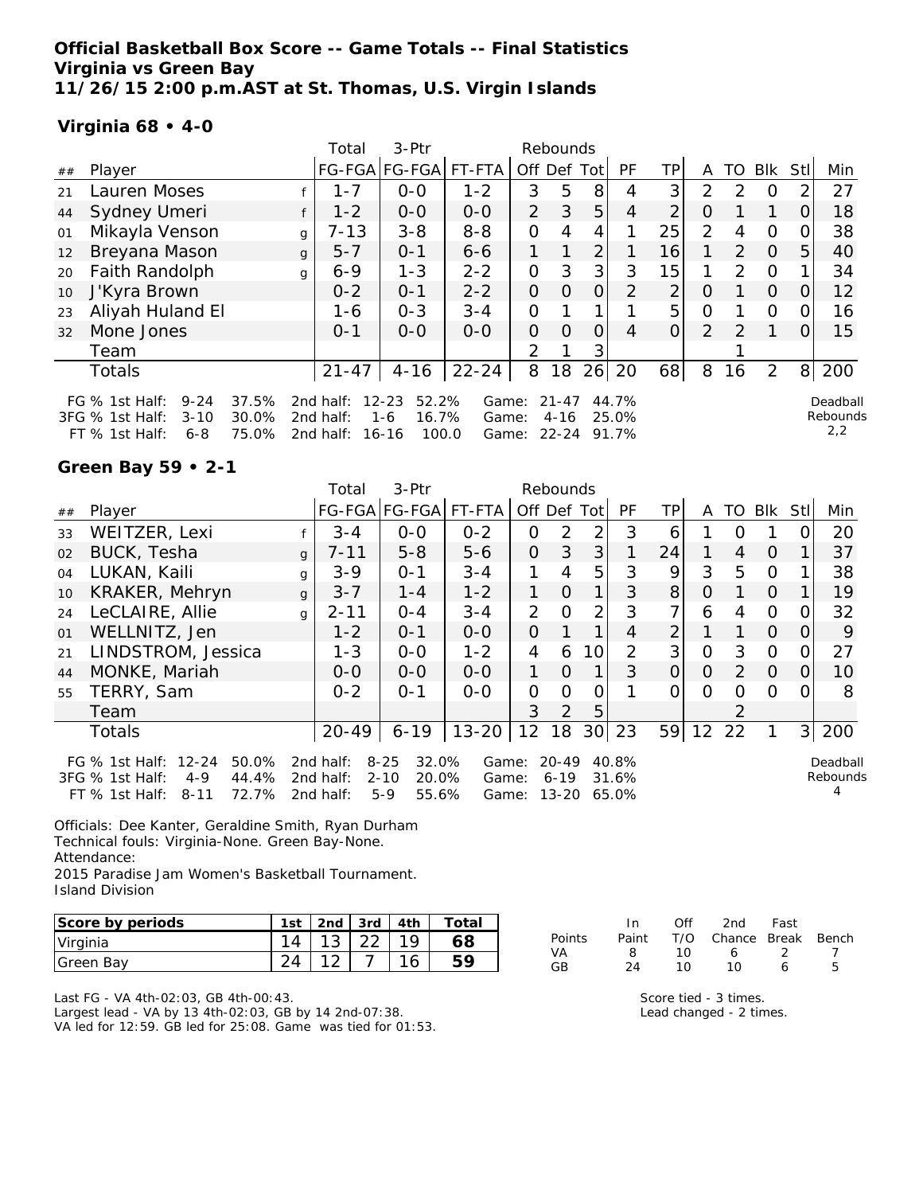**Official Basketball Box Score -- Game Totals -- Final Statistics**
**Virginia vs Green Bay**
**11/26/15 2:00 p.m.AST at St. Thomas, U.S. Virgin Islands**

**Virginia 68 • 4-0**

| ## | Player | | Total FG-FGA | 3-Ptr FG-FGA | FT-FTA | Rebounds Off | Def | Tot | PF | TP | A | TO | Blk | Stl | Min |
|---|---|---|---|---|---|---|---|---|---|---|---|---|---|---|---|
| 21 | Lauren Moses | f | 1-7 | 0-0 | 1-2 | 3 | 5 | 8 | 4 | 3 | 2 | 2 | 0 | 2 | 27 |
| 44 | Sydney Umeri | f | 1-2 | 0-0 | 0-0 | 2 | 3 | 5 | 4 | 2 | 0 | 1 | 1 | 0 | 18 |
| 01 | Mikayla Venson | g | 7-13 | 3-8 | 8-8 | 0 | 4 | 4 | 1 | 25 | 2 | 4 | 0 | 0 | 38 |
| 12 | Breyana Mason | g | 5-7 | 0-1 | 6-6 | 1 | 1 | 2 | 1 | 16 | 1 | 2 | 0 | 5 | 40 |
| 20 | Faith Randolph | g | 6-9 | 1-3 | 2-2 | 0 | 3 | 3 | 3 | 15 | 1 | 2 | 0 | 1 | 34 |
| 10 | J'Kyra Brown | | 0-2 | 0-1 | 2-2 | 0 | 0 | 0 | 2 | 2 | 0 | 1 | 0 | 0 | 12 |
| 23 | Aliyah Huland El | | 1-6 | 0-3 | 3-4 | 0 | 1 | 1 | 1 | 5 | 0 | 1 | 0 | 0 | 16 |
| 32 | Mone Jones | | 0-1 | 0-0 | 0-0 | 0 | 0 | 0 | 4 | 0 | 2 | 2 | 1 | 0 | 15 |
| | Team | | | | | 2 | 1 | 3 | | | | 1 | | | |
| | Totals | | 21-47 | 4-16 | 22-24 | 8 | 18 | 26 | 20 | 68 | 8 | 16 | 2 | 8 | 200 |

FG % 1st Half: 9-24 37.5% 2nd half: 12-23 52.2% Game: 21-47 44.7%
3FG % 1st Half: 3-10 30.0% 2nd half: 1-6 16.7% Game: 4-16 25.0%
FT % 1st Half: 6-8 75.0% 2nd half: 16-16 100.0 Game: 22-24 91.7%

Deadball Rebounds 2,2

**Green Bay 59 • 2-1**

| ## | Player | | Total FG-FGA | 3-Ptr FG-FGA | FT-FTA | Rebounds Off | Def | Tot | PF | TP | A | TO | Blk | Stl | Min |
|---|---|---|---|---|---|---|---|---|---|---|---|---|---|---|---|
| 33 | WEITZER, Lexi | f | 3-4 | 0-0 | 0-2 | 0 | 2 | 2 | 3 | 6 | 1 | 0 | 1 | 0 | 20 |
| 02 | BUCK, Tesha | g | 7-11 | 5-8 | 5-6 | 0 | 3 | 3 | 1 | 24 | 1 | 4 | 0 | 1 | 37 |
| 04 | LUKAN, Kaili | g | 3-9 | 0-1 | 3-4 | 1 | 4 | 5 | 3 | 9 | 3 | 5 | 0 | 1 | 38 |
| 10 | KRAKER, Mehryn | g | 3-7 | 1-4 | 1-2 | 1 | 0 | 1 | 3 | 8 | 0 | 1 | 0 | 1 | 19 |
| 24 | LeCLAIRE, Allie | g | 2-11 | 0-4 | 3-4 | 2 | 0 | 2 | 3 | 7 | 6 | 4 | 0 | 0 | 32 |
| 01 | WELLNITZ, Jen | | 1-2 | 0-1 | 0-0 | 0 | 1 | 1 | 4 | 2 | 1 | 1 | 0 | 0 | 9 |
| 21 | LINDSTROM, Jessica | | 1-3 | 0-0 | 1-2 | 4 | 6 | 10 | 2 | 3 | 0 | 3 | 0 | 0 | 27 |
| 44 | MONKE, Mariah | | 0-0 | 0-0 | 0-0 | 1 | 0 | 1 | 3 | 0 | 0 | 2 | 0 | 0 | 10 |
| 55 | TERRY, Sam | | 0-2 | 0-1 | 0-0 | 0 | 0 | 0 | 1 | 0 | 0 | 0 | 0 | 0 | 8 |
| | Team | | | | | 3 | 2 | 5 | | | | 2 | | | |
| | Totals | | 20-49 | 6-19 | 13-20 | 12 | 18 | 30 | 23 | 59 | 12 | 22 | 1 | 3 | 200 |

FG % 1st Half: 12-24 50.0% 2nd half: 8-25 32.0% Game: 20-49 40.8%
3FG % 1st Half: 4-9 44.4% 2nd half: 2-10 20.0% Game: 6-19 31.6%
FT % 1st Half: 8-11 72.7% 2nd half: 5-9 55.6% Game: 13-20 65.0%

Deadball Rebounds 4

Officials: Dee Kanter, Geraldine Smith, Ryan Durham
Technical fouls: Virginia-None. Green Bay-None.
Attendance:
2015 Paradise Jam Women's Basketball Tournament.
Island Division

| Score by periods | 1st | 2nd | 3rd | 4th | Total |
|---|---|---|---|---|---|
| Virginia | 14 | 13 | 22 | 19 | 68 |
| Green Bay | 24 | 12 | 7 | 16 | 59 |

| Points | In Paint | Off T/O | 2nd Chance | Fast Break | Bench |
|---|---|---|---|---|---|
| VA | 8 | 10 | 6 | 2 | 7 |
| GB | 24 | 10 | 10 | 6 | 5 |

Last FG - VA 4th-02:03, GB 4th-00:43.
Largest lead - VA by 13 4th-02:03, GB by 14 2nd-07:38.
VA led for 12:59. GB led for 25:08. Game was tied for 01:53.

Score tied - 3 times.
Lead changed - 2 times.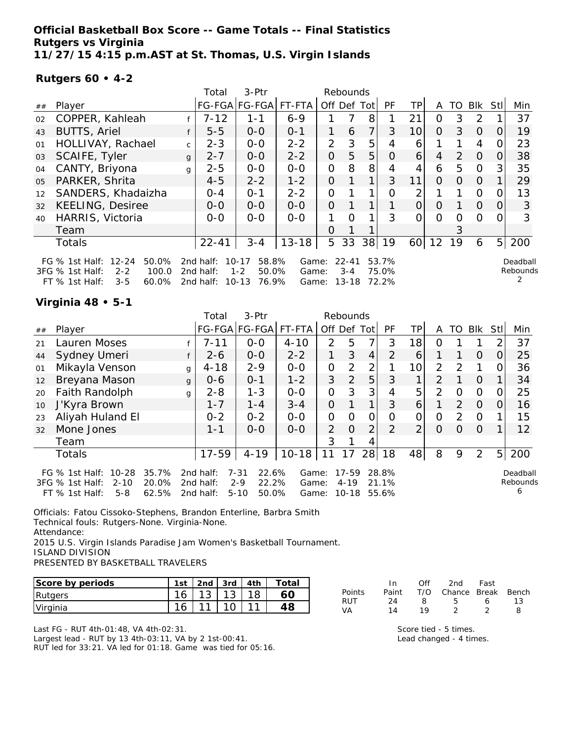**Official Basketball Box Score -- Game Totals -- Final Statistics**
**Rutgers vs Virginia**
**11/27/15 4:15 p.m.AST at St. Thomas, U.S. Virgin Islands**

**Rutgers 60 • 4-2**

| ## | Player | | Total FG-FGA | 3-Ptr FG-FGA | FT-FTA | Rebounds Off | Def | Tot | PF | TP | A | TO | Blk | Stl | Min |
|---|---|---|---|---|---|---|---|---|---|---|---|---|---|---|---|
| 02 | COPPER, Kahleah | f | 7-12 | 1-1 | 6-9 | 1 | 7 | 8 | 1 | 21 | 0 | 3 | 2 | 1 | 37 |
| 43 | BUTTS, Ariel | f | 5-5 | 0-0 | 0-1 | 1 | 6 | 7 | 3 | 10 | 0 | 3 | 0 | 0 | 19 |
| 01 | HOLLIVAY, Rachael | c | 2-3 | 0-0 | 2-2 | 2 | 3 | 5 | 4 | 6 | 1 | 1 | 4 | 0 | 23 |
| 03 | SCAIFE, Tyler | g | 2-7 | 0-0 | 2-2 | 0 | 5 | 5 | 0 | 6 | 4 | 2 | 0 | 0 | 38 |
| 04 | CANTY, Briyona | g | 2-5 | 0-0 | 0-0 | 0 | 8 | 8 | 4 | 4 | 6 | 5 | 0 | 3 | 35 |
| 05 | PARKER, Shrita | | 4-5 | 2-2 | 1-2 | 0 | 1 | 1 | 3 | 11 | 0 | 0 | 0 | 1 | 29 |
| 12 | SANDERS, Khadaizha | | 0-4 | 0-1 | 2-2 | 0 | 1 | 1 | 0 | 2 | 1 | 1 | 0 | 0 | 13 |
| 32 | KEELING, Desiree | | 0-0 | 0-0 | 0-0 | 0 | 1 | 1 | 1 | 0 | 0 | 1 | 0 | 0 | 3 |
| 40 | HARRIS, Victoria | | 0-0 | 0-0 | 0-0 | 1 | 0 | 1 | 3 | 0 | 0 | 0 | 0 | 0 | 3 |
| | Team | | | | | 0 | 1 | 1 | | | | 3 | | | |
| | Totals | | 22-41 | 3-4 | 13-18 | 5 | 33 | 38 | 19 | 60 | 12 | 19 | 6 | 5 | 200 |

FG % 1st Half: 12-24 50.0% 2nd half: 10-17 58.8% Game: 22-41 53.7%
3FG % 1st Half: 2-2 100.0 2nd half: 1-2 50.0% Game: 3-4 75.0%
FT % 1st Half: 3-5 60.0% 2nd half: 10-13 76.9% Game: 13-18 72.2%

Deadball Rebounds 2

**Virginia 48 • 5-1**

| ## | Player | | Total FG-FGA | 3-Ptr FG-FGA | FT-FTA | Rebounds Off | Def | Tot | PF | TP | A | TO | Blk | Stl | Min |
|---|---|---|---|---|---|---|---|---|---|---|---|---|---|---|---|
| 21 | Lauren Moses | f | 7-11 | 0-0 | 4-10 | 2 | 5 | 7 | 3 | 18 | 0 | 1 | 1 | 2 | 37 |
| 44 | Sydney Umeri | f | 2-6 | 0-0 | 2-2 | 1 | 3 | 4 | 2 | 6 | 1 | 1 | 0 | 0 | 25 |
| 01 | Mikayla Venson | g | 4-18 | 2-9 | 0-0 | 0 | 2 | 2 | 1 | 10 | 2 | 2 | 1 | 0 | 36 |
| 12 | Breyana Mason | g | 0-6 | 0-1 | 1-2 | 3 | 2 | 5 | 3 | 1 | 2 | 1 | 0 | 1 | 34 |
| 20 | Faith Randolph | g | 2-8 | 1-3 | 0-0 | 0 | 3 | 3 | 4 | 5 | 2 | 0 | 0 | 0 | 25 |
| 10 | J'Kyra Brown | | 1-7 | 1-4 | 3-4 | 0 | 1 | 1 | 3 | 6 | 1 | 2 | 0 | 0 | 16 |
| 23 | Aliyah Huland El | | 0-2 | 0-2 | 0-0 | 0 | 0 | 0 | 0 | 0 | 0 | 2 | 0 | 1 | 15 |
| 32 | Mone Jones | | 1-1 | 0-0 | 0-0 | 2 | 0 | 2 | 2 | 2 | 0 | 0 | 0 | 1 | 12 |
| | Team | | | | | 3 | 1 | 4 | | | | | | | |
| | Totals | | 17-59 | 4-19 | 10-18 | 11 | 17 | 28 | 18 | 48 | 8 | 9 | 2 | 5 | 200 |

FG % 1st Half: 10-28 35.7% 2nd half: 7-31 22.6% Game: 17-59 28.8%
3FG % 1st Half: 2-10 20.0% 2nd half: 2-9 22.2% Game: 4-19 21.1%
FT % 1st Half: 5-8 62.5% 2nd half: 5-10 50.0% Game: 10-18 55.6%

Deadball Rebounds 6

Officials: Fatou Cissoko-Stephens, Brandon Enterline, Barbra Smith
Technical fouls: Rutgers-None. Virginia-None.
Attendance:
2015 U.S. Virgin Islands Paradise Jam Women's Basketball Tournament.
ISLAND DIVISION
PRESENTED BY BASKETBALL TRAVELERS

| Score by periods | 1st | 2nd | 3rd | 4th | Total |
|---|---|---|---|---|---|
| Rutgers | 16 | 13 | 13 | 18 | 60 |
| Virginia | 16 | 11 | 10 | 11 | 48 |

| Points | In Paint | Off T/O | 2nd Chance | Fast Break | Bench |
|---|---|---|---|---|---|
| RUT | 24 | 8 | 5 | 6 | 13 |
| VA | 14 | 19 | 2 | 2 | 8 |

Last FG - RUT 4th-01:48, VA 4th-02:31.
Largest lead - RUT by 13 4th-03:11, VA by 2 1st-00:41.
RUT led for 33:21. VA led for 01:18. Game was tied for 05:16.

Score tied - 5 times.
Lead changed - 4 times.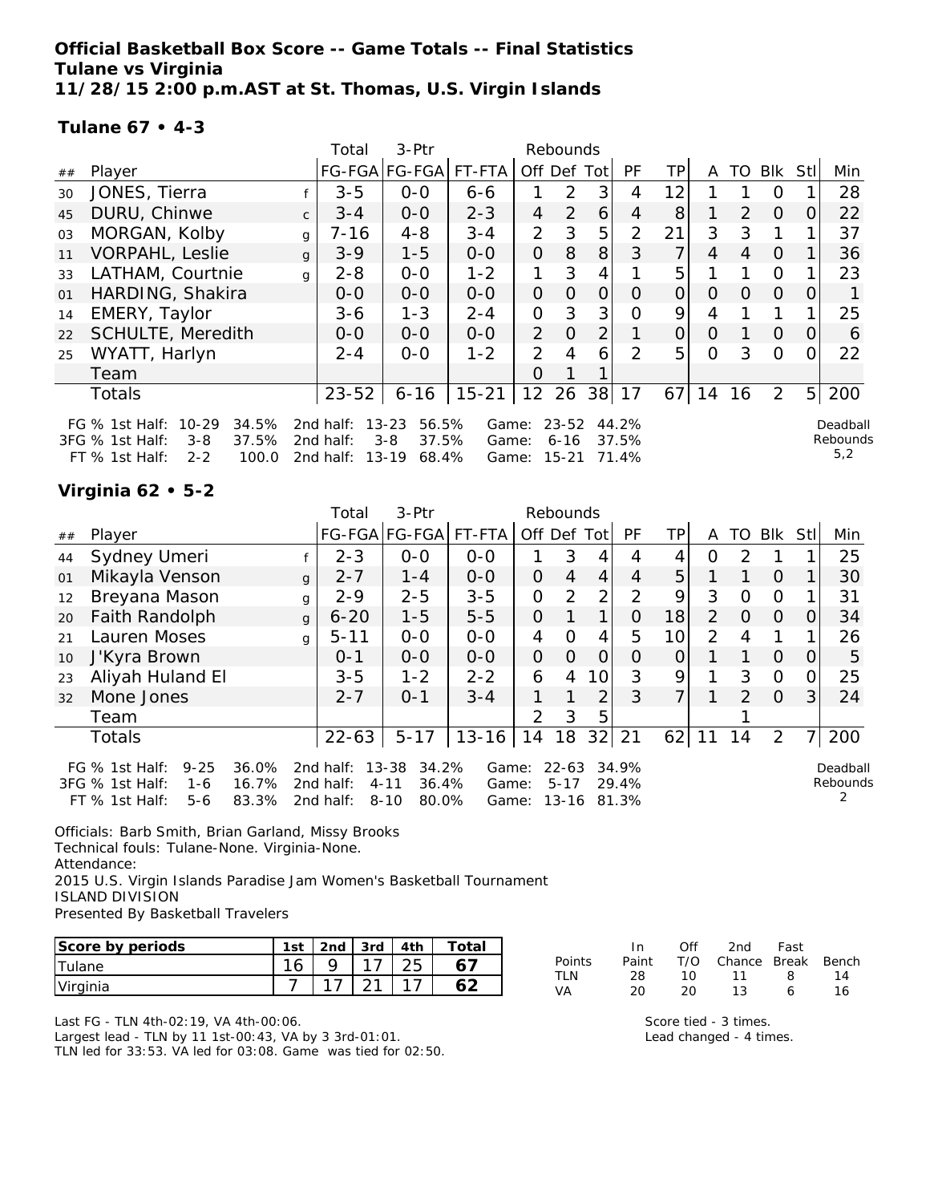**Official Basketball Box Score -- Game Totals -- Final Statistics**
**Tulane vs Virginia**
**11/28/15 2:00 p.m.AST at St. Thomas, U.S. Virgin Islands**

**Tulane 67 • 4-3**

| ## | Player | | Total FG-FGA | 3-Ptr FG-FGA | FT-FTA | Off | Def | Tot | PF | TP | A | TO | Blk | Stl | Min |
|---|---|---|---|---|---|---|---|---|---|---|---|---|---|---|---|
| 30 | JONES, Tierra | f | 3-5 | 0-0 | 6-6 | 1 | 2 | 3 | 4 | 12 | 1 | 1 | 0 | 1 | 28 |
| 45 | DURU, Chinwe | c | 3-4 | 0-0 | 2-3 | 4 | 2 | 6 | 4 | 8 | 1 | 2 | 0 | 0 | 22 |
| 03 | MORGAN, Kolby | g | 7-16 | 4-8 | 3-4 | 2 | 3 | 5 | 2 | 21 | 3 | 3 | 1 | 1 | 37 |
| 11 | VORPAHL, Leslie | g | 3-9 | 1-5 | 0-0 | 0 | 8 | 8 | 3 | 7 | 4 | 4 | 0 | 1 | 36 |
| 33 | LATHAM, Courtnie | g | 2-8 | 0-0 | 1-2 | 1 | 3 | 4 | 1 | 5 | 1 | 1 | 0 | 1 | 23 |
| 01 | HARDING, Shakira | | 0-0 | 0-0 | 0-0 | 0 | 0 | 0 | 0 | 0 | 0 | 0 | 0 | 0 | 1 |
| 14 | EMERY, Taylor | | 3-6 | 1-3 | 2-4 | 0 | 3 | 3 | 0 | 9 | 4 | 1 | 1 | 1 | 25 |
| 22 | SCHULTE, Meredith | | 0-0 | 0-0 | 0-0 | 2 | 0 | 2 | 1 | 0 | 0 | 1 | 0 | 0 | 6 |
| 25 | WYATT, Harlyn | | 2-4 | 0-0 | 1-2 | 2 | 4 | 6 | 2 | 5 | 0 | 3 | 0 | 0 | 22 |
| | Team | | | | | 0 | 1 | 1 | | | | | | | |
| | Totals | | 23-52 | 6-16 | 15-21 | 12 | 26 | 38 | 17 | 67 | 14 | 16 | 2 | 5 | 200 |

FG % 1st Half: 10-29 34.5% 2nd half: 13-23 56.5% Game: 23-52 44.2%
3FG % 1st Half: 3-8 37.5% 2nd half: 3-8 37.5% Game: 6-16 37.5%
FT % 1st Half: 2-2 100.0 2nd half: 13-19 68.4% Game: 15-21 71.4%

Deadball Rebounds 5,2

**Virginia 62 • 5-2**

| ## | Player | | Total FG-FGA | 3-Ptr FG-FGA | FT-FTA | Off | Def | Tot | PF | TP | A | TO | Blk | Stl | Min |
|---|---|---|---|---|---|---|---|---|---|---|---|---|---|---|---|
| 44 | Sydney Umeri | f | 2-3 | 0-0 | 0-0 | 1 | 3 | 4 | 4 | 4 | 0 | 2 | 1 | 1 | 25 |
| 01 | Mikayla Venson | g | 2-7 | 1-4 | 0-0 | 0 | 4 | 4 | 4 | 5 | 1 | 1 | 0 | 1 | 30 |
| 12 | Breyana Mason | g | 2-9 | 2-5 | 3-5 | 0 | 2 | 2 | 2 | 9 | 3 | 0 | 0 | 1 | 31 |
| 20 | Faith Randolph | g | 6-20 | 1-5 | 5-5 | 0 | 1 | 1 | 0 | 18 | 2 | 0 | 0 | 0 | 34 |
| 21 | Lauren Moses | g | 5-11 | 0-0 | 0-0 | 4 | 0 | 4 | 5 | 10 | 2 | 4 | 1 | 1 | 26 |
| 10 | J'Kyra Brown | | 0-1 | 0-0 | 0-0 | 0 | 0 | 0 | 0 | 0 | 1 | 1 | 0 | 0 | 5 |
| 23 | Aliyah Huland El | | 3-5 | 1-2 | 2-2 | 6 | 4 | 10 | 3 | 9 | 1 | 3 | 0 | 0 | 25 |
| 32 | Mone Jones | | 2-7 | 0-1 | 3-4 | 1 | 1 | 2 | 3 | 7 | 1 | 2 | 0 | 3 | 24 |
| | Team | | | | | 2 | 3 | 5 | | | | 1 | | | |
| | Totals | | 22-63 | 5-17 | 13-16 | 14 | 18 | 32 | 21 | 62 | 11 | 14 | 2 | 7 | 200 |

FG % 1st Half: 9-25 36.0% 2nd half: 13-38 34.2% Game: 22-63 34.9%
3FG % 1st Half: 1-6 16.7% 2nd half: 4-11 36.4% Game: 5-17 29.4%
FT % 1st Half: 5-6 83.3% 2nd half: 8-10 80.0% Game: 13-16 81.3%

Deadball Rebounds 2

Officials: Barb Smith, Brian Garland, Missy Brooks
Technical fouls: Tulane-None. Virginia-None.
Attendance:
2015 U.S. Virgin Islands Paradise Jam Women's Basketball Tournament
ISLAND DIVISION
Presented By Basketball Travelers

| Score by periods | 1st | 2nd | 3rd | 4th | Total |
|---|---|---|---|---|---|
| Tulane | 16 | 9 | 17 | 25 | 67 |
| Virginia | 7 | 17 | 21 | 17 | 62 |

| Points | In Paint | Off T/O | 2nd Chance | Fast Break | Bench |
|---|---|---|---|---|---|
| TLN | 28 | 10 | 11 | 8 | 14 |
| VA | 20 | 20 | 13 | 6 | 16 |

Last FG - TLN 4th-02:19, VA 4th-00:06.
Largest lead - TLN by 11 1st-00:43, VA by 3 3rd-01:01.
TLN led for 33:53. VA led for 03:08. Game was tied for 02:50.

Score tied - 3 times.
Lead changed - 4 times.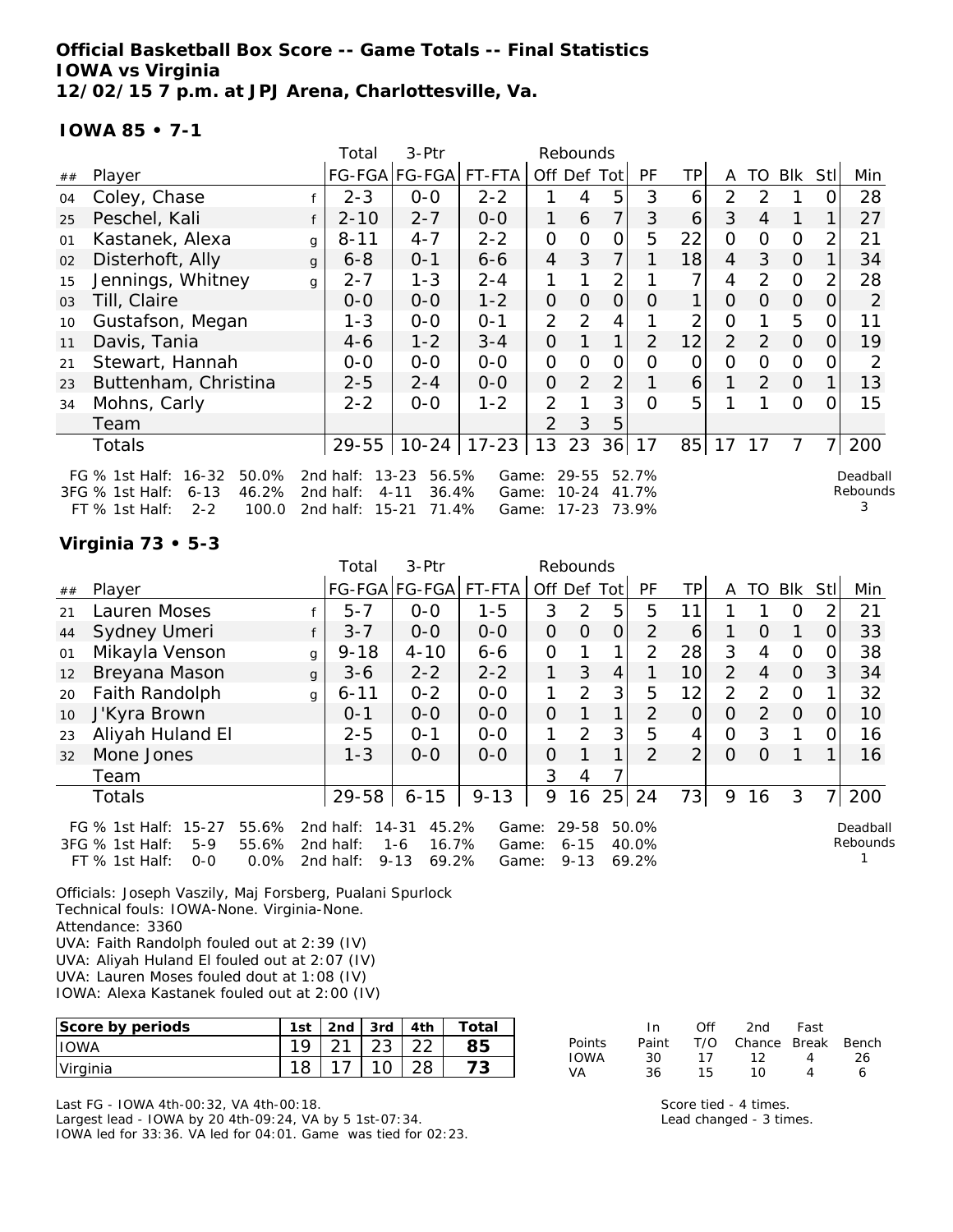**Official Basketball Box Score -- Game Totals -- Final Statistics**
**IOWA vs Virginia**
**12/02/15 7 p.m. at JPJ Arena, Charlottesville, Va.**

**IOWA 85 • 7-1**

| ## | Player | | Total FG-FGA | 3-Ptr FG-FGA | FT-FTA | Rebounds Off | Def | Tot | PF | TP | A | TO | Blk | Stl | Min |
|---|---|---|---|---|---|---|---|---|---|---|---|---|---|---|---|
| 04 | Coley, Chase | f | 2-3 | 0-0 | 2-2 | 1 | 4 | 5 | 3 | 6 | 2 | 2 | 1 | 0 | 28 |
| 25 | Peschel, Kali | f | 2-10 | 2-7 | 0-0 | 1 | 6 | 7 | 3 | 6 | 3 | 4 | 1 | 1 | 27 |
| 01 | Kastanek, Alexa | g | 8-11 | 4-7 | 2-2 | 0 | 0 | 0 | 5 | 22 | 0 | 0 | 0 | 2 | 21 |
| 02 | Disterhoft, Ally | g | 6-8 | 0-1 | 6-6 | 4 | 3 | 7 | 1 | 18 | 4 | 3 | 0 | 1 | 34 |
| 15 | Jennings, Whitney | g | 2-7 | 1-3 | 2-4 | 1 | 1 | 2 | 1 | 7 | 4 | 2 | 0 | 2 | 28 |
| 03 | Till, Claire | | 0-0 | 0-0 | 1-2 | 0 | 0 | 0 | 0 | 1 | 0 | 0 | 0 | 0 | 2 |
| 10 | Gustafson, Megan | | 1-3 | 0-0 | 0-1 | 2 | 2 | 4 | 1 | 2 | 0 | 1 | 5 | 0 | 11 |
| 11 | Davis, Tania | | 4-6 | 1-2 | 3-4 | 0 | 1 | 1 | 2 | 12 | 2 | 2 | 0 | 0 | 19 |
| 21 | Stewart, Hannah | | 0-0 | 0-0 | 0-0 | 0 | 0 | 0 | 0 | 0 | 0 | 0 | 0 | 0 | 2 |
| 23 | Buttenham, Christina | | 2-5 | 2-4 | 0-0 | 0 | 2 | 2 | 1 | 6 | 1 | 2 | 0 | 1 | 13 |
| 34 | Mohns, Carly | | 2-2 | 0-0 | 1-2 | 2 | 1 | 3 | 0 | 5 | 1 | 1 | 0 | 0 | 15 |
| | Team | | | | | 2 | 3 | 5 | | | | | | | |
| | Totals | | 29-55 | 10-24 | 17-23 | 13 | 23 | 36 | 17 | 85 | 17 | 17 | 7 | 7 | 200 |

FG % 1st Half: 16-32 50.0% 2nd half: 13-23 56.5% Game: 29-55 52.7%
3FG % 1st Half: 6-13 46.2% 2nd half: 4-11 36.4% Game: 10-24 41.7%
FT % 1st Half: 2-2 100.0 2nd half: 15-21 71.4% Game: 17-23 73.9%
Deadball Rebounds 3

**Virginia 73 • 5-3**

| ## | Player | | Total FG-FGA | 3-Ptr FG-FGA | FT-FTA | Rebounds Off | Def | Tot | PF | TP | A | TO | Blk | Stl | Min |
|---|---|---|---|---|---|---|---|---|---|---|---|---|---|---|---|
| 21 | Lauren Moses | f | 5-7 | 0-0 | 1-5 | 3 | 2 | 5 | 5 | 11 | 1 | 1 | 0 | 2 | 21 |
| 44 | Sydney Umeri | f | 3-7 | 0-0 | 0-0 | 0 | 0 | 0 | 2 | 6 | 1 | 0 | 1 | 0 | 33 |
| 01 | Mikayla Venson | g | 9-18 | 4-10 | 6-6 | 0 | 1 | 1 | 2 | 28 | 3 | 4 | 0 | 0 | 38 |
| 12 | Breyana Mason | g | 3-6 | 2-2 | 2-2 | 1 | 3 | 4 | 1 | 10 | 2 | 4 | 0 | 3 | 34 |
| 20 | Faith Randolph | g | 6-11 | 0-2 | 0-0 | 1 | 2 | 3 | 5 | 12 | 2 | 2 | 0 | 1 | 32 |
| 10 | J'Kyra Brown | | 0-1 | 0-0 | 0-0 | 0 | 1 | 1 | 2 | 0 | 0 | 2 | 0 | 0 | 10 |
| 23 | Aliyah Huland El | | 2-5 | 0-1 | 0-0 | 1 | 2 | 3 | 5 | 4 | 0 | 3 | 1 | 0 | 16 |
| 32 | Mone Jones | | 1-3 | 0-0 | 0-0 | 0 | 1 | 1 | 2 | 2 | 0 | 0 | 1 | 1 | 16 |
| | Team | | | | | 3 | 4 | 7 | | | | | | | |
| | Totals | | 29-58 | 6-15 | 9-13 | 9 | 16 | 25 | 24 | 73 | 9 | 16 | 3 | 7 | 200 |

FG % 1st Half: 15-27 55.6% 2nd half: 14-31 45.2% Game: 29-58 50.0%
3FG % 1st Half: 5-9 55.6% 2nd half: 1-6 16.7% Game: 6-15 40.0%
FT % 1st Half: 0-0 0.0% 2nd half: 9-13 69.2% Game: 9-13 69.2%
Deadball Rebounds 1

Officials: Joseph Vaszily, Maj Forsberg, Pualani Spurlock
Technical fouls: IOWA-None. Virginia-None.
Attendance: 3360
UVA: Faith Randolph fouled out at 2:39 (IV)
UVA: Aliyah Huland El fouled out at 2:07 (IV)
UVA: Lauren Moses fouled dout at 1:08 (IV)
IOWA: Alexa Kastanek fouled out at 2:00 (IV)

| Score by periods | 1st | 2nd | 3rd | 4th | Total |
|---|---|---|---|---|---|
| IOWA | 19 | 21 | 23 | 22 | 85 |
| Virginia | 18 | 17 | 10 | 28 | 73 |

| Points | In Paint | Off T/O | 2nd Chance | Fast Break | Bench |
|---|---|---|---|---|---|
| IOWA | 30 | 17 | 12 | 4 | 26 |
| VA | 36 | 15 | 10 | 4 | 6 |

Last FG - IOWA 4th-00:32, VA 4th-00:18.
Largest lead - IOWA by 20 4th-09:24, VA by 5 1st-07:34.
IOWA led for 33:36. VA led for 04:01. Game was tied for 02:23.

Score tied - 4 times.
Lead changed - 3 times.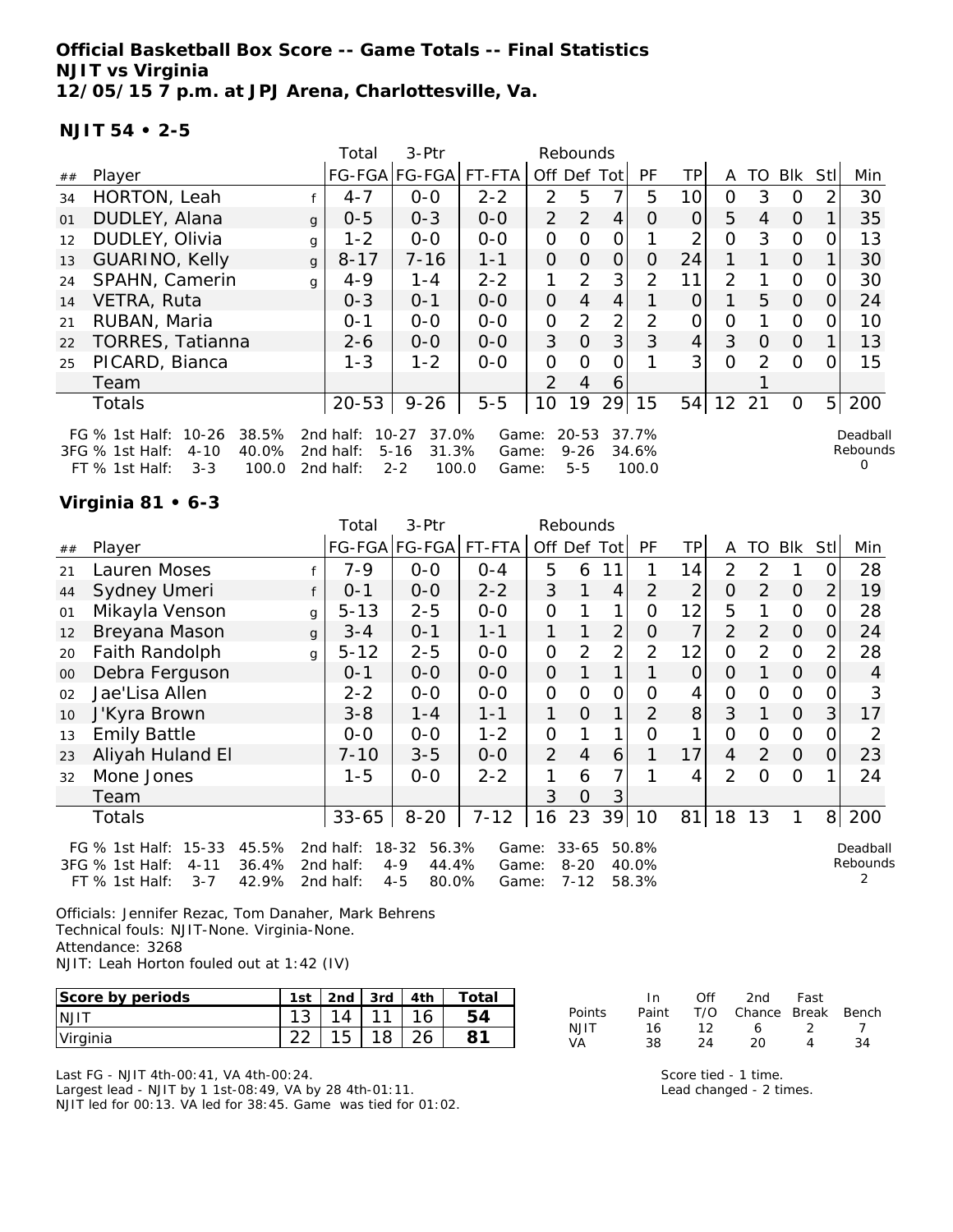**Official Basketball Box Score -- Game Totals -- Final Statistics**
**NJIT vs Virginia**
**12/05/15 7 p.m. at JPJ Arena, Charlottesville, Va.**

**NJIT 54 • 2-5**

| ## | Player | | Total FG-FGA | 3-Ptr FG-FGA | FT-FTA | Rebounds Off | Def | Tot | PF | TP | A | TO | Blk | Stl | Min |
|---|---|---|---|---|---|---|---|---|---|---|---|---|---|---|---|
| 34 | HORTON, Leah | f | 4-7 | 0-0 | 2-2 | 2 | 5 | 7 | 5 | 10 | 0 | 3 | 0 | 2 | 30 |
| 01 | DUDLEY, Alana | g | 0-5 | 0-3 | 0-0 | 2 | 2 | 4 | 0 | 0 | 5 | 4 | 0 | 1 | 35 |
| 12 | DUDLEY, Olivia | g | 1-2 | 0-0 | 0-0 | 0 | 0 | 0 | 1 | 2 | 0 | 3 | 0 | 0 | 13 |
| 13 | GUARINO, Kelly | g | 8-17 | 7-16 | 1-1 | 0 | 0 | 0 | 0 | 24 | 1 | 1 | 0 | 1 | 30 |
| 24 | SPAHN, Camerin | g | 4-9 | 1-4 | 2-2 | 1 | 2 | 3 | 2 | 11 | 2 | 1 | 0 | 0 | 30 |
| 14 | VETRA, Ruta | | 0-3 | 0-1 | 0-0 | 0 | 4 | 4 | 1 | 0 | 1 | 5 | 0 | 0 | 24 |
| 21 | RUBAN, Maria | | 0-1 | 0-0 | 0-0 | 0 | 2 | 2 | 2 | 0 | 0 | 1 | 0 | 0 | 10 |
| 22 | TORRES, Tatianna | | 2-6 | 0-0 | 0-0 | 3 | 0 | 3 | 3 | 4 | 3 | 0 | 0 | 1 | 13 |
| 25 | PICARD, Bianca | | 1-3 | 1-2 | 0-0 | 0 | 0 | 0 | 1 | 3 | 0 | 2 | 0 | 0 | 15 |
| | Team | | | | | 2 | 4 | 6 | | | | 1 | | | |
| | Totals | | 20-53 | 9-26 | 5-5 | 10 | 19 | 29 | 15 | 54 | 12 | 21 | 0 | 5 | 200 |

FG % 1st Half: 10-26 38.5% 2nd half: 10-27 37.0% Game: 20-53 37.7%
3FG % 1st Half: 4-10 40.0% 2nd half: 5-16 31.3% Game: 9-26 34.6%
FT % 1st Half: 3-3 100.0 2nd half: 2-2 100.0 Game: 5-5 100.0
Deadball Rebounds 0

**Virginia 81 • 6-3**

| ## | Player | | Total FG-FGA | 3-Ptr FG-FGA | FT-FTA | Rebounds Off | Def | Tot | PF | TP | A | TO | Blk | Stl | Min |
|---|---|---|---|---|---|---|---|---|---|---|---|---|---|---|---|
| 21 | Lauren Moses | f | 7-9 | 0-0 | 0-4 | 5 | 6 | 11 | 1 | 14 | 2 | 2 | 1 | 0 | 28 |
| 44 | Sydney Umeri | f | 0-1 | 0-0 | 2-2 | 3 | 1 | 4 | 2 | 2 | 0 | 2 | 0 | 2 | 19 |
| 01 | Mikayla Venson | g | 5-13 | 2-5 | 0-0 | 0 | 1 | 1 | 0 | 12 | 5 | 1 | 0 | 0 | 28 |
| 12 | Breyana Mason | g | 3-4 | 0-1 | 1-1 | 1 | 1 | 2 | 0 | 7 | 2 | 2 | 0 | 0 | 24 |
| 20 | Faith Randolph | g | 5-12 | 2-5 | 0-0 | 0 | 2 | 2 | 2 | 12 | 0 | 2 | 0 | 2 | 28 |
| 00 | Debra Ferguson | | 0-1 | 0-0 | 0-0 | 0 | 1 | 1 | 1 | 0 | 0 | 1 | 0 | 0 | 4 |
| 02 | Jae'Lisa Allen | | 2-2 | 0-0 | 0-0 | 0 | 0 | 0 | 0 | 4 | 0 | 0 | 0 | 0 | 3 |
| 10 | J'Kyra Brown | | 3-8 | 1-4 | 1-1 | 1 | 0 | 1 | 2 | 8 | 3 | 1 | 0 | 3 | 17 |
| 13 | Emily Battle | | 0-0 | 0-0 | 1-2 | 0 | 1 | 1 | 0 | 1 | 0 | 0 | 0 | 0 | 2 |
| 23 | Aliyah Huland El | | 7-10 | 3-5 | 0-0 | 2 | 4 | 6 | 1 | 17 | 4 | 2 | 0 | 0 | 23 |
| 32 | Mone Jones | | 1-5 | 0-0 | 2-2 | 1 | 6 | 7 | 1 | 4 | 2 | 0 | 0 | 1 | 24 |
| | Team | | | | | 3 | 0 | 3 | | | | | | | |
| | Totals | | 33-65 | 8-20 | 7-12 | 16 | 23 | 39 | 10 | 81 | 18 | 13 | 1 | 8 | 200 |

FG % 1st Half: 15-33 45.5% 2nd half: 18-32 56.3% Game: 33-65 50.8%
3FG % 1st Half: 4-11 36.4% 2nd half: 4-9 44.4% Game: 8-20 40.0%
FT % 1st Half: 3-7 42.9% 2nd half: 4-5 80.0% Game: 7-12 58.3%
Deadball Rebounds 2

Officials: Jennifer Rezac, Tom Danaher, Mark Behrens
Technical fouls: NJIT-None. Virginia-None.
Attendance: 3268
NJIT: Leah Horton fouled out at 1:42 (IV)

| Score by periods | 1st | 2nd | 3rd | 4th | Total |
|---|---|---|---|---|---|
| NJIT | 13 | 14 | 11 | 16 | 54 |
| Virginia | 22 | 15 | 18 | 26 | 81 |

| Points | In Paint | Off T/O | 2nd Chance | Fast Break | Bench |
|---|---|---|---|---|---|
| NJIT | 16 | 12 | 6 | 2 | 7 |
| VA | 38 | 24 | 20 | 4 | 34 |

Last FG - NJIT 4th-00:41, VA 4th-00:24.
Largest lead - NJIT by 1 1st-08:49, VA by 28 4th-01:11.
NJIT led for 00:13. VA led for 38:45. Game was tied for 01:02.

Score tied - 1 time.
Lead changed - 2 times.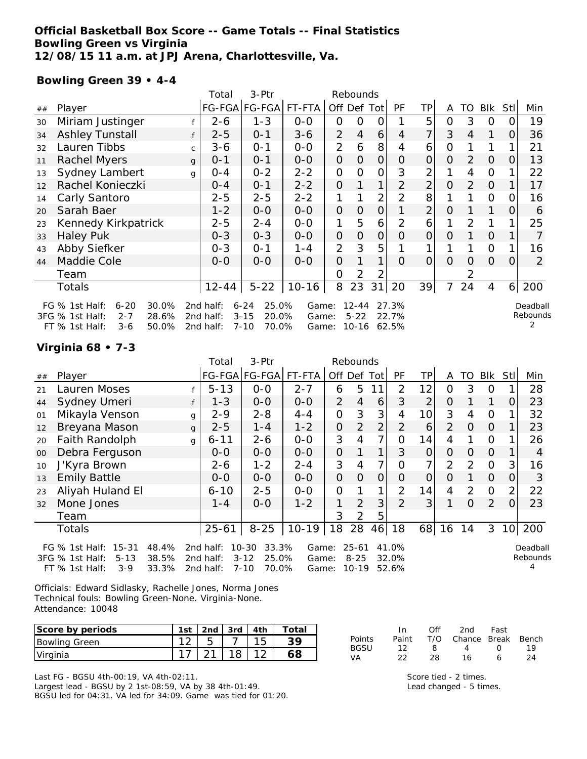**Official Basketball Box Score -- Game Totals -- Final Statistics**
**Bowling Green vs Virginia**
**12/08/15 11 a.m. at JPJ Arena, Charlottesville, Va.**

**Bowling Green 39 • 4-4**

| ## | Player | | Total FG-FGA | 3-Ptr FG-FGA | FT-FTA | Rebounds Off | Def | Tot | PF | TP | A | TO | Blk | Stl | Min |
|---|---|---|---|---|---|---|---|---|---|---|---|---|---|---|---|
| 30 | Miriam Justinger | f | 2-6 | 1-3 | 0-0 | 0 | 0 | 0 | 1 | 5 | 0 | 3 | 0 | 0 | 19 |
| 34 | Ashley Tunstall | f | 2-5 | 0-1 | 3-6 | 2 | 4 | 6 | 4 | 7 | 3 | 4 | 1 | 0 | 36 |
| 32 | Lauren Tibbs | c | 3-6 | 0-1 | 0-0 | 2 | 6 | 8 | 4 | 6 | 0 | 1 | 1 | 1 | 21 |
| 11 | Rachel Myers | g | 0-1 | 0-1 | 0-0 | 0 | 0 | 0 | 0 | 0 | 0 | 2 | 0 | 0 | 13 |
| 13 | Sydney Lambert | g | 0-4 | 0-2 | 2-2 | 0 | 0 | 0 | 3 | 2 | 1 | 4 | 0 | 1 | 22 |
| 12 | Rachel Konieczki | | 0-4 | 0-1 | 2-2 | 0 | 1 | 1 | 2 | 2 | 0 | 2 | 0 | 1 | 17 |
| 14 | Carly Santoro | | 2-5 | 2-5 | 2-2 | 1 | 1 | 2 | 2 | 8 | 1 | 1 | 0 | 0 | 16 |
| 20 | Sarah Baer | | 1-2 | 0-0 | 0-0 | 0 | 0 | 0 | 1 | 2 | 0 | 1 | 1 | 0 | 6 |
| 23 | Kennedy Kirkpatrick | | 2-5 | 2-4 | 0-0 | 1 | 5 | 6 | 2 | 6 | 1 | 2 | 1 | 1 | 25 |
| 33 | Haley Puk | | 0-3 | 0-3 | 0-0 | 0 | 0 | 0 | 0 | 0 | 0 | 1 | 0 | 1 | 7 |
| 43 | Abby Siefker | | 0-3 | 0-1 | 1-4 | 2 | 3 | 5 | 1 | 1 | 1 | 1 | 0 | 1 | 16 |
| 44 | Maddie Cole | | 0-0 | 0-0 | 0-0 | 0 | 1 | 1 | 0 | 0 | 0 | 0 | 0 | 0 | 2 |
| | Team | | | | | 0 | 2 | 2 | | | | 2 | | | |
| | Totals | | 12-44 | 5-22 | 10-16 | 8 | 23 | 31 | 20 | 39 | 7 | 24 | 4 | 6 | 200 |

FG % 1st Half: 6-20 30.0% 2nd half: 6-24 25.0% Game: 12-44 27.3%
3FG % 1st Half: 2-7 28.6% 2nd half: 3-15 20.0% Game: 5-22 22.7%
FT % 1st Half: 3-6 50.0% 2nd half: 7-10 70.0% Game: 10-16 62.5%
Deadball Rebounds 2

**Virginia 68 • 7-3**

| ## | Player | | Total FG-FGA | 3-Ptr FG-FGA | FT-FTA | Rebounds Off | Def | Tot | PF | TP | A | TO | Blk | Stl | Min |
|---|---|---|---|---|---|---|---|---|---|---|---|---|---|---|---|
| 21 | Lauren Moses | f | 5-13 | 0-0 | 2-7 | 6 | 5 | 11 | 2 | 12 | 0 | 3 | 0 | 1 | 28 |
| 44 | Sydney Umeri | f | 1-3 | 0-0 | 0-0 | 2 | 4 | 6 | 3 | 2 | 0 | 1 | 1 | 0 | 23 |
| 01 | Mikayla Venson | g | 2-9 | 2-8 | 4-4 | 0 | 3 | 3 | 4 | 10 | 3 | 4 | 0 | 1 | 32 |
| 12 | Breyana Mason | g | 2-5 | 1-4 | 1-2 | 0 | 2 | 2 | 2 | 6 | 2 | 0 | 0 | 1 | 23 |
| 20 | Faith Randolph | g | 6-11 | 2-6 | 0-0 | 3 | 4 | 7 | 0 | 14 | 4 | 1 | 0 | 1 | 26 |
| 00 | Debra Ferguson | | 0-0 | 0-0 | 0-0 | 0 | 1 | 1 | 3 | 0 | 0 | 0 | 0 | 1 | 4 |
| 10 | J'Kyra Brown | | 2-6 | 1-2 | 2-4 | 3 | 4 | 7 | 0 | 7 | 2 | 2 | 0 | 3 | 16 |
| 13 | Emily Battle | | 0-0 | 0-0 | 0-0 | 0 | 0 | 0 | 0 | 0 | 0 | 1 | 0 | 0 | 3 |
| 23 | Aliyah Huland El | | 6-10 | 2-5 | 0-0 | 0 | 1 | 1 | 2 | 14 | 4 | 2 | 0 | 2 | 22 |
| 32 | Mone Jones | | 1-4 | 0-0 | 1-2 | 1 | 2 | 3 | 2 | 3 | 1 | 0 | 2 | 0 | 23 |
| | Team | | | | | 3 | 2 | 5 | | | | | | | |
| | Totals | | 25-61 | 8-25 | 10-19 | 18 | 28 | 46 | 18 | 68 | 16 | 14 | 3 | 10 | 200 |

FG % 1st Half: 15-31 48.4% 2nd half: 10-30 33.3% Game: 25-61 41.0%
3FG % 1st Half: 5-13 38.5% 2nd half: 3-12 25.0% Game: 8-25 32.0%
FT % 1st Half: 3-9 33.3% 2nd half: 7-10 70.0% Game: 10-19 52.6%
Deadball Rebounds 4

Officials: Edward Sidlasky, Rachelle Jones, Norma Jones
Technical fouls: Bowling Green-None. Virginia-None.
Attendance: 10048

| Score by periods | 1st | 2nd | 3rd | 4th | Total |
|---|---|---|---|---|---|
| Bowling Green | 12 | 5 | 7 | 15 | 39 |
| Virginia | 17 | 21 | 18 | 12 | 68 |

| Points | In Paint | Off T/O | 2nd Chance | Fast Break | Bench |
|---|---|---|---|---|---|
| BGSU | 12 | 8 | 4 | 0 | 19 |
| VA | 22 | 28 | 16 | 6 | 24 |

Last FG - BGSU 4th-00:19, VA 4th-02:11.
Largest lead - BGSU by 2 1st-08:59, VA by 38 4th-01:49.
BGSU led for 04:31. VA led for 34:09. Game was tied for 01:20.

Score tied - 2 times.
Lead changed - 5 times.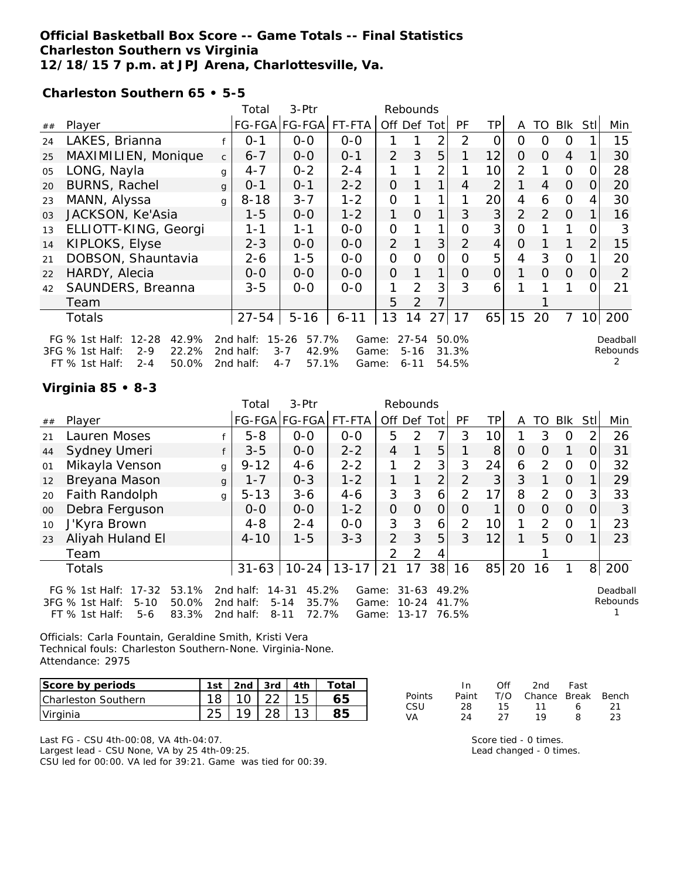**Official Basketball Box Score -- Game Totals -- Final Statistics**
**Charleston Southern vs Virginia**
**12/18/15 7 p.m. at JPJ Arena, Charlottesville, Va.**

**Charleston Southern 65 • 5-5**

| ## | Player | | Total FG-FGA | 3-Ptr FG-FGA | FT-FTA | Rebounds Off | Def | Tot | PF | TP | A | TO | Blk | Stl | Min |
|---|---|---|---|---|---|---|---|---|---|---|---|---|---|---|---|
| 24 | LAKES, Brianna | f | 0-1 | 0-0 | 0-0 | 1 | 1 | 2 | 2 | 0 | 0 | 0 | 0 | 1 | 15 |
| 25 | MAXIMILIEN, Monique | c | 6-7 | 0-0 | 0-1 | 2 | 3 | 5 | 1 | 12 | 0 | 0 | 4 | 1 | 30 |
| 05 | LONG, Nayla | g | 4-7 | 0-2 | 2-4 | 1 | 1 | 2 | 1 | 10 | 2 | 1 | 0 | 0 | 28 |
| 20 | BURNS, Rachel | g | 0-1 | 0-1 | 2-2 | 0 | 1 | 1 | 4 | 2 | 1 | 4 | 0 | 0 | 20 |
| 23 | MANN, Alyssa | g | 8-18 | 3-7 | 1-2 | 0 | 1 | 1 | 1 | 20 | 4 | 6 | 0 | 4 | 30 |
| 03 | JACKSON, Ke'Asia | | 1-5 | 0-0 | 1-2 | 1 | 0 | 1 | 3 | 3 | 2 | 2 | 0 | 1 | 16 |
| 13 | ELLIOTT-KING, Georgi | | 1-1 | 1-1 | 0-0 | 0 | 1 | 1 | 0 | 3 | 0 | 1 | 1 | 0 | 3 |
| 14 | KIPLOKS, Elyse | | 2-3 | 0-0 | 0-0 | 2 | 1 | 3 | 2 | 4 | 0 | 1 | 1 | 2 | 15 |
| 21 | DOBSON, Shauntavia | | 2-6 | 1-5 | 0-0 | 0 | 0 | 0 | 0 | 5 | 4 | 3 | 0 | 1 | 20 |
| 22 | HARDY, Alecia | | 0-0 | 0-0 | 0-0 | 0 | 1 | 1 | 0 | 0 | 1 | 0 | 0 | 0 | 2 |
| 42 | SAUNDERS, Breanna | | 3-5 | 0-0 | 0-0 | 1 | 2 | 3 | 3 | 6 | 1 | 1 | 1 | 0 | 21 |
| | Team | | | | | 5 | 2 | 7 | | | | 1 | | | |
| | Totals | | 27-54 | 5-16 | 6-11 | 13 | 14 | 27 | 17 | 65 | 15 | 20 | 7 | 10 | 200 |

FG % 1st Half: 12-28 42.9% 2nd half: 15-26 57.7% Game: 27-54 50.0%
3FG % 1st Half: 2-9 22.2% 2nd half: 3-7 42.9% Game: 5-16 31.3%
FT % 1st Half: 2-4 50.0% 2nd half: 4-7 57.1% Game: 6-11 54.5%

Deadball Rebounds 2

**Virginia 85 • 8-3**

| ## | Player | | Total FG-FGA | 3-Ptr FG-FGA | FT-FTA | Rebounds Off | Def | Tot | PF | TP | A | TO | Blk | Stl | Min |
|---|---|---|---|---|---|---|---|---|---|---|---|---|---|---|---|
| 21 | Lauren Moses | f | 5-8 | 0-0 | 0-0 | 5 | 2 | 7 | 3 | 10 | 1 | 3 | 0 | 2 | 26 |
| 44 | Sydney Umeri | f | 3-5 | 0-0 | 2-2 | 4 | 1 | 5 | 1 | 8 | 0 | 0 | 1 | 0 | 31 |
| 01 | Mikayla Venson | g | 9-12 | 4-6 | 2-2 | 1 | 2 | 3 | 3 | 24 | 6 | 2 | 0 | 0 | 32 |
| 12 | Breyana Mason | g | 1-7 | 0-3 | 1-2 | 1 | 1 | 2 | 2 | 3 | 3 | 1 | 0 | 1 | 29 |
| 20 | Faith Randolph | g | 5-13 | 3-6 | 4-6 | 3 | 3 | 6 | 2 | 17 | 8 | 2 | 0 | 3 | 33 |
| 00 | Debra Ferguson | | 0-0 | 0-0 | 1-2 | 0 | 0 | 0 | 0 | 1 | 0 | 0 | 0 | 0 | 3 |
| 10 | J'Kyra Brown | | 4-8 | 2-4 | 0-0 | 3 | 3 | 6 | 2 | 10 | 1 | 2 | 0 | 1 | 23 |
| 23 | Aliyah Huland El | | 4-10 | 1-5 | 3-3 | 2 | 3 | 5 | 3 | 12 | 1 | 5 | 0 | 1 | 23 |
| | Team | | | | | 2 | 2 | 4 | | | | 1 | | | |
| | Totals | | 31-63 | 10-24 | 13-17 | 21 | 17 | 38 | 16 | 85 | 20 | 16 | 1 | 8 | 200 |

FG % 1st Half: 17-32 53.1% 2nd half: 14-31 45.2% Game: 31-63 49.2%
3FG % 1st Half: 5-10 50.0% 2nd half: 5-14 35.7% Game: 10-24 41.7%
FT % 1st Half: 5-6 83.3% 2nd half: 8-11 72.7% Game: 13-17 76.5%

Deadball Rebounds 1

Officials: Carla Fountain, Geraldine Smith, Kristi Vera
Technical fouls: Charleston Southern-None. Virginia-None.
Attendance: 2975

| Score by periods | 1st | 2nd | 3rd | 4th | Total |
|---|---|---|---|---|---|
| Charleston Southern | 18 | 10 | 22 | 15 | 65 |
| Virginia | 25 | 19 | 28 | 13 | 85 |

| Points | In Paint | Off T/O | 2nd Chance | Fast Break | Bench |
|---|---|---|---|---|---|
| CSU | 28 | 15 | 11 | 6 | 21 |
| VA | 24 | 27 | 19 | 8 | 23 |

Last FG - CSU 4th-00:08, VA 4th-04:07.
Largest lead - CSU None, VA by 25 4th-09:25.
CSU led for 00:00. VA led for 39:21. Game was tied for 00:39.

Score tied - 0 times.
Lead changed - 0 times.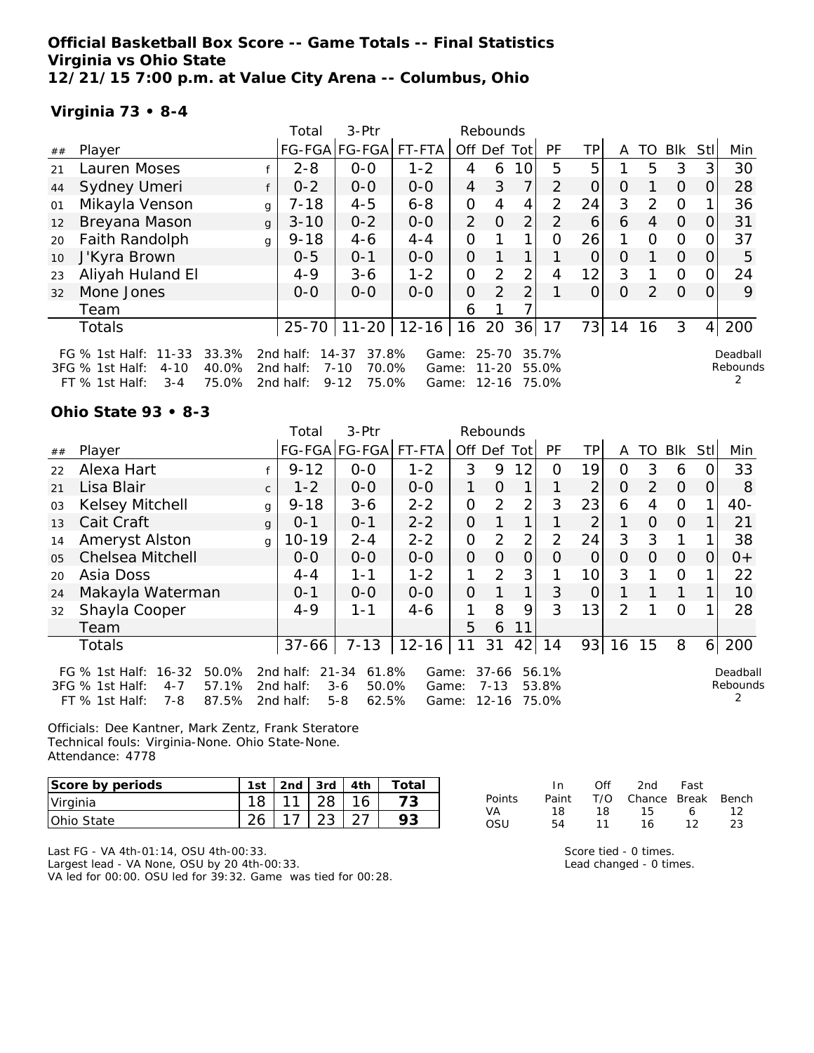**Official Basketball Box Score -- Game Totals -- Final Statistics**
**Virginia vs Ohio State**
**12/21/15 7:00 p.m. at Value City Arena -- Columbus, Ohio**

**Virginia 73 • 8-4**

| ## | Player | | Total FG-FGA | 3-Ptr FG-FGA | FT-FTA | Rebounds Off | Def | Tot | PF | TP | A | TO | Blk | Stl | Min |
|---|---|---|---|---|---|---|---|---|---|---|---|---|---|---|---|
| 21 | Lauren Moses | f | 2-8 | 0-0 | 1-2 | 4 | 6 | 10 | 5 | 5 | 1 | 5 | 3 | 3 | 30 |
| 44 | Sydney Umeri | f | 0-2 | 0-0 | 0-0 | 4 | 3 | 7 | 2 | 0 | 0 | 1 | 0 | 0 | 28 |
| 01 | Mikayla Venson | g | 7-18 | 4-5 | 6-8 | 0 | 4 | 4 | 2 | 24 | 3 | 2 | 0 | 1 | 36 |
| 12 | Breyana Mason | g | 3-10 | 0-2 | 0-0 | 2 | 0 | 2 | 2 | 6 | 6 | 4 | 0 | 0 | 31 |
| 20 | Faith Randolph | g | 9-18 | 4-6 | 4-4 | 0 | 1 | 1 | 0 | 26 | 1 | 0 | 0 | 0 | 37 |
| 10 | J'Kyra Brown | | 0-5 | 0-1 | 0-0 | 0 | 1 | 1 | 1 | 0 | 0 | 1 | 0 | 0 | 5 |
| 23 | Aliyah Huland El | | 4-9 | 3-6 | 1-2 | 0 | 2 | 2 | 4 | 12 | 3 | 1 | 0 | 0 | 24 |
| 32 | Mone Jones | | 0-0 | 0-0 | 0-0 | 0 | 2 | 2 | 1 | 0 | 0 | 2 | 0 | 0 | 9 |
| | Team | | | | | 6 | 1 | 7 | | | | | | | |
| | Totals | | 25-70 | 11-20 | 12-16 | 16 | 20 | 36 | 17 | 73 | 14 | 16 | 3 | 4 | 200 |

FG % 1st Half: 11-33 33.3% 2nd half: 14-37 37.8% Game: 25-70 35.7%
3FG % 1st Half: 4-10 40.0% 2nd half: 7-10 70.0% Game: 11-20 55.0%
FT % 1st Half: 3-4 75.0% 2nd half: 9-12 75.0% Game: 12-16 75.0%
Deadball Rebounds 2

**Ohio State 93 • 8-3**

| ## | Player | | Total FG-FGA | 3-Ptr FG-FGA | FT-FTA | Rebounds Off | Def | Tot | PF | TP | A | TO | Blk | Stl | Min |
|---|---|---|---|---|---|---|---|---|---|---|---|---|---|---|---|
| 22 | Alexa Hart | f | 9-12 | 0-0 | 1-2 | 3 | 9 | 12 | 0 | 19 | 0 | 3 | 6 | 0 | 33 |
| 21 | Lisa Blair | c | 1-2 | 0-0 | 0-0 | 1 | 0 | 1 | 1 | 2 | 0 | 2 | 0 | 0 | 8 |
| 03 | Kelsey Mitchell | g | 9-18 | 3-6 | 2-2 | 0 | 2 | 2 | 3 | 23 | 6 | 4 | 0 | 1 | 40- |
| 13 | Cait Craft | g | 0-1 | 0-1 | 2-2 | 0 | 1 | 1 | 1 | 2 | 1 | 0 | 0 | 1 | 21 |
| 14 | Ameryst Alston | g | 10-19 | 2-4 | 2-2 | 0 | 2 | 2 | 2 | 24 | 3 | 3 | 1 | 1 | 38 |
| 05 | Chelsea Mitchell | | 0-0 | 0-0 | 0-0 | 0 | 0 | 0 | 0 | 0 | 0 | 0 | 0 | 0 | 0+ |
| 20 | Asia Doss | | 4-4 | 1-1 | 1-2 | 1 | 2 | 3 | 1 | 10 | 3 | 1 | 0 | 1 | 22 |
| 24 | Makayla Waterman | | 0-1 | 0-0 | 0-0 | 0 | 1 | 1 | 3 | 0 | 1 | 1 | 1 | 1 | 10 |
| 32 | Shayla Cooper | | 4-9 | 1-1 | 4-6 | 1 | 8 | 9 | 3 | 13 | 2 | 1 | 0 | 1 | 28 |
| | Team | | | | | 5 | 6 | 11 | | | | | | | |
| | Totals | | 37-66 | 7-13 | 12-16 | 11 | 31 | 42 | 14 | 93 | 16 | 15 | 8 | 6 | 200 |

FG % 1st Half: 16-32 50.0% 2nd half: 21-34 61.8% Game: 37-66 56.1%
3FG % 1st Half: 4-7 57.1% 2nd half: 3-6 50.0% Game: 7-13 53.8%
FT % 1st Half: 7-8 87.5% 2nd half: 5-8 62.5% Game: 12-16 75.0%
Deadball Rebounds 2

Officials: Dee Kantner, Mark Zentz, Frank Steratore
Technical fouls: Virginia-None. Ohio State-None.
Attendance: 4778

| Score by periods | 1st | 2nd | 3rd | 4th | Total |
|---|---|---|---|---|---|
| Virginia | 18 | 11 | 28 | 16 | 73 |
| Ohio State | 26 | 17 | 23 | 27 | 93 |

| Points | In Paint | Off T/O | 2nd Chance | Fast Break | Bench |
|---|---|---|---|---|---|
| VA | 18 | 18 | 15 | 6 | 12 |
| OSU | 54 | 11 | 16 | 12 | 23 |

Last FG - VA 4th-01:14, OSU 4th-00:33.
Largest lead - VA None, OSU by 20 4th-00:33.
VA led for 00:00. OSU led for 39:32. Game was tied for 00:28.

Score tied - 0 times.
Lead changed - 0 times.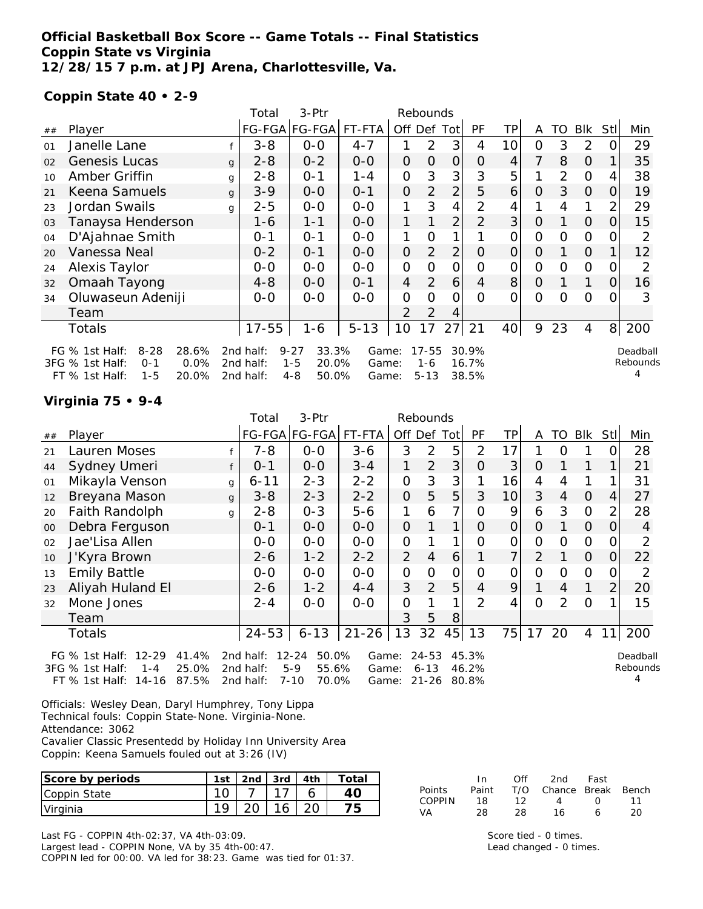**Official Basketball Box Score -- Game Totals -- Final Statistics**
**Coppin State vs Virginia**
**12/28/15 7 p.m. at JPJ Arena, Charlottesville, Va.**

**Coppin State 40 • 2-9**

| ## | Player | | Total FG-FGA | 3-Ptr FG-FGA | FT-FTA | Rebounds Off | Def | Tot | PF | TP | A | TO | Blk | Stl | Min |
|---|---|---|---|---|---|---|---|---|---|---|---|---|---|---|---|
| 01 | Janelle Lane | f | 3-8 | 0-0 | 4-7 | 1 | 2 | 3 | 4 | 10 | 0 | 3 | 2 | 0 | 29 |
| 02 | Genesis Lucas | g | 2-8 | 0-2 | 0-0 | 0 | 0 | 0 | 0 | 4 | 7 | 8 | 0 | 1 | 35 |
| 10 | Amber Griffin | g | 2-8 | 0-1 | 1-4 | 0 | 3 | 3 | 3 | 5 | 1 | 2 | 0 | 4 | 38 |
| 21 | Keena Samuels | g | 3-9 | 0-0 | 0-1 | 0 | 2 | 2 | 5 | 6 | 0 | 3 | 0 | 0 | 19 |
| 23 | Jordan Swails | g | 2-5 | 0-0 | 0-0 | 1 | 3 | 4 | 2 | 4 | 1 | 4 | 1 | 2 | 29 |
| 03 | Tanaysa Henderson | | 1-6 | 1-1 | 0-0 | 1 | 1 | 2 | 2 | 3 | 0 | 1 | 0 | 0 | 15 |
| 04 | D'Ajahnae Smith | | 0-1 | 0-1 | 0-0 | 1 | 0 | 1 | 1 | 0 | 0 | 0 | 0 | 0 | 2 |
| 20 | Vanessa Neal | | 0-2 | 0-1 | 0-0 | 0 | 2 | 2 | 0 | 0 | 0 | 1 | 0 | 1 | 12 |
| 24 | Alexis Taylor | | 0-0 | 0-0 | 0-0 | 0 | 0 | 0 | 0 | 0 | 0 | 0 | 0 | 0 | 2 |
| 32 | Omaah Tayong | | 4-8 | 0-0 | 0-1 | 4 | 2 | 6 | 4 | 8 | 0 | 1 | 1 | 0 | 16 |
| 34 | Oluwaseun Adeniji | | 0-0 | 0-0 | 0-0 | 0 | 0 | 0 | 0 | 0 | 0 | 0 | 0 | 0 | 3 |
| | Team | | | | | 2 | 2 | 4 | | | | | | | |
| | Totals | | 17-55 | 1-6 | 5-13 | 10 | 17 | 27 | 21 | 40 | 9 | 23 | 4 | 8 | 200 |

FG % 1st Half: 8-28 28.6% | 2nd half: 9-27 33.3% | Game: 17-55 30.9%
3FG % 1st Half: 0-1 0.0% | 2nd half: 1-5 20.0% | Game: 1-6 16.7%
FT % 1st Half: 1-5 20.0% | 2nd half: 4-8 50.0% | Game: 5-13 38.5%
Deadball Rebounds: 4

**Virginia 75 • 9-4**

| ## | Player | | Total FG-FGA | 3-Ptr FG-FGA | FT-FTA | Rebounds Off | Def | Tot | PF | TP | A | TO | Blk | Stl | Min |
|---|---|---|---|---|---|---|---|---|---|---|---|---|---|---|---|
| 21 | Lauren Moses | f | 7-8 | 0-0 | 3-6 | 3 | 2 | 5 | 2 | 17 | 1 | 0 | 1 | 0 | 28 |
| 44 | Sydney Umeri | f | 0-1 | 0-0 | 3-4 | 1 | 2 | 3 | 0 | 3 | 0 | 1 | 1 | 1 | 21 |
| 01 | Mikayla Venson | g | 6-11 | 2-3 | 2-2 | 0 | 3 | 3 | 1 | 16 | 4 | 4 | 1 | 1 | 31 |
| 12 | Breyana Mason | g | 3-8 | 2-3 | 2-2 | 0 | 5 | 5 | 3 | 10 | 3 | 4 | 0 | 4 | 27 |
| 20 | Faith Randolph | g | 2-8 | 0-3 | 5-6 | 1 | 6 | 7 | 0 | 9 | 6 | 3 | 0 | 2 | 28 |
| 00 | Debra Ferguson | | 0-1 | 0-0 | 0-0 | 0 | 1 | 1 | 0 | 0 | 0 | 1 | 0 | 0 | 4 |
| 02 | Jae'Lisa Allen | | 0-0 | 0-0 | 0-0 | 0 | 1 | 1 | 0 | 0 | 0 | 0 | 0 | 0 | 2 |
| 10 | J'Kyra Brown | | 2-6 | 1-2 | 2-2 | 2 | 4 | 6 | 1 | 7 | 2 | 1 | 0 | 0 | 22 |
| 13 | Emily Battle | | 0-0 | 0-0 | 0-0 | 0 | 0 | 0 | 0 | 0 | 0 | 0 | 0 | 0 | 2 |
| 23 | Aliyah Huland El | | 2-6 | 1-2 | 4-4 | 3 | 2 | 5 | 4 | 9 | 1 | 4 | 1 | 2 | 20 |
| 32 | Mone Jones | | 2-4 | 0-0 | 0-0 | 0 | 1 | 1 | 2 | 4 | 0 | 2 | 0 | 1 | 15 |
| | Team | | | | | 3 | 5 | 8 | | | | | | | |
| | Totals | | 24-53 | 6-13 | 21-26 | 13 | 32 | 45 | 13 | 75 | 17 | 20 | 4 | 11 | 200 |

FG % 1st Half: 12-29 41.4% | 2nd half: 12-24 50.0% | Game: 24-53 45.3%
3FG % 1st Half: 1-4 25.0% | 2nd half: 5-9 55.6% | Game: 6-13 46.2%
FT % 1st Half: 14-16 87.5% | 2nd half: 7-10 70.0% | Game: 21-26 80.8%
Deadball Rebounds: 4

Officials: Wesley Dean, Daryl Humphrey, Tony Lippa
Technical fouls: Coppin State-None. Virginia-None.
Attendance: 3062
Cavalier Classic Presentedd by Holiday Inn University Area
Coppin: Keena Samuels fouled out at 3:26 (IV)

| Score by periods | 1st | 2nd | 3rd | 4th | Total |
|---|---|---|---|---|---|
| Coppin State | 10 | 7 | 17 | 6 | 40 |
| Virginia | 19 | 20 | 16 | 20 | 75 |

| Points | In Paint | Off T/O | 2nd Chance | Fast Break | Bench |
|---|---|---|---|---|---|
| COPPIN | 18 | 12 | 4 | 0 | 11 |
| VA | 28 | 28 | 16 | 6 | 20 |

Last FG - COPPIN 4th-02:37, VA 4th-03:09.
Largest lead - COPPIN None, VA by 35 4th-00:47.
COPPIN led for 00:00. VA led for 38:23. Game was tied for 01:37.

Score tied - 0 times.
Lead changed - 0 times.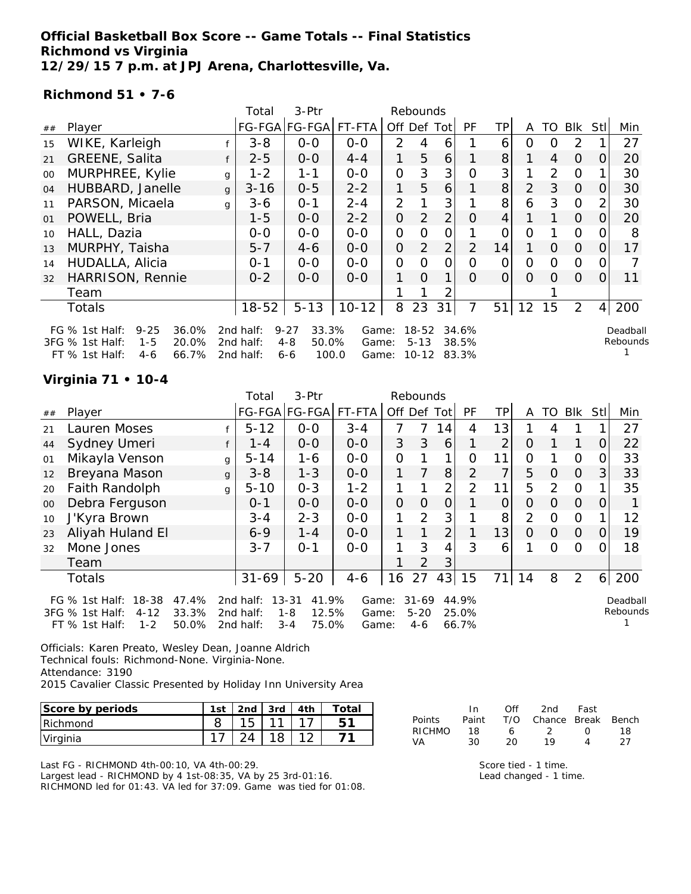**Official Basketball Box Score -- Game Totals -- Final Statistics**
**Richmond vs Virginia**
**12/29/15 7 p.m. at JPJ Arena, Charlottesville, Va.**

**Richmond 51 • 7-6**

| ## | Player | | Total FG-FGA | 3-Ptr FG-FGA | FT-FTA | Off | Def | Tot | PF | TP | A | TO | Blk | Stl | Min |
|---|---|---|---|---|---|---|---|---|---|---|---|---|---|---|---|
| 15 | WIKE, Karleigh | f | 3-8 | 0-0 | 0-0 | 2 | 4 | 6 | 1 | 6 | 0 | 0 | 2 | 1 | 27 |
| 21 | GREENE, Salita | f | 2-5 | 0-0 | 4-4 | 1 | 5 | 6 | 1 | 8 | 1 | 4 | 0 | 0 | 20 |
| 00 | MURPHREE, Kylie | g | 1-2 | 1-1 | 0-0 | 0 | 3 | 3 | 0 | 3 | 1 | 2 | 0 | 1 | 30 |
| 04 | HUBBARD, Janelle | g | 3-16 | 0-5 | 2-2 | 1 | 5 | 6 | 1 | 8 | 2 | 3 | 0 | 0 | 30 |
| 11 | PARSON, Micaela | g | 3-6 | 0-1 | 2-4 | 2 | 1 | 3 | 1 | 8 | 6 | 3 | 0 | 2 | 30 |
| 01 | POWELL, Bria | | 1-5 | 0-0 | 2-2 | 0 | 2 | 2 | 0 | 4 | 1 | 1 | 0 | 0 | 20 |
| 10 | HALL, Dazia | | 0-0 | 0-0 | 0-0 | 0 | 0 | 0 | 1 | 0 | 0 | 1 | 0 | 0 | 8 |
| 13 | MURPHY, Taisha | | 5-7 | 4-6 | 0-0 | 0 | 2 | 2 | 2 | 14 | 1 | 0 | 0 | 0 | 17 |
| 14 | HUDALLA, Alicia | | 0-1 | 0-0 | 0-0 | 0 | 0 | 0 | 0 | 0 | 0 | 0 | 0 | 0 | 7 |
| 32 | HARRISON, Rennie | | 0-2 | 0-0 | 0-0 | 1 | 0 | 1 | 0 | 0 | 0 | 0 | 0 | 0 | 11 |
| | Team | | | | | 1 | 1 | 2 | | | | 1 | | | |
| | Totals | | 18-52 | 5-13 | 10-12 | 8 | 23 | 31 | 7 | 51 | 12 | 15 | 2 | 4 | 200 |

| | 1st Half | | 2nd half | | Game | |
|---|---|---|---|---|---|---|
| FG % | 9-25 | 36.0% | 9-27 | 33.3% | 18-52 | 34.6% |
| 3FG % | 1-5 | 20.0% | 4-8 | 50.0% | 5-13 | 38.5% |
| FT % | 4-6 | 66.7% | 6-6 | 100.0 | 10-12 | 83.3% |

Deadball Rebounds: 1

**Virginia 71 • 10-4**

| ## | Player | | Total FG-FGA | 3-Ptr FG-FGA | FT-FTA | Off | Def | Tot | PF | TP | A | TO | Blk | Stl | Min |
|---|---|---|---|---|---|---|---|---|---|---|---|---|---|---|---|
| 21 | Lauren Moses | f | 5-12 | 0-0 | 3-4 | 7 | 7 | 14 | 4 | 13 | 1 | 4 | 1 | 1 | 27 |
| 44 | Sydney Umeri | f | 1-4 | 0-0 | 0-0 | 3 | 3 | 6 | 1 | 2 | 0 | 1 | 1 | 0 | 22 |
| 01 | Mikayla Venson | g | 5-14 | 1-6 | 0-0 | 0 | 1 | 1 | 0 | 11 | 0 | 1 | 0 | 0 | 33 |
| 12 | Breyana Mason | g | 3-8 | 1-3 | 0-0 | 1 | 7 | 8 | 2 | 7 | 5 | 0 | 0 | 3 | 33 |
| 20 | Faith Randolph | g | 5-10 | 0-3 | 1-2 | 1 | 1 | 2 | 2 | 11 | 5 | 2 | 0 | 1 | 35 |
| 00 | Debra Ferguson | | 0-1 | 0-0 | 0-0 | 0 | 0 | 0 | 1 | 0 | 0 | 0 | 0 | 0 | 1 |
| 10 | J'Kyra Brown | | 3-4 | 2-3 | 0-0 | 1 | 2 | 3 | 1 | 8 | 2 | 0 | 0 | 1 | 12 |
| 23 | Aliyah Huland El | | 6-9 | 1-4 | 0-0 | 1 | 1 | 2 | 1 | 13 | 0 | 0 | 0 | 0 | 19 |
| 32 | Mone Jones | | 3-7 | 0-1 | 0-0 | 1 | 3 | 4 | 3 | 6 | 1 | 0 | 0 | 0 | 18 |
| | Team | | | | | 1 | 2 | 3 | | | | | | | |
| | Totals | | 31-69 | 5-20 | 4-6 | 16 | 27 | 43 | 15 | 71 | 14 | 8 | 2 | 6 | 200 |

| | 1st Half | | 2nd half | | Game | |
|---|---|---|---|---|---|---|
| FG % | 18-38 | 47.4% | 13-31 | 41.9% | 31-69 | 44.9% |
| 3FG % | 4-12 | 33.3% | 1-8 | 12.5% | 5-20 | 25.0% |
| FT % | 1-2 | 50.0% | 3-4 | 75.0% | 4-6 | 66.7% |

Deadball Rebounds: 1

Officials: Karen Preato, Wesley Dean, Joanne Aldrich
Technical fouls: Richmond-None. Virginia-None.
Attendance: 3190
2015 Cavalier Classic Presented by Holiday Inn University Area

| Score by periods | 1st | 2nd | 3rd | 4th | Total |
|---|---|---|---|---|---|
| Richmond | 8 | 15 | 11 | 17 | 51 |
| Virginia | 17 | 24 | 18 | 12 | 71 |

| Points | In Paint | Off T/O | 2nd Chance | Fast Break | Bench |
|---|---|---|---|---|---|
| RICHMO | 18 | 6 | 2 | 0 | 18 |
| VA | 30 | 20 | 19 | 4 | 27 |

Last FG - RICHMOND 4th-00:10, VA 4th-00:29.
Largest lead - RICHMOND by 4 1st-08:35, VA by 25 3rd-01:16.
RICHMOND led for 01:43. VA led for 37:09. Game was tied for 01:08.

Score tied - 1 time.
Lead changed - 1 time.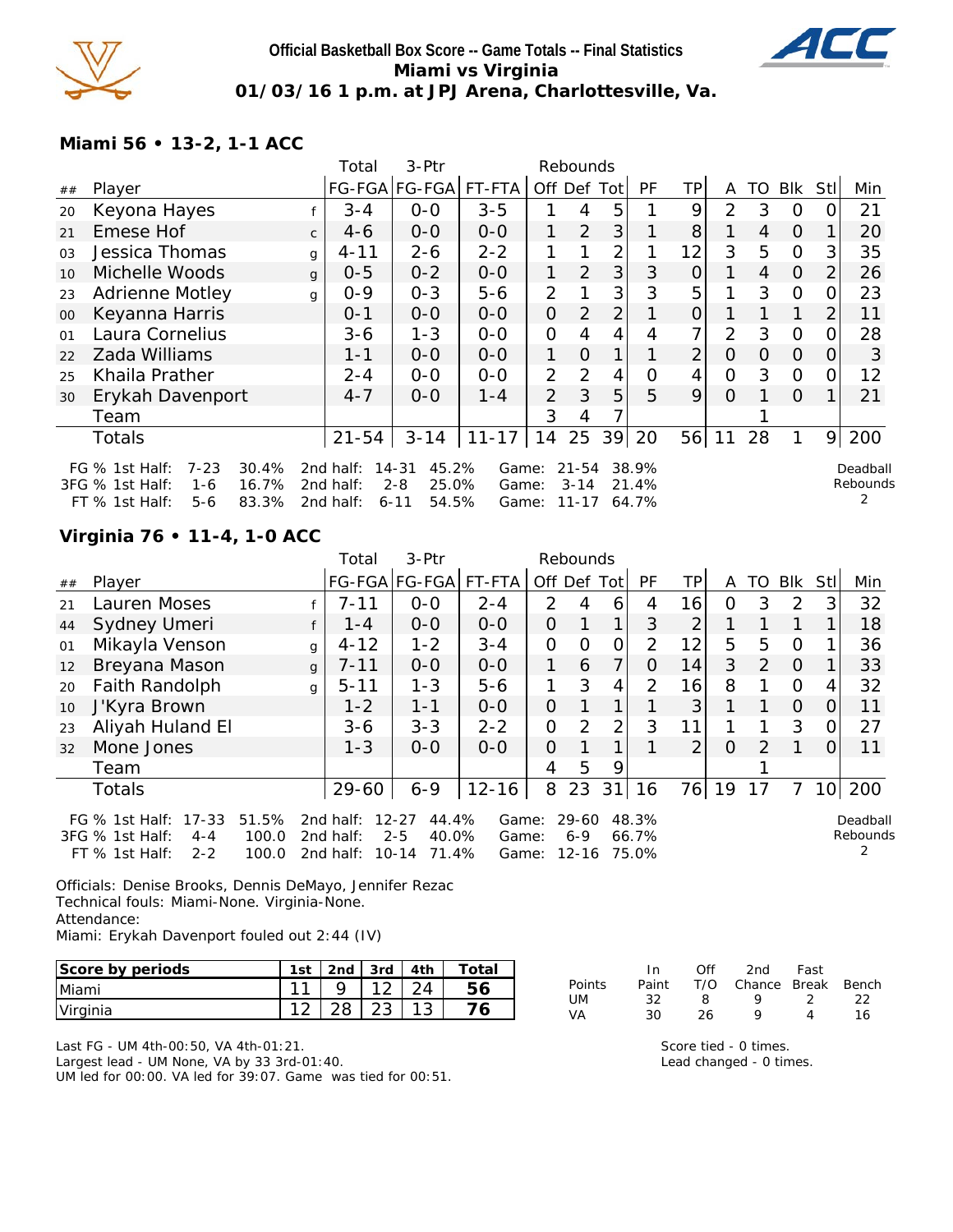# Official Basketball Box Score -- Game Totals -- Final Statistics
## Miami vs Virginia
## 01/03/16 1 p.m. at JPJ Arena, Charlottesville, Va.

### Miami 56 • 13-2, 1-1 ACC

| ## | Player | | Total FG-FGA | 3-Ptr FG-FGA | FT-FTA | Rebounds Off | Def | Tot | PF | TP | A | TO | Blk | Stl | Min |
|---|---|---|---|---|---|---|---|---|---|---|---|---|---|---|---|
| 20 | Keyona Hayes | f | 3-4 | 0-0 | 3-5 | 1 | 4 | 5 | 1 | 9 | 2 | 3 | 0 | 0 | 21 |
| 21 | Emese Hof | c | 4-6 | 0-0 | 0-0 | 1 | 2 | 3 | 1 | 8 | 1 | 4 | 0 | 1 | 20 |
| 03 | Jessica Thomas | g | 4-11 | 2-6 | 2-2 | 1 | 1 | 2 | 1 | 12 | 3 | 5 | 0 | 3 | 35 |
| 10 | Michelle Woods | g | 0-5 | 0-2 | 0-0 | 1 | 2 | 3 | 3 | 0 | 1 | 4 | 0 | 2 | 26 |
| 23 | Adrienne Motley | g | 0-9 | 0-3 | 5-6 | 2 | 1 | 3 | 3 | 5 | 1 | 3 | 0 | 0 | 23 |
| 00 | Keyanna Harris | | 0-1 | 0-0 | 0-0 | 0 | 2 | 2 | 1 | 0 | 1 | 1 | 1 | 2 | 11 |
| 01 | Laura Cornelius | | 3-6 | 1-3 | 0-0 | 0 | 4 | 4 | 4 | 7 | 2 | 3 | 0 | 0 | 28 |
| 22 | Zada Williams | | 1-1 | 0-0 | 0-0 | 1 | 0 | 1 | 1 | 2 | 0 | 0 | 0 | 0 | 3 |
| 25 | Khaila Prather | | 2-4 | 0-0 | 0-0 | 2 | 2 | 4 | 0 | 4 | 0 | 3 | 0 | 0 | 12 |
| 30 | Erykah Davenport | | 4-7 | 0-0 | 1-4 | 2 | 3 | 5 | 5 | 9 | 0 | 1 | 0 | 1 | 21 |
| | Team | | | | | 3 | 4 | 7 | | | | 1 | | | |
| | Totals | | 21-54 | 3-14 | 11-17 | 14 | 25 | 39 | 20 | 56 | 11 | 28 | 1 | 9 | 200 |

FG % 1st Half: 7-23 30.4% 2nd half: 14-31 45.2% Game: 21-54 38.9%
3FG % 1st Half: 1-6 16.7% 2nd half: 2-8 25.0% Game: 3-14 21.4%
FT % 1st Half: 5-6 83.3% 2nd half: 6-11 54.5% Game: 11-17 64.7%

Deadball Rebounds 2

### Virginia 76 • 11-4, 1-0 ACC

| ## | Player | | Total FG-FGA | 3-Ptr FG-FGA | FT-FTA | Rebounds Off | Def | Tot | PF | TP | A | TO | Blk | Stl | Min |
|---|---|---|---|---|---|---|---|---|---|---|---|---|---|---|---|
| 21 | Lauren Moses | f | 7-11 | 0-0 | 2-4 | 2 | 4 | 6 | 4 | 16 | 0 | 3 | 2 | 3 | 32 |
| 44 | Sydney Umeri | f | 1-4 | 0-0 | 0-0 | 0 | 1 | 1 | 3 | 2 | 1 | 1 | 1 | 1 | 18 |
| 01 | Mikayla Venson | g | 4-12 | 1-2 | 3-4 | 0 | 0 | 0 | 2 | 12 | 5 | 5 | 0 | 1 | 36 |
| 12 | Breyana Mason | g | 7-11 | 0-0 | 0-0 | 1 | 6 | 7 | 0 | 14 | 3 | 2 | 0 | 1 | 33 |
| 20 | Faith Randolph | g | 5-11 | 1-3 | 5-6 | 1 | 3 | 4 | 2 | 16 | 8 | 1 | 0 | 4 | 32 |
| 10 | J'Kyra Brown | | 1-2 | 1-1 | 0-0 | 0 | 1 | 1 | 1 | 3 | 1 | 1 | 0 | 0 | 11 |
| 23 | Aliyah Huland El | | 3-6 | 3-3 | 2-2 | 0 | 2 | 2 | 3 | 11 | 1 | 1 | 3 | 0 | 27 |
| 32 | Mone Jones | | 1-3 | 0-0 | 0-0 | 0 | 1 | 1 | 1 | 2 | 0 | 2 | 1 | 0 | 11 |
| | Team | | | | | 4 | 5 | 9 | | | | 1 | | | |
| | Totals | | 29-60 | 6-9 | 12-16 | 8 | 23 | 31 | 16 | 76 | 19 | 17 | 7 | 10 | 200 |

FG % 1st Half: 17-33 51.5% 2nd half: 12-27 44.4% Game: 29-60 48.3%
3FG % 1st Half: 4-4 100.0 2nd half: 2-5 40.0% Game: 6-9 66.7%
FT % 1st Half: 2-2 100.0 2nd half: 10-14 71.4% Game: 12-16 75.0%

Deadball Rebounds 2

Officials: Denise Brooks, Dennis DeMayo, Jennifer Rezac
Technical fouls: Miami-None. Virginia-None.
Attendance:
Miami: Erykah Davenport fouled out 2:44 (IV)

| Score by periods | 1st | 2nd | 3rd | 4th | Total |
|---|---|---|---|---|---|
| Miami | 11 | 9 | 12 | 24 | 56 |
| Virginia | 12 | 28 | 23 | 13 | 76 |

| Points | In Paint | Off T/O | 2nd Chance | Fast Break | Bench |
|---|---|---|---|---|---|
| UM | 32 | 8 | 9 | 2 | 22 |
| VA | 30 | 26 | 9 | 4 | 16 |

Last FG - UM 4th-00:50, VA 4th-01:21.
Largest lead - UM None, VA by 33 3rd-01:40.
UM led for 00:00. VA led for 39:07. Game was tied for 00:51.

Score tied - 0 times.
Lead changed - 0 times.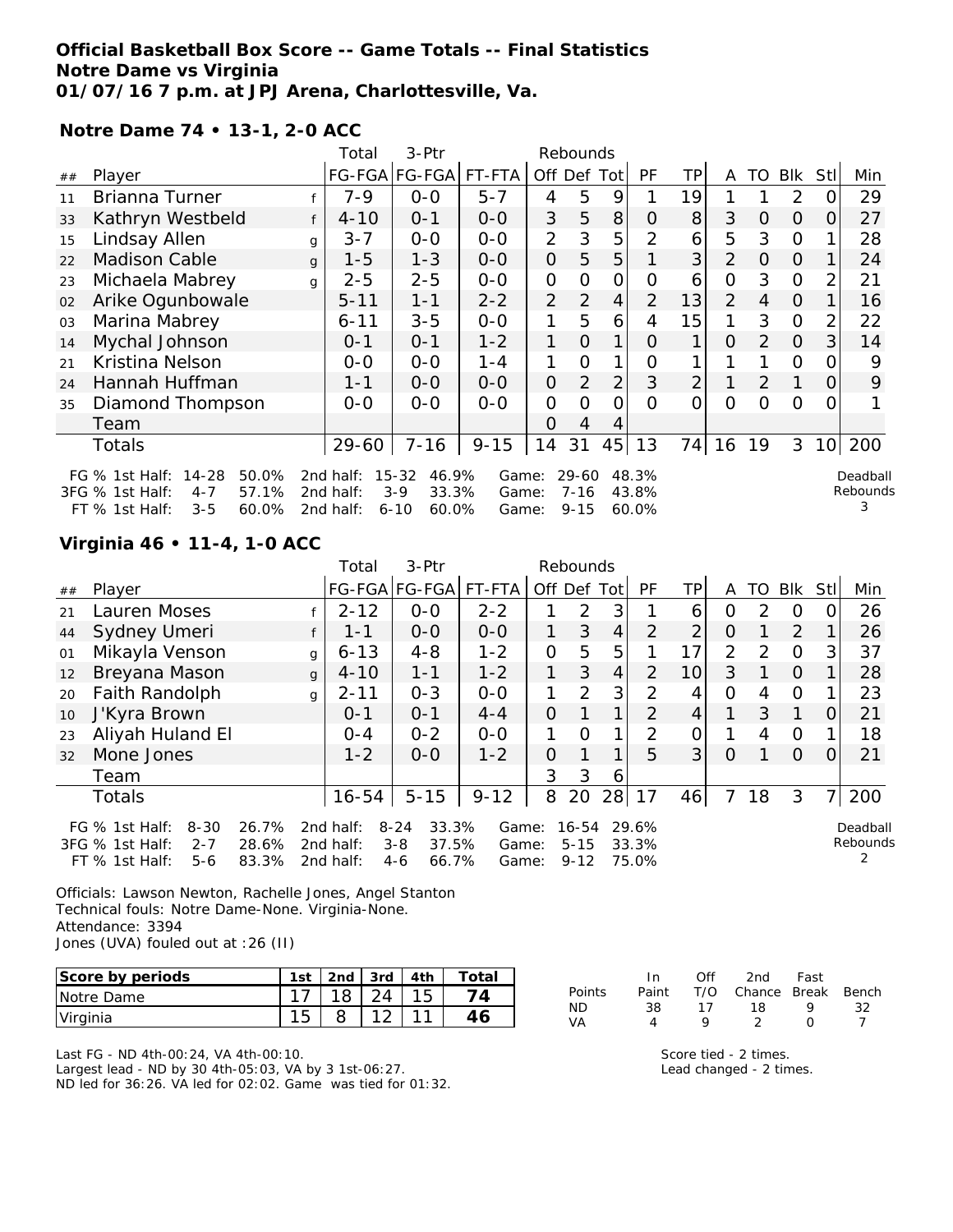**Official Basketball Box Score -- Game Totals -- Final Statistics**
**Notre Dame vs Virginia**
**01/07/16 7 p.m. at JPJ Arena, Charlottesville, Va.**

**Notre Dame 74 • 13-1, 2-0 ACC**

| ## | Player | | Total FG-FGA | 3-Ptr FG-FGA | FT-FTA | Rebounds Off | Def | Tot | PF | TP | A | TO | Blk | Stl | Min |
|---|---|---|---|---|---|---|---|---|---|---|---|---|---|---|---|
| 11 | Brianna Turner | f | 7-9 | 0-0 | 5-7 | 4 | 5 | 9 | 1 | 19 | 1 | 1 | 2 | 0 | 29 |
| 33 | Kathryn Westbeld | f | 4-10 | 0-1 | 0-0 | 3 | 5 | 8 | 0 | 8 | 3 | 0 | 0 | 0 | 27 |
| 15 | Lindsay Allen | g | 3-7 | 0-0 | 0-0 | 2 | 3 | 5 | 2 | 6 | 5 | 3 | 0 | 1 | 28 |
| 22 | Madison Cable | g | 1-5 | 1-3 | 0-0 | 0 | 5 | 5 | 1 | 3 | 2 | 0 | 0 | 1 | 24 |
| 23 | Michaela Mabrey | g | 2-5 | 2-5 | 0-0 | 0 | 0 | 0 | 0 | 6 | 0 | 3 | 0 | 2 | 21 |
| 02 | Arike Ogunbowale | | 5-11 | 1-1 | 2-2 | 2 | 2 | 4 | 2 | 13 | 2 | 4 | 0 | 1 | 16 |
| 03 | Marina Mabrey | | 6-11 | 3-5 | 0-0 | 1 | 5 | 6 | 4 | 15 | 1 | 3 | 0 | 2 | 22 |
| 14 | Mychal Johnson | | 0-1 | 0-1 | 1-2 | 1 | 0 | 1 | 0 | 1 | 0 | 2 | 0 | 3 | 14 |
| 21 | Kristina Nelson | | 0-0 | 0-0 | 1-4 | 1 | 0 | 1 | 0 | 1 | 1 | 1 | 0 | 0 | 9 |
| 24 | Hannah Huffman | | 1-1 | 0-0 | 0-0 | 0 | 2 | 2 | 3 | 2 | 1 | 2 | 1 | 0 | 9 |
| 35 | Diamond Thompson | | 0-0 | 0-0 | 0-0 | 0 | 0 | 0 | 0 | 0 | 0 | 0 | 0 | 0 | 1 |
| | Team | | | | | 0 | 4 | 4 | | | | | | | |
| | Totals | | 29-60 | 7-16 | 9-15 | 14 | 31 | 45 | 13 | 74 | 16 | 19 | 3 | 10 | 200 |

| | 1st Half | | 2nd half | | Game | |
|---|---|---|---|---|---|---|
| FG % | 14-28 | 50.0% | 15-32 | 46.9% | 29-60 | 48.3% |
| 3FG % | 4-7 | 57.1% | 3-9 | 33.3% | 7-16 | 43.8% |
| FT % | 3-5 | 60.0% | 6-10 | 60.0% | 9-15 | 60.0% |

Deadball Rebounds: 3

**Virginia 46 • 11-4, 1-0 ACC**

| ## | Player | | Total FG-FGA | 3-Ptr FG-FGA | FT-FTA | Rebounds Off | Def | Tot | PF | TP | A | TO | Blk | Stl | Min |
|---|---|---|---|---|---|---|---|---|---|---|---|---|---|---|---|
| 21 | Lauren Moses | f | 2-12 | 0-0 | 2-2 | 1 | 2 | 3 | 1 | 6 | 0 | 2 | 0 | 0 | 26 |
| 44 | Sydney Umeri | f | 1-1 | 0-0 | 0-0 | 1 | 3 | 4 | 2 | 2 | 0 | 1 | 2 | 1 | 26 |
| 01 | Mikayla Venson | g | 6-13 | 4-8 | 1-2 | 0 | 5 | 5 | 1 | 17 | 2 | 2 | 0 | 3 | 37 |
| 12 | Breyana Mason | g | 4-10 | 1-1 | 1-2 | 1 | 3 | 4 | 2 | 10 | 3 | 1 | 0 | 1 | 28 |
| 20 | Faith Randolph | g | 2-11 | 0-3 | 0-0 | 1 | 2 | 3 | 2 | 4 | 0 | 4 | 0 | 1 | 23 |
| 10 | J'Kyra Brown | | 0-1 | 0-1 | 4-4 | 0 | 1 | 1 | 2 | 4 | 1 | 3 | 1 | 0 | 21 |
| 23 | Aliyah Huland El | | 0-4 | 0-2 | 0-0 | 1 | 0 | 1 | 2 | 0 | 1 | 4 | 0 | 1 | 18 |
| 32 | Mone Jones | | 1-2 | 0-0 | 1-2 | 0 | 1 | 1 | 5 | 3 | 0 | 1 | 0 | 0 | 21 |
| | Team | | | | | 3 | 3 | 6 | | | | | | | |
| | Totals | | 16-54 | 5-15 | 9-12 | 8 | 20 | 28 | 17 | 46 | 7 | 18 | 3 | 7 | 200 |

| | 1st Half | | 2nd half | | Game | |
|---|---|---|---|---|---|---|
| FG % | 8-30 | 26.7% | 8-24 | 33.3% | 16-54 | 29.6% |
| 3FG % | 2-7 | 28.6% | 3-8 | 37.5% | 5-15 | 33.3% |
| FT % | 5-6 | 83.3% | 4-6 | 66.7% | 9-12 | 75.0% |

Deadball Rebounds: 2

Officials: Lawson Newton, Rachelle Jones, Angel Stanton
Technical fouls: Notre Dame-None. Virginia-None.
Attendance: 3394
Jones (UVA) fouled out at :26 (II)

| Score by periods | 1st | 2nd | 3rd | 4th | Total |
|---|---|---|---|---|---|
| Notre Dame | 17 | 18 | 24 | 15 | 74 |
| Virginia | 15 | 8 | 12 | 11 | 46 |

| Points | In Paint | Off T/O | 2nd Chance | Fast Break | Bench |
|---|---|---|---|---|---|
| ND | 38 | 17 | 18 | 9 | 32 |
| VA | 4 | 9 | 2 | 0 | 7 |

Last FG - ND 4th-00:24, VA 4th-00:10.
Largest lead - ND by 30 4th-05:03, VA by 3 1st-06:27.
ND led for 36:26. VA led for 02:02. Game was tied for 01:32.

Score tied - 2 times.
Lead changed - 2 times.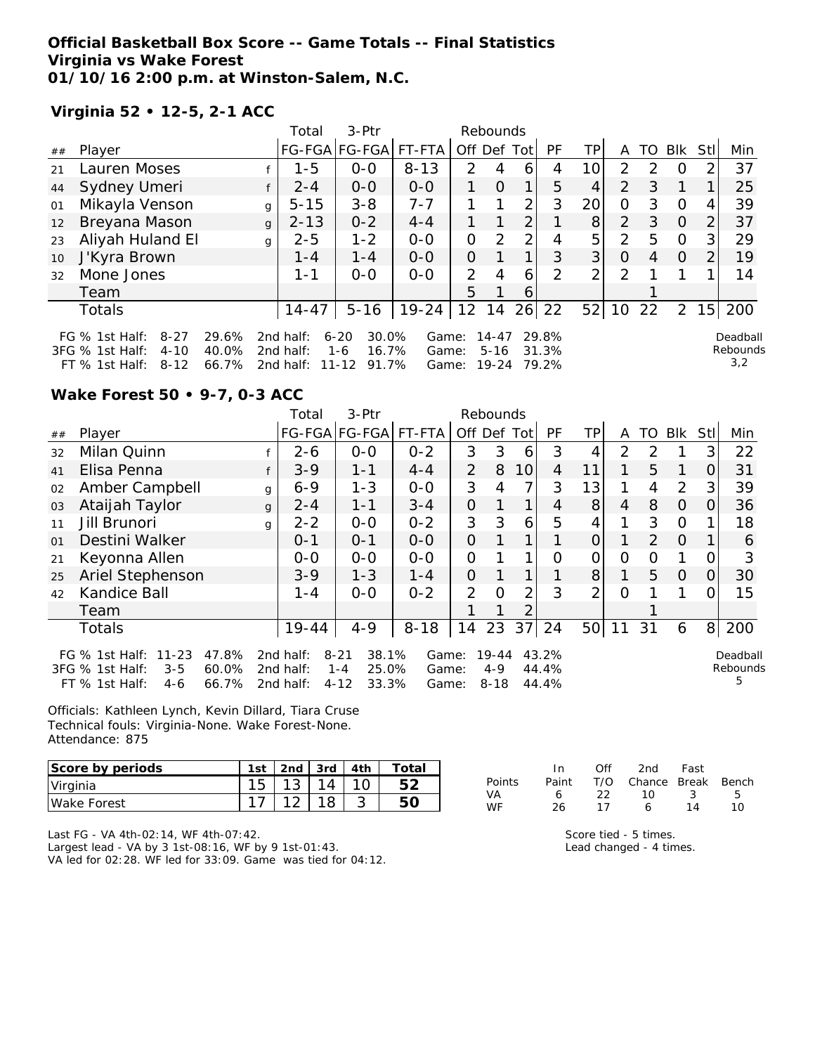**Official Basketball Box Score -- Game Totals -- Final Statistics**
**Virginia vs Wake Forest**
**01/10/16 2:00 p.m. at Winston-Salem, N.C.**

**Virginia 52 • 12-5, 2-1 ACC**

| ## | Player | | Total FG-FGA | 3-Ptr FG-FGA | FT-FTA | Rebounds Off | Def | Tot | PF | TP | A | TO | Blk | Stl | Min |
|---|---|---|---|---|---|---|---|---|---|---|---|---|---|---|---|
| 21 | Lauren Moses | f | 1-5 | 0-0 | 8-13 | 2 | 4 | 6 | 4 | 10 | 2 | 2 | 0 | 2 | 37 |
| 44 | Sydney Umeri | f | 2-4 | 0-0 | 0-0 | 1 | 0 | 1 | 5 | 4 | 2 | 3 | 1 | 1 | 25 |
| 01 | Mikayla Venson | g | 5-15 | 3-8 | 7-7 | 1 | 1 | 2 | 3 | 20 | 0 | 3 | 0 | 4 | 39 |
| 12 | Breyana Mason | g | 2-13 | 0-2 | 4-4 | 1 | 1 | 2 | 1 | 8 | 2 | 3 | 0 | 2 | 37 |
| 23 | Aliyah Huland El | g | 2-5 | 1-2 | 0-0 | 0 | 2 | 2 | 4 | 5 | 2 | 5 | 0 | 3 | 29 |
| 10 | J'Kyra Brown | | 1-4 | 1-4 | 0-0 | 0 | 1 | 1 | 3 | 3 | 0 | 4 | 0 | 2 | 19 |
| 32 | Mone Jones | | 1-1 | 0-0 | 0-0 | 2 | 4 | 6 | 2 | 2 | 2 | 1 | 1 | 1 | 14 |
| | Team | | | | | 5 | 1 | 6 | | | | 1 | | | |
| | Totals | | 14-47 | 5-16 | 19-24 | 12 | 14 | 26 | 22 | 52 | 10 | 22 | 2 | 15 | 200 |

FG % 1st Half: 8-27 29.6% 2nd half: 6-20 30.0% Game: 14-47 29.8%
3FG % 1st Half: 4-10 40.0% 2nd half: 1-6 16.7% Game: 5-16 31.3%
FT % 1st Half: 8-12 66.7% 2nd half: 11-12 91.7% Game: 19-24 79.2%

Deadball Rebounds 3,2

**Wake Forest 50 • 9-7, 0-3 ACC**

| ## | Player | | Total FG-FGA | 3-Ptr FG-FGA | FT-FTA | Rebounds Off | Def | Tot | PF | TP | A | TO | Blk | Stl | Min |
|---|---|---|---|---|---|---|---|---|---|---|---|---|---|---|---|
| 32 | Milan Quinn | f | 2-6 | 0-0 | 0-2 | 3 | 3 | 6 | 3 | 4 | 2 | 2 | 1 | 3 | 22 |
| 41 | Elisa Penna | f | 3-9 | 1-1 | 4-4 | 2 | 8 | 10 | 4 | 11 | 1 | 5 | 1 | 0 | 31 |
| 02 | Amber Campbell | g | 6-9 | 1-3 | 0-0 | 3 | 4 | 7 | 3 | 13 | 1 | 4 | 2 | 3 | 39 |
| 03 | Ataijah Taylor | g | 2-4 | 1-1 | 3-4 | 0 | 1 | 1 | 4 | 8 | 4 | 8 | 0 | 0 | 36 |
| 11 | Jill Brunori | g | 2-2 | 0-0 | 0-2 | 3 | 3 | 6 | 5 | 4 | 1 | 3 | 0 | 1 | 18 |
| 01 | Destini Walker | | 0-1 | 0-1 | 0-0 | 0 | 1 | 1 | 1 | 0 | 1 | 2 | 0 | 1 | 6 |
| 21 | Keyonna Allen | | 0-0 | 0-0 | 0-0 | 0 | 1 | 1 | 0 | 0 | 0 | 0 | 1 | 0 | 3 |
| 25 | Ariel Stephenson | | 3-9 | 1-3 | 1-4 | 0 | 1 | 1 | 1 | 8 | 1 | 5 | 0 | 0 | 30 |
| 42 | Kandice Ball | | 1-4 | 0-0 | 0-2 | 2 | 0 | 2 | 3 | 2 | 0 | 1 | 1 | 0 | 15 |
| | Team | | | | | 1 | 1 | 2 | | | | 1 | | | |
| | Totals | | 19-44 | 4-9 | 8-18 | 14 | 23 | 37 | 24 | 50 | 11 | 31 | 6 | 8 | 200 |

FG % 1st Half: 11-23 47.8% 2nd half: 8-21 38.1% Game: 19-44 43.2%
3FG % 1st Half: 3-5 60.0% 2nd half: 1-4 25.0% Game: 4-9 44.4%
FT % 1st Half: 4-6 66.7% 2nd half: 4-12 33.3% Game: 8-18 44.4%

Deadball Rebounds 5

Officials: Kathleen Lynch, Kevin Dillard, Tiara Cruse
Technical fouls: Virginia-None. Wake Forest-None.
Attendance: 875

| Score by periods | 1st | 2nd | 3rd | 4th | Total |
|---|---|---|---|---|---|
| Virginia | 15 | 13 | 14 | 10 | 52 |
| Wake Forest | 17 | 12 | 18 | 3 | 50 |

| Points | In Paint | Off T/O | 2nd Chance | Fast Break | Bench |
|---|---|---|---|---|---|
| VA | 6 | 22 | 10 | 3 | 5 |
| WF | 26 | 17 | 6 | 14 | 10 |

Last FG - VA 4th-02:14, WF 4th-07:42.
Largest lead - VA by 3 1st-08:16, WF by 9 1st-01:43.
VA led for 02:28. WF led for 33:09. Game was tied for 04:12.

Score tied - 5 times.
Lead changed - 4 times.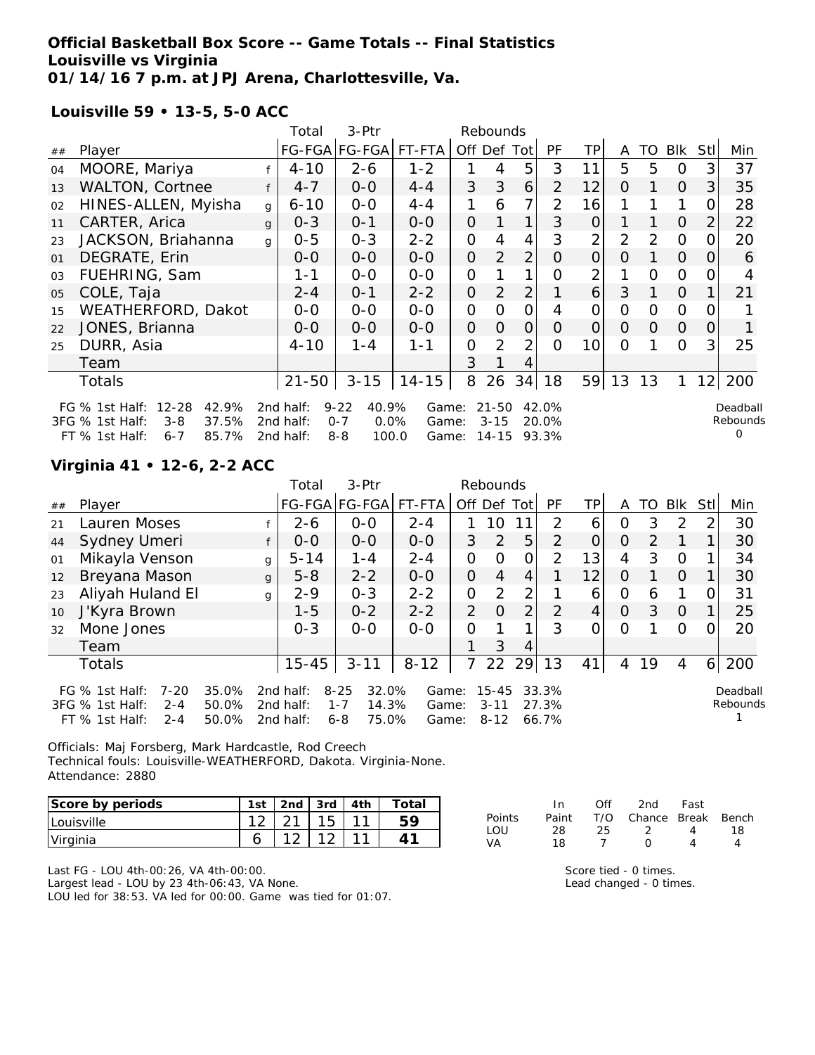**Official Basketball Box Score -- Game Totals -- Final Statistics**
**Louisville vs Virginia**
**01/14/16 7 p.m. at JPJ Arena, Charlottesville, Va.**

**Louisville 59 • 13-5, 5-0 ACC**

| ## | Player | | Total FG-FGA | 3-Ptr FG-FGA | FT-FTA | Rebounds Off | Def | Tot | PF | TP | A | TO | Blk | Stl | Min |
|---|---|---|---|---|---|---|---|---|---|---|---|---|---|---|---|
| 04 | MOORE, Mariya | f | 4-10 | 2-6 | 1-2 | 1 | 4 | 5 | 3 | 11 | 5 | 5 | 0 | 3 | 37 |
| 13 | WALTON, Cortnee | f | 4-7 | 0-0 | 4-4 | 3 | 3 | 6 | 2 | 12 | 0 | 1 | 0 | 3 | 35 |
| 02 | HINES-ALLEN, Myisha | g | 6-10 | 0-0 | 4-4 | 1 | 6 | 7 | 2 | 16 | 1 | 1 | 1 | 0 | 28 |
| 11 | CARTER, Arica | g | 0-3 | 0-1 | 0-0 | 0 | 1 | 1 | 3 | 0 | 1 | 1 | 0 | 2 | 22 |
| 23 | JACKSON, Briahanna | g | 0-5 | 0-3 | 2-2 | 0 | 4 | 4 | 3 | 2 | 2 | 2 | 0 | 0 | 20 |
| 01 | DEGRATE, Erin | | 0-0 | 0-0 | 0-0 | 0 | 2 | 2 | 0 | 0 | 0 | 1 | 0 | 0 | 6 |
| 03 | FUEHRING, Sam | | 1-1 | 0-0 | 0-0 | 0 | 1 | 1 | 0 | 2 | 1 | 0 | 0 | 0 | 4 |
| 05 | COLE, Taja | | 2-4 | 0-1 | 2-2 | 0 | 2 | 2 | 1 | 6 | 3 | 1 | 0 | 1 | 21 |
| 15 | WEATHERFORD, Dakot | | 0-0 | 0-0 | 0-0 | 0 | 0 | 0 | 4 | 0 | 0 | 0 | 0 | 0 | 1 |
| 22 | JONES, Brianna | | 0-0 | 0-0 | 0-0 | 0 | 0 | 0 | 0 | 0 | 0 | 0 | 0 | 0 | 1 |
| 25 | DURR, Asia | | 4-10 | 1-4 | 1-1 | 0 | 2 | 2 | 0 | 10 | 0 | 1 | 0 | 3 | 25 |
| | Team | | | | | 3 | 1 | 4 | | | | | | | |
| | Totals | | 21-50 | 3-15 | 14-15 | 8 | 26 | 34 | 18 | 59 | 13 | 13 | 1 | 12 | 200 |

FG % 1st Half: 12-28 42.9% 2nd half: 9-22 40.9% Game: 21-50 42.0%
3FG % 1st Half: 3-8 37.5% 2nd half: 0-7 0.0% Game: 3-15 20.0%
FT % 1st Half: 6-7 85.7% 2nd half: 8-8 100.0 Game: 14-15 93.3%
Deadball Rebounds 0

**Virginia 41 • 12-6, 2-2 ACC**

| ## | Player | | Total FG-FGA | 3-Ptr FG-FGA | FT-FTA | Rebounds Off | Def | Tot | PF | TP | A | TO | Blk | Stl | Min |
|---|---|---|---|---|---|---|---|---|---|---|---|---|---|---|---|
| 21 | Lauren Moses | f | 2-6 | 0-0 | 2-4 | 1 | 10 | 11 | 2 | 6 | 0 | 3 | 2 | 2 | 30 |
| 44 | Sydney Umeri | f | 0-0 | 0-0 | 0-0 | 3 | 2 | 5 | 2 | 0 | 0 | 2 | 1 | 1 | 30 |
| 01 | Mikayla Venson | g | 5-14 | 1-4 | 2-4 | 0 | 0 | 0 | 2 | 13 | 4 | 3 | 0 | 1 | 34 |
| 12 | Breyana Mason | g | 5-8 | 2-2 | 0-0 | 0 | 4 | 4 | 1 | 12 | 0 | 1 | 0 | 1 | 30 |
| 23 | Aliyah Huland El | g | 2-9 | 0-3 | 2-2 | 0 | 2 | 2 | 1 | 6 | 0 | 6 | 1 | 0 | 31 |
| 10 | J'Kyra Brown | | 1-5 | 0-2 | 2-2 | 2 | 0 | 2 | 2 | 4 | 0 | 3 | 0 | 1 | 25 |
| 32 | Mone Jones | | 0-3 | 0-0 | 0-0 | 0 | 1 | 1 | 3 | 0 | 0 | 1 | 0 | 0 | 20 |
| | Team | | | | | 1 | 3 | 4 | | | | | | | |
| | Totals | | 15-45 | 3-11 | 8-12 | 7 | 22 | 29 | 13 | 41 | 4 | 19 | 4 | 6 | 200 |

FG % 1st Half: 7-20 35.0% 2nd half: 8-25 32.0% Game: 15-45 33.3%
3FG % 1st Half: 2-4 50.0% 2nd half: 1-7 14.3% Game: 3-11 27.3%
FT % 1st Half: 2-4 50.0% 2nd half: 6-8 75.0% Game: 8-12 66.7%
Deadball Rebounds 1

Officials: Maj Forsberg, Mark Hardcastle, Rod Creech
Technical fouls: Louisville-WEATHERFORD, Dakota. Virginia-None.
Attendance: 2880

| Score by periods | 1st | 2nd | 3rd | 4th | Total |
|---|---|---|---|---|---|
| Louisville | 12 | 21 | 15 | 11 | 59 |
| Virginia | 6 | 12 | 12 | 11 | 41 |

| Points | In Paint | Off T/O | 2nd Chance | Fast Break | Bench |
|---|---|---|---|---|---|
| LOU | 28 | 25 | 2 | 4 | 18 |
| VA | 18 | 7 | 0 | 4 | 4 |

Last FG - LOU 4th-00:26, VA 4th-00:00.
Largest lead - LOU by 23 4th-06:43, VA None.
LOU led for 38:53. VA led for 00:00. Game was tied for 01:07.

Score tied - 0 times.
Lead changed - 0 times.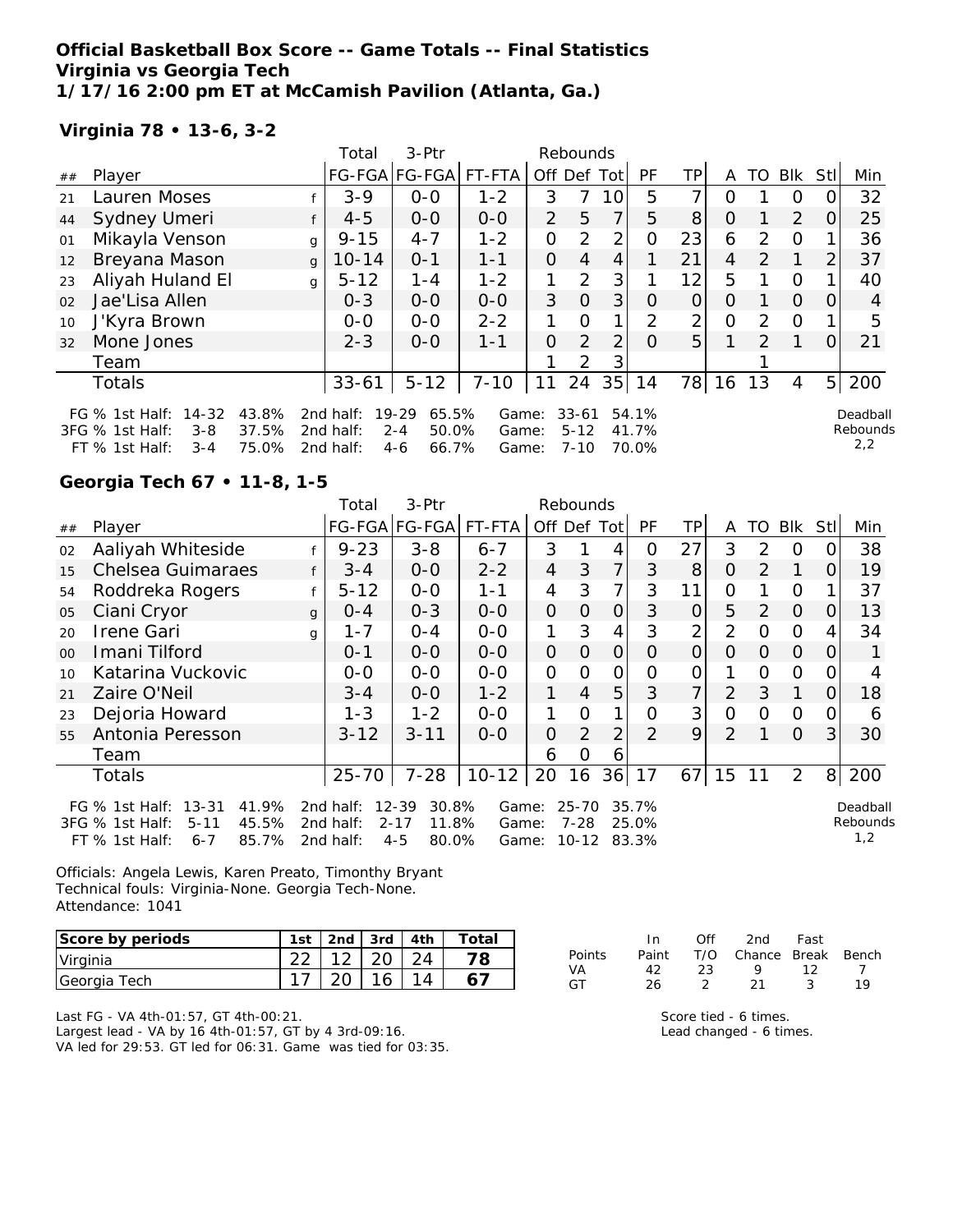**Official Basketball Box Score -- Game Totals -- Final Statistics**
**Virginia vs Georgia Tech**
**1/17/16 2:00 pm ET at McCamish Pavilion (Atlanta, Ga.)**

**Virginia 78 • 13-6, 3-2**

| ## | Player | | Total FG-FGA | 3-Ptr FG-FGA | FT-FTA | Rebounds Off | Def | Tot | PF | TP | A | TO | Blk | Stl | Min |
|---|---|---|---|---|---|---|---|---|---|---|---|---|---|---|---|
| 21 | Lauren Moses | f | 3-9 | 0-0 | 1-2 | 3 | 7 | 10 | 5 | 7 | 0 | 1 | 0 | 0 | 32 |
| 44 | Sydney Umeri | f | 4-5 | 0-0 | 0-0 | 2 | 5 | 7 | 5 | 8 | 0 | 1 | 2 | 0 | 25 |
| 01 | Mikayla Venson | g | 9-15 | 4-7 | 1-2 | 0 | 2 | 2 | 0 | 23 | 6 | 2 | 0 | 1 | 36 |
| 12 | Breyana Mason | g | 10-14 | 0-1 | 1-1 | 0 | 4 | 4 | 1 | 21 | 4 | 2 | 1 | 2 | 37 |
| 23 | Aliyah Huland El | g | 5-12 | 1-4 | 1-2 | 1 | 2 | 3 | 1 | 12 | 5 | 1 | 0 | 1 | 40 |
| 02 | Jae'Lisa Allen | | 0-3 | 0-0 | 0-0 | 3 | 0 | 3 | 0 | 0 | 0 | 1 | 0 | 0 | 4 |
| 10 | J'Kyra Brown | | 0-0 | 0-0 | 2-2 | 1 | 0 | 1 | 2 | 2 | 0 | 2 | 0 | 1 | 5 |
| 32 | Mone Jones | | 2-3 | 0-0 | 1-1 | 0 | 2 | 2 | 0 | 5 | 1 | 2 | 1 | 0 | 21 |
| | Team | | | | | 1 | 2 | 3 | | | | 1 | | | |
| | Totals | | 33-61 | 5-12 | 7-10 | 11 | 24 | 35 | 14 | 78 | 16 | 13 | 4 | 5 | 200 |

FG % 1st Half: 14-32 43.8% 2nd half: 19-29 65.5% Game: 33-61 54.1%
3FG % 1st Half: 3-8 37.5% 2nd half: 2-4 50.0% Game: 5-12 41.7%
FT % 1st Half: 3-4 75.0% 2nd half: 4-6 66.7% Game: 7-10 70.0%

Deadball Rebounds 2,2

**Georgia Tech 67 • 11-8, 1-5**

| ## | Player | | Total FG-FGA | 3-Ptr FG-FGA | FT-FTA | Rebounds Off | Def | Tot | PF | TP | A | TO | Blk | Stl | Min |
|---|---|---|---|---|---|---|---|---|---|---|---|---|---|---|---|
| 02 | Aaliyah Whiteside | f | 9-23 | 3-8 | 6-7 | 3 | 1 | 4 | 0 | 27 | 3 | 2 | 0 | 0 | 38 |
| 15 | Chelsea Guimaraes | f | 3-4 | 0-0 | 2-2 | 4 | 3 | 7 | 3 | 8 | 0 | 2 | 1 | 0 | 19 |
| 54 | Roddreka Rogers | f | 5-12 | 0-0 | 1-1 | 4 | 3 | 7 | 3 | 11 | 0 | 1 | 0 | 1 | 37 |
| 05 | Ciani Cryor | g | 0-4 | 0-3 | 0-0 | 0 | 0 | 0 | 3 | 0 | 5 | 2 | 0 | 0 | 13 |
| 20 | Irene Gari | g | 1-7 | 0-4 | 0-0 | 1 | 3 | 4 | 3 | 2 | 2 | 0 | 0 | 4 | 34 |
| 00 | Imani Tilford | | 0-1 | 0-0 | 0-0 | 0 | 0 | 0 | 0 | 0 | 0 | 0 | 0 | 0 | 1 |
| 10 | Katarina Vuckovic | | 0-0 | 0-0 | 0-0 | 0 | 0 | 0 | 0 | 0 | 1 | 0 | 0 | 0 | 4 |
| 21 | Zaire O'Neil | | 3-4 | 0-0 | 1-2 | 1 | 4 | 5 | 3 | 7 | 2 | 3 | 1 | 0 | 18 |
| 23 | Dejoria Howard | | 1-3 | 1-2 | 0-0 | 1 | 0 | 1 | 0 | 3 | 0 | 0 | 0 | 0 | 6 |
| 55 | Antonia Peresson | | 3-12 | 3-11 | 0-0 | 0 | 2 | 2 | 2 | 9 | 2 | 1 | 0 | 3 | 30 |
| | Team | | | | | 6 | 0 | 6 | | | | | | | |
| | Totals | | 25-70 | 7-28 | 10-12 | 20 | 16 | 36 | 17 | 67 | 15 | 11 | 2 | 8 | 200 |

FG % 1st Half: 13-31 41.9% 2nd half: 12-39 30.8% Game: 25-70 35.7%
3FG % 1st Half: 5-11 45.5% 2nd half: 2-17 11.8% Game: 7-28 25.0%
FT % 1st Half: 6-7 85.7% 2nd half: 4-5 80.0% Game: 10-12 83.3%

Deadball Rebounds 1,2

Officials: Angela Lewis, Karen Preato, Timonthy Bryant
Technical fouls: Virginia-None. Georgia Tech-None.
Attendance: 1041

| Score by periods | 1st | 2nd | 3rd | 4th | Total |
|---|---|---|---|---|---|
| Virginia | 22 | 12 | 20 | 24 | 78 |
| Georgia Tech | 17 | 20 | 16 | 14 | 67 |

| Points | In Paint | Off T/O | 2nd Chance | Fast Break | Bench |
|---|---|---|---|---|---|
| VA | 42 | 23 | 9 | 12 | 7 |
| GT | 26 | 2 | 21 | 3 | 19 |

Last FG - VA 4th-01:57, GT 4th-00:21.
Largest lead - VA by 16 4th-01:57, GT by 4 3rd-09:16.
VA led for 29:53. GT led for 06:31. Game was tied for 03:35.

Score tied - 6 times.
Lead changed - 6 times.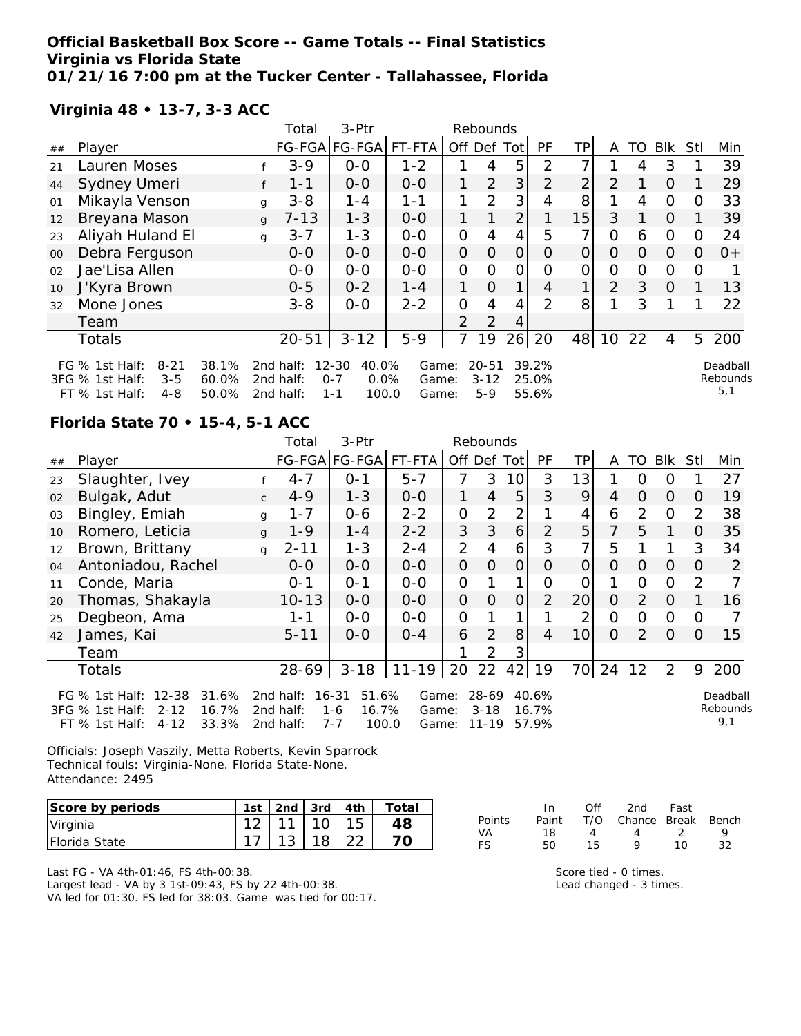# Official Basketball Box Score -- Game Totals -- Final Statistics
## Virginia vs Florida State
## 01/21/16 7:00 pm at the Tucker Center - Tallahassee, Florida

### Virginia 48 • 13-7, 3-3 ACC

| ## | Player | | Total FG-FGA | 3-Ptr FG-FGA | FT-FTA | Off | Def | Tot | PF | TP | A | TO | Blk | Stl | Min |
|---|---|---|---|---|---|---|---|---|---|---|---|---|---|---|---|
| 21 | Lauren Moses | f | 3-9 | 0-0 | 1-2 | 1 | 4 | 5 | 2 | 7 | 1 | 4 | 3 | 1 | 39 |
| 44 | Sydney Umeri | f | 1-1 | 0-0 | 0-0 | 1 | 2 | 3 | 2 | 2 | 2 | 1 | 0 | 1 | 29 |
| 01 | Mikayla Venson | g | 3-8 | 1-4 | 1-1 | 1 | 2 | 3 | 4 | 8 | 1 | 4 | 0 | 0 | 33 |
| 12 | Breyana Mason | g | 7-13 | 1-3 | 0-0 | 1 | 1 | 2 | 1 | 15 | 3 | 1 | 0 | 1 | 39 |
| 23 | Aliyah Huland El | g | 3-7 | 1-3 | 0-0 | 0 | 4 | 4 | 5 | 7 | 0 | 6 | 0 | 0 | 24 |
| 00 | Debra Ferguson | | 0-0 | 0-0 | 0-0 | 0 | 0 | 0 | 0 | 0 | 0 | 0 | 0 | 0 | 0+ |
| 02 | Jae'Lisa Allen | | 0-0 | 0-0 | 0-0 | 0 | 0 | 0 | 0 | 0 | 0 | 0 | 0 | 0 | 1 |
| 10 | J'Kyra Brown | | 0-5 | 0-2 | 1-4 | 1 | 0 | 1 | 4 | 1 | 2 | 3 | 0 | 1 | 13 |
| 32 | Mone Jones | | 3-8 | 0-0 | 2-2 | 0 | 4 | 4 | 2 | 8 | 1 | 3 | 1 | 1 | 22 |
| | Team | | | | | 2 | 2 | 4 | | | | | | | |
| | Totals | | 20-51 | 3-12 | 5-9 | 7 | 19 | 26 | 20 | 48 | 10 | 22 | 4 | 5 | 200 |

FG % 1st Half: 8-21 38.1% 2nd half: 12-30 40.0% Game: 20-51 39.2%
3FG % 1st Half: 3-5 60.0% 2nd half: 0-7 0.0% Game: 3-12 25.0%
FT % 1st Half: 4-8 50.0% 2nd half: 1-1 100.0 Game: 5-9 55.6%

Deadball Rebounds 5,1

### Florida State 70 • 15-4, 5-1 ACC

| ## | Player | | Total FG-FGA | 3-Ptr FG-FGA | FT-FTA | Off | Def | Tot | PF | TP | A | TO | Blk | Stl | Min |
|---|---|---|---|---|---|---|---|---|---|---|---|---|---|---|---|
| 23 | Slaughter, Ivey | f | 4-7 | 0-1 | 5-7 | 7 | 3 | 10 | 3 | 13 | 1 | 0 | 0 | 1 | 27 |
| 02 | Bulgak, Adut | c | 4-9 | 1-3 | 0-0 | 1 | 4 | 5 | 3 | 9 | 4 | 0 | 0 | 0 | 19 |
| 03 | Bingley, Emiah | g | 1-7 | 0-6 | 2-2 | 0 | 2 | 2 | 1 | 4 | 6 | 2 | 0 | 2 | 38 |
| 10 | Romero, Leticia | g | 1-9 | 1-4 | 2-2 | 3 | 3 | 6 | 2 | 5 | 7 | 5 | 1 | 0 | 35 |
| 12 | Brown, Brittany | g | 2-11 | 1-3 | 2-4 | 2 | 4 | 6 | 3 | 7 | 5 | 1 | 1 | 3 | 34 |
| 04 | Antoniadou, Rachel | | 0-0 | 0-0 | 0-0 | 0 | 0 | 0 | 0 | 0 | 0 | 0 | 0 | 0 | 2 |
| 11 | Conde, Maria | | 0-1 | 0-1 | 0-0 | 0 | 1 | 1 | 0 | 0 | 1 | 0 | 0 | 2 | 7 |
| 20 | Thomas, Shakayla | | 10-13 | 0-0 | 0-0 | 0 | 0 | 0 | 2 | 20 | 0 | 2 | 0 | 1 | 16 |
| 25 | Degbeon, Ama | | 1-1 | 0-0 | 0-0 | 0 | 1 | 1 | 1 | 2 | 0 | 0 | 0 | 0 | 7 |
| 42 | James, Kai | | 5-11 | 0-0 | 0-4 | 6 | 2 | 8 | 4 | 10 | 0 | 2 | 0 | 0 | 15 |
| | Team | | | | | 1 | 2 | 3 | | | | | | | |
| | Totals | | 28-69 | 3-18 | 11-19 | 20 | 22 | 42 | 19 | 70 | 24 | 12 | 2 | 9 | 200 |

FG % 1st Half: 12-38 31.6% 2nd half: 16-31 51.6% Game: 28-69 40.6%
3FG % 1st Half: 2-12 16.7% 2nd half: 1-6 16.7% Game: 3-18 16.7%
FT % 1st Half: 4-12 33.3% 2nd half: 7-7 100.0 Game: 11-19 57.9%

Deadball Rebounds 9,1

Officials: Joseph Vaszily, Metta Roberts, Kevin Sparrock
Technical fouls: Virginia-None. Florida State-None.
Attendance: 2495

| Score by periods | 1st | 2nd | 3rd | 4th | Total |
|---|---|---|---|---|---|
| Virginia | 12 | 11 | 10 | 15 | 48 |
| Florida State | 17 | 13 | 18 | 22 | 70 |

| Points | In Paint | Off T/O | 2nd Chance | Fast Break | Bench |
|---|---|---|---|---|---|
| VA | 18 | 4 | 4 | 2 | 9 |
| FS | 50 | 15 | 9 | 10 | 32 |

Last FG - VA 4th-01:46, FS 4th-00:38.
Largest lead - VA by 3 1st-09:43, FS by 22 4th-00:38.
VA led for 01:30. FS led for 38:03. Game was tied for 00:17.

Score tied - 0 times.
Lead changed - 3 times.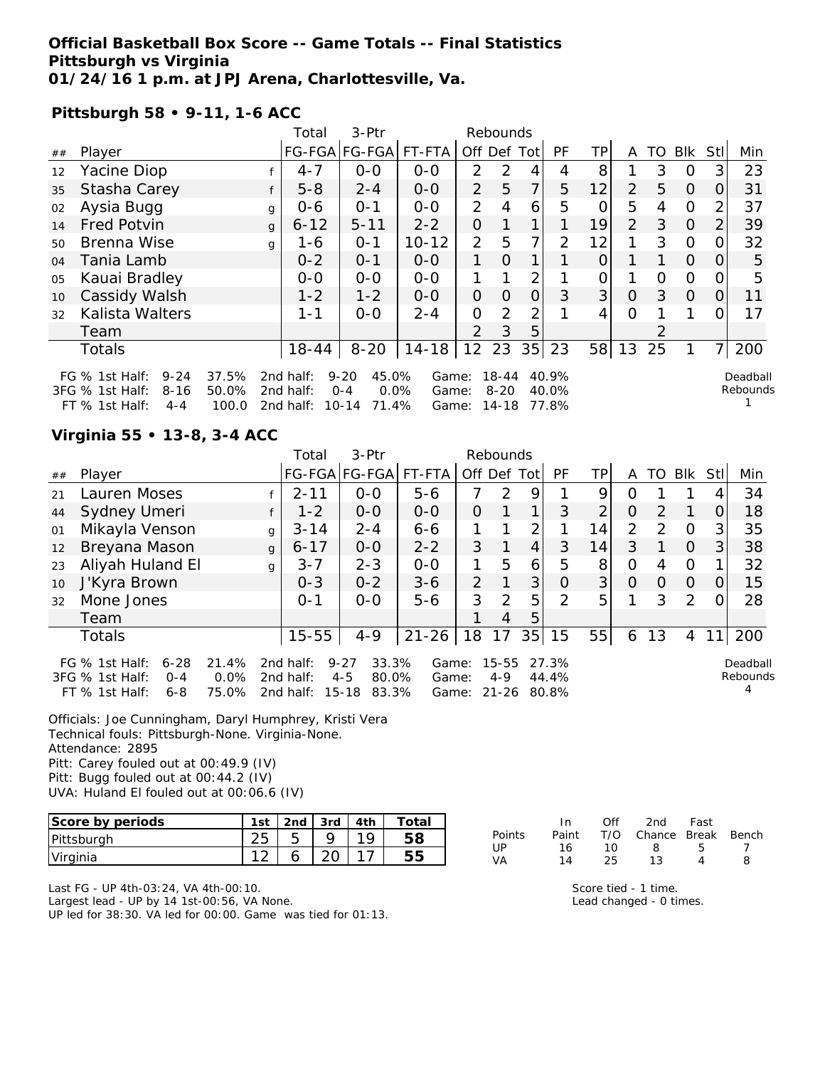**Official Basketball Box Score -- Game Totals -- Final Statistics**
**Pittsburgh vs Virginia**
**01/24/16 1 p.m. at JPJ Arena, Charlottesville, Va.**

**Pittsburgh 58 • 9-11, 1-6 ACC**

| ## | Player | | Total FG-FGA | 3-Ptr FG-FGA | FT-FTA | Off | Def | Tot | PF | TP | A | TO | Blk | Stl | Min |
|---|---|---|---|---|---|---|---|---|---|---|---|---|---|---|---|
| 12 | Yacine Diop | f | 4-7 | 0-0 | 0-0 | 2 | 2 | 4 | 4 | 8 | 1 | 3 | 0 | 3 | 23 |
| 35 | Stasha Carey | f | 5-8 | 2-4 | 0-0 | 2 | 5 | 7 | 5 | 12 | 2 | 5 | 0 | 0 | 31 |
| 02 | Aysia Bugg | g | 0-6 | 0-1 | 0-0 | 2 | 4 | 6 | 5 | 0 | 5 | 4 | 0 | 2 | 37 |
| 14 | Fred Potvin | g | 6-12 | 5-11 | 2-2 | 0 | 1 | 1 | 1 | 19 | 2 | 3 | 0 | 2 | 39 |
| 50 | Brenna Wise | g | 1-6 | 0-1 | 10-12 | 2 | 5 | 7 | 2 | 12 | 1 | 3 | 0 | 0 | 32 |
| 04 | Tania Lamb | | 0-2 | 0-1 | 0-0 | 1 | 0 | 1 | 1 | 0 | 1 | 1 | 0 | 0 | 5 |
| 05 | Kauai Bradley | | 0-0 | 0-0 | 0-0 | 1 | 1 | 2 | 1 | 0 | 1 | 0 | 0 | 0 | 5 |
| 10 | Cassidy Walsh | | 1-2 | 1-2 | 0-0 | 0 | 0 | 0 | 3 | 3 | 0 | 3 | 0 | 0 | 11 |
| 32 | Kalista Walters | | 1-1 | 0-0 | 2-4 | 0 | 2 | 2 | 1 | 4 | 0 | 1 | 1 | 0 | 17 |
| | Team | | | | | 2 | 3 | 5 | | | | 2 | | | |
| | Totals | | 18-44 | 8-20 | 14-18 | 12 | 23 | 35 | 23 | 58 | 13 | 25 | 1 | 7 | 200 |

FG % 1st Half: 9-24 37.5% 2nd half: 9-20 45.0% Game: 18-44 40.9%
3FG % 1st Half: 8-16 50.0% 2nd half: 0-4 0.0% Game: 8-20 40.0%
FT % 1st Half: 4-4 100.0 2nd half: 10-14 71.4% Game: 14-18 77.8%
Deadball Rebounds 1

**Virginia 55 • 13-8, 3-4 ACC**

| ## | Player | | Total FG-FGA | 3-Ptr FG-FGA | FT-FTA | Off | Def | Tot | PF | TP | A | TO | Blk | Stl | Min |
|---|---|---|---|---|---|---|---|---|---|---|---|---|---|---|---|
| 21 | Lauren Moses | f | 2-11 | 0-0 | 5-6 | 7 | 2 | 9 | 1 | 9 | 0 | 1 | 1 | 4 | 34 |
| 44 | Sydney Umeri | f | 1-2 | 0-0 | 0-0 | 0 | 1 | 1 | 3 | 2 | 0 | 2 | 1 | 0 | 18 |
| 01 | Mikayla Venson | g | 3-14 | 2-4 | 6-6 | 1 | 1 | 2 | 1 | 14 | 2 | 2 | 0 | 3 | 35 |
| 12 | Breyana Mason | g | 6-17 | 0-0 | 2-2 | 3 | 1 | 4 | 3 | 14 | 3 | 1 | 0 | 3 | 38 |
| 23 | Aliyah Huland El | g | 3-7 | 2-3 | 0-0 | 1 | 5 | 6 | 5 | 8 | 0 | 4 | 0 | 1 | 32 |
| 10 | J'Kyra Brown | | 0-3 | 0-2 | 3-6 | 2 | 1 | 3 | 0 | 3 | 0 | 0 | 0 | 0 | 15 |
| 32 | Mone Jones | | 0-1 | 0-0 | 5-6 | 3 | 2 | 5 | 2 | 5 | 1 | 3 | 2 | 0 | 28 |
| | Team | | | | | 1 | 4 | 5 | | | | | | | |
| | Totals | | 15-55 | 4-9 | 21-26 | 18 | 17 | 35 | 15 | 55 | 6 | 13 | 4 | 11 | 200 |

FG % 1st Half: 6-28 21.4% 2nd half: 9-27 33.3% Game: 15-55 27.3%
3FG % 1st Half: 0-4 0.0% 2nd half: 4-5 80.0% Game: 4-9 44.4%
FT % 1st Half: 6-8 75.0% 2nd half: 15-18 83.3% Game: 21-26 80.8%
Deadball Rebounds 4

Officials: Joe Cunningham, Daryl Humphrey, Kristi Vera
Technical fouls: Pittsburgh-None. Virginia-None.
Attendance: 2895
Pitt: Carey fouled out at 00:49.9 (IV)
Pitt: Bugg fouled out at 00:44.2 (IV)
UVA: Huland El fouled out at 00:06.6 (IV)

| Score by periods | 1st | 2nd | 3rd | 4th | Total |
|---|---|---|---|---|---|
| Pittsburgh | 25 | 5 | 9 | 19 | **58** |
| Virginia | 12 | 6 | 20 | 17 | **55** |

| Points | In Paint | Off T/O | 2nd Chance | Fast Break | Bench |
|---|---|---|---|---|---|
| UP | 16 | 10 | 8 | 5 | 7 |
| VA | 14 | 25 | 13 | 4 | 8 |

Last FG - UP 4th-03:24, VA 4th-00:10.
Largest lead - UP by 14 1st-00:56, VA None.
UP led for 38:30. VA led for 00:00. Game was tied for 01:13.

Score tied - 1 time.
Lead changed - 0 times.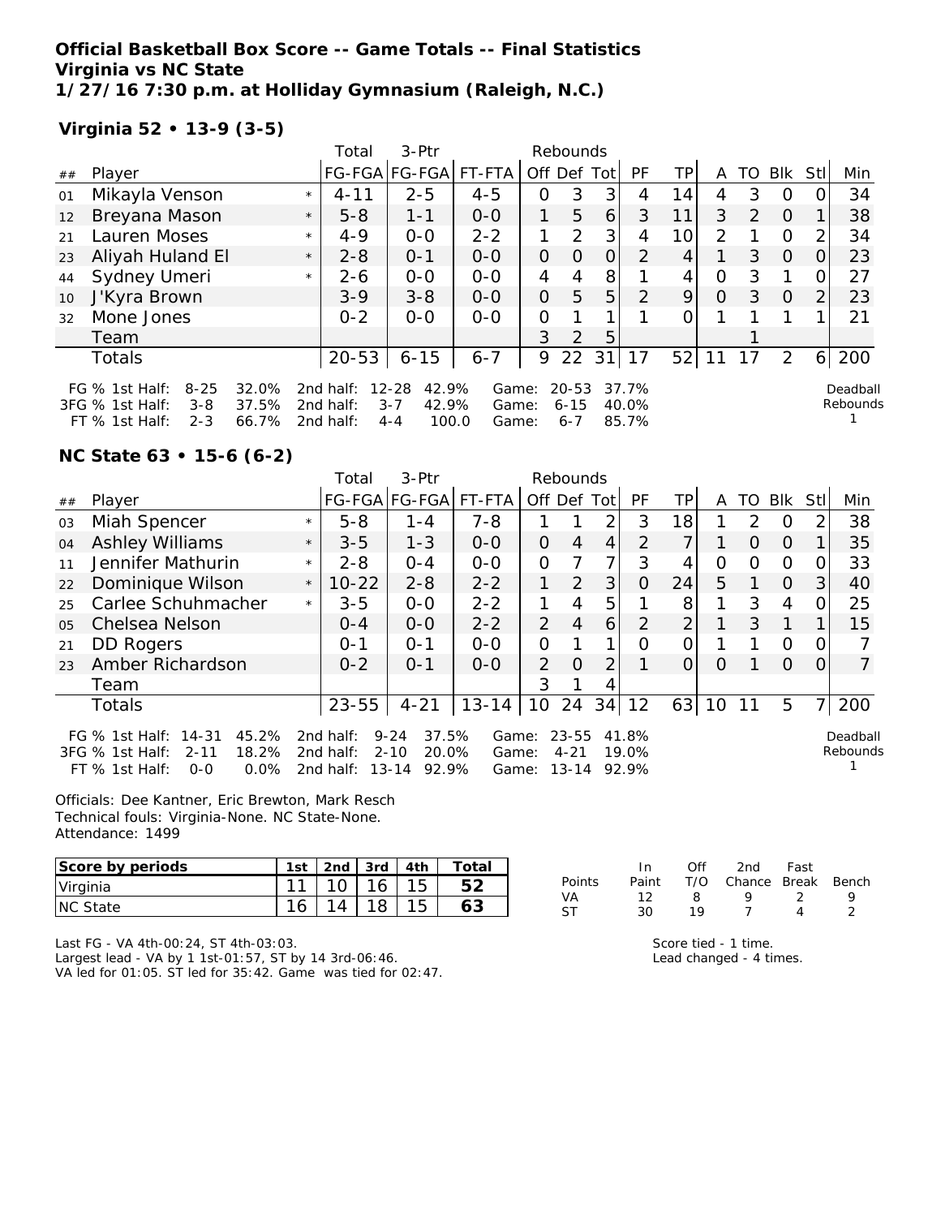# Official Basketball Box Score -- Game Totals -- Final Statistics
## Virginia vs NC State
### 1/27/16 7:30 p.m. at Holliday Gymnasium (Raleigh, N.C.)

**Virginia 52 • 13-9 (3-5)**

| ## | Player | | Total FG-FGA | 3-Ptr FG-FGA | FT-FTA | Rebounds Off | Def | Tot | PF | TP | A | TO | Blk | Stl | Min |
|---|---|---|---|---|---|---|---|---|---|---|---|---|---|---|---|
| 01 | Mikayla Venson | * | 4-11 | 2-5 | 4-5 | 0 | 3 | 3 | 4 | 14 | 4 | 3 | 0 | 0 | 34 |
| 12 | Breyana Mason | * | 5-8 | 1-1 | 0-0 | 1 | 5 | 6 | 3 | 11 | 3 | 2 | 0 | 1 | 38 |
| 21 | Lauren Moses | * | 4-9 | 0-0 | 2-2 | 1 | 2 | 3 | 4 | 10 | 2 | 1 | 0 | 2 | 34 |
| 23 | Aliyah Huland El | * | 2-8 | 0-1 | 0-0 | 0 | 0 | 0 | 2 | 4 | 1 | 3 | 0 | 0 | 23 |
| 44 | Sydney Umeri | * | 2-6 | 0-0 | 0-0 | 4 | 4 | 8 | 1 | 4 | 0 | 3 | 1 | 0 | 27 |
| 10 | J'Kyra Brown | | 3-9 | 3-8 | 0-0 | 0 | 5 | 5 | 2 | 9 | 0 | 3 | 0 | 2 | 23 |
| 32 | Mone Jones | | 0-2 | 0-0 | 0-0 | 0 | 1 | 1 | 1 | 0 | 1 | 1 | 1 | 1 | 21 |
| | Team | | | | | 3 | 2 | 5 | | | | 1 | | | |
| | Totals | | 20-53 | 6-15 | 6-7 | 9 | 22 | 31 | 17 | 52 | 11 | 17 | 2 | 6 | 200 |

FG % 1st Half: 8-25 32.0% 2nd half: 12-28 42.9% Game: 20-53 37.7%
3FG % 1st Half: 3-8 37.5% 2nd half: 3-7 42.9% Game: 6-15 40.0%
FT % 1st Half: 2-3 66.7% 2nd half: 4-4 100.0 Game: 6-7 85.7%

Deadball Rebounds 1

**NC State 63 • 15-6 (6-2)**

| ## | Player | | Total FG-FGA | 3-Ptr FG-FGA | FT-FTA | Rebounds Off | Def | Tot | PF | TP | A | TO | Blk | Stl | Min |
|---|---|---|---|---|---|---|---|---|---|---|---|---|---|---|---|
| 03 | Miah Spencer | * | 5-8 | 1-4 | 7-8 | 1 | 1 | 2 | 3 | 18 | 1 | 2 | 0 | 2 | 38 |
| 04 | Ashley Williams | * | 3-5 | 1-3 | 0-0 | 0 | 4 | 4 | 2 | 7 | 1 | 0 | 0 | 1 | 35 |
| 11 | Jennifer Mathurin | * | 2-8 | 0-4 | 0-0 | 0 | 7 | 7 | 3 | 4 | 0 | 0 | 0 | 0 | 33 |
| 22 | Dominique Wilson | * | 10-22 | 2-8 | 2-2 | 1 | 2 | 3 | 0 | 24 | 5 | 1 | 0 | 3 | 40 |
| 25 | Carlee Schuhmacher | * | 3-5 | 0-0 | 2-2 | 1 | 4 | 5 | 1 | 8 | 1 | 3 | 4 | 0 | 25 |
| 05 | Chelsea Nelson | | 0-4 | 0-0 | 2-2 | 2 | 4 | 6 | 2 | 2 | 1 | 3 | 1 | 1 | 15 |
| 21 | DD Rogers | | 0-1 | 0-1 | 0-0 | 0 | 1 | 1 | 0 | 0 | 1 | 1 | 0 | 0 | 7 |
| 23 | Amber Richardson | | 0-2 | 0-1 | 0-0 | 2 | 0 | 2 | 1 | 0 | 0 | 1 | 0 | 0 | 7 |
| | Team | | | | | 3 | 1 | 4 | | | | | | | |
| | Totals | | 23-55 | 4-21 | 13-14 | 10 | 24 | 34 | 12 | 63 | 10 | 11 | 5 | 7 | 200 |

FG % 1st Half: 14-31 45.2% 2nd half: 9-24 37.5% Game: 23-55 41.8%
3FG % 1st Half: 2-11 18.2% 2nd half: 2-10 20.0% Game: 4-21 19.0%
FT % 1st Half: 0-0 0.0% 2nd half: 13-14 92.9% Game: 13-14 92.9%

Deadball Rebounds 1

Officials: Dee Kantner, Eric Brewton, Mark Resch
Technical fouls: Virginia-None. NC State-None.
Attendance: 1499

| Score by periods | 1st | 2nd | 3rd | 4th | Total |
|---|---|---|---|---|---|
| Virginia | 11 | 10 | 16 | 15 | 52 |
| NC State | 16 | 14 | 18 | 15 | 63 |

| Points | In Paint | Off T/O | 2nd Chance | Fast Break | Bench |
|---|---|---|---|---|---|
| VA | 12 | 8 | 9 | 2 | 9 |
| ST | 30 | 19 | 7 | 4 | 2 |

Last FG - VA 4th-00:24, ST 4th-03:03.
Largest lead - VA by 1 1st-01:57, ST by 14 3rd-06:46.
VA led for 01:05. ST led for 35:42. Game was tied for 02:47.

Score tied - 1 time.
Lead changed - 4 times.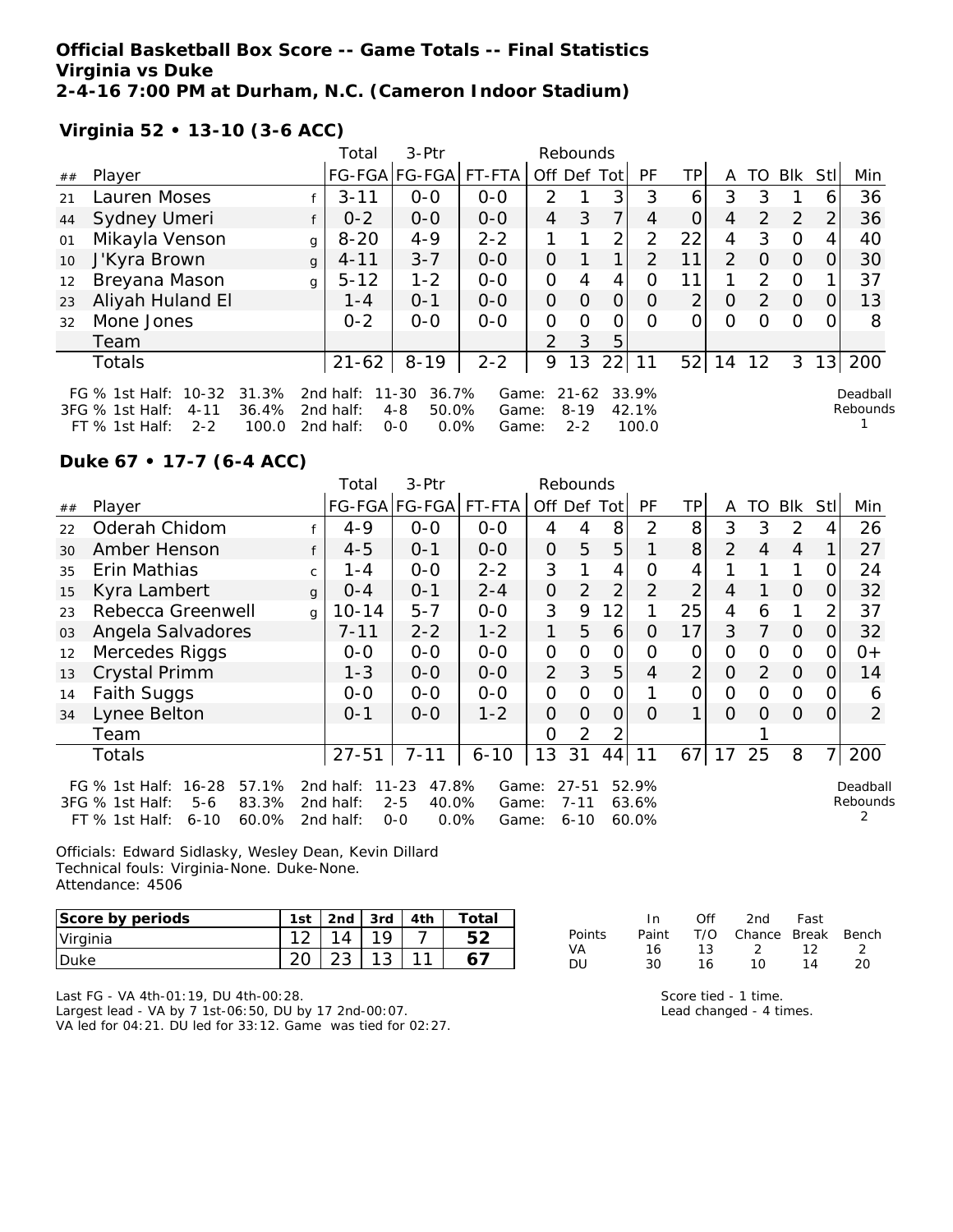**Official Basketball Box Score -- Game Totals -- Final Statistics**
**Virginia vs Duke**
**2-4-16 7:00 PM at Durham, N.C. (Cameron Indoor Stadium)**

**Virginia 52 • 13-10 (3-6 ACC)**

| ## | Player | | Total FG-FGA | 3-Ptr FG-FGA | FT-FTA | Rebounds Off | Def | Tot | PF | TP | A | TO | Blk | Stl | Min |
|---|---|---|---|---|---|---|---|---|---|---|---|---|---|---|---|
| 21 | Lauren Moses | f | 3-11 | 0-0 | 0-0 | 2 | 1 | 3 | 3 | 6 | 3 | 3 | 1 | 6 | 36 |
| 44 | Sydney Umeri | f | 0-2 | 0-0 | 0-0 | 4 | 3 | 7 | 4 | 0 | 4 | 2 | 2 | 2 | 36 |
| 01 | Mikayla Venson | g | 8-20 | 4-9 | 2-2 | 1 | 1 | 2 | 2 | 22 | 4 | 3 | 0 | 4 | 40 |
| 10 | J'Kyra Brown | g | 4-11 | 3-7 | 0-0 | 0 | 1 | 1 | 2 | 11 | 2 | 0 | 0 | 0 | 30 |
| 12 | Breyana Mason | g | 5-12 | 1-2 | 0-0 | 0 | 4 | 4 | 0 | 11 | 1 | 2 | 0 | 1 | 37 |
| 23 | Aliyah Huland El | | 1-4 | 0-1 | 0-0 | 0 | 0 | 0 | 0 | 2 | 0 | 2 | 0 | 0 | 13 |
| 32 | Mone Jones | | 0-2 | 0-0 | 0-0 | 0 | 0 | 0 | 0 | 0 | 0 | 0 | 0 | 0 | 8 |
| | Team | | | | | 2 | 3 | 5 | | | | | | | |
| | Totals | | 21-62 | 8-19 | 2-2 | 9 | 13 | 22 | 11 | 52 | 14 | 12 | 3 | 13 | 200 |

FG % 1st Half: 10-32 31.3% 2nd half: 11-30 36.7% Game: 21-62 33.9%
3FG % 1st Half: 4-11 36.4% 2nd half: 4-8 50.0% Game: 8-19 42.1%
FT % 1st Half: 2-2 100.0 2nd half: 0-0 0.0% Game: 2-2 100.0

Deadball Rebounds 1

**Duke 67 • 17-7 (6-4 ACC)**

| ## | Player | | Total FG-FGA | 3-Ptr FG-FGA | FT-FTA | Rebounds Off | Def | Tot | PF | TP | A | TO | Blk | Stl | Min |
|---|---|---|---|---|---|---|---|---|---|---|---|---|---|---|---|
| 22 | Oderah Chidom | f | 4-9 | 0-0 | 0-0 | 4 | 4 | 8 | 2 | 8 | 3 | 3 | 2 | 4 | 26 |
| 30 | Amber Henson | f | 4-5 | 0-1 | 0-0 | 0 | 5 | 5 | 1 | 8 | 2 | 4 | 4 | 1 | 27 |
| 35 | Erin Mathias | c | 1-4 | 0-0 | 2-2 | 3 | 1 | 4 | 0 | 4 | 1 | 1 | 1 | 0 | 24 |
| 15 | Kyra Lambert | g | 0-4 | 0-1 | 2-4 | 0 | 2 | 2 | 2 | 2 | 4 | 1 | 0 | 0 | 32 |
| 23 | Rebecca Greenwell | g | 10-14 | 5-7 | 0-0 | 3 | 9 | 12 | 1 | 25 | 4 | 6 | 1 | 2 | 37 |
| 03 | Angela Salvadores | | 7-11 | 2-2 | 1-2 | 1 | 5 | 6 | 0 | 17 | 3 | 7 | 0 | 0 | 32 |
| 12 | Mercedes Riggs | | 0-0 | 0-0 | 0-0 | 0 | 0 | 0 | 0 | 0 | 0 | 0 | 0 | 0 | 0+ |
| 13 | Crystal Primm | | 1-3 | 0-0 | 0-0 | 2 | 3 | 5 | 4 | 2 | 0 | 2 | 0 | 0 | 14 |
| 14 | Faith Suggs | | 0-0 | 0-0 | 0-0 | 0 | 0 | 0 | 1 | 0 | 0 | 0 | 0 | 0 | 6 |
| 34 | Lynee Belton | | 0-1 | 0-0 | 1-2 | 0 | 0 | 0 | 0 | 1 | 0 | 0 | 0 | 0 | 2 |
| | Team | | | | | 0 | 2 | 2 | | | | 1 | | | |
| | Totals | | 27-51 | 7-11 | 6-10 | 13 | 31 | 44 | 11 | 67 | 17 | 25 | 8 | 7 | 200 |

FG % 1st Half: 16-28 57.1% 2nd half: 11-23 47.8% Game: 27-51 52.9%
3FG % 1st Half: 5-6 83.3% 2nd half: 2-5 40.0% Game: 7-11 63.6%
FT % 1st Half: 6-10 60.0% 2nd half: 0-0 0.0% Game: 6-10 60.0%

Deadball Rebounds 2

Officials: Edward Sidlasky, Wesley Dean, Kevin Dillard
Technical fouls: Virginia-None. Duke-None.
Attendance: 4506

| Score by periods | 1st | 2nd | 3rd | 4th | Total |
|---|---|---|---|---|---|
| Virginia | 12 | 14 | 19 | 7 | 52 |
| Duke | 20 | 23 | 13 | 11 | 67 |

| Points | In Paint | Off T/O | 2nd Chance | Fast Break | Bench |
|---|---|---|---|---|---|
| VA | 16 | 13 | 2 | 12 | 2 |
| DU | 30 | 16 | 10 | 14 | 20 |

Last FG - VA 4th-01:19, DU 4th-00:28.
Largest lead - VA by 7 1st-06:50, DU by 17 2nd-00:07.
VA led for 04:21. DU led for 33:12. Game was tied for 02:27.

Score tied - 1 time.
Lead changed - 4 times.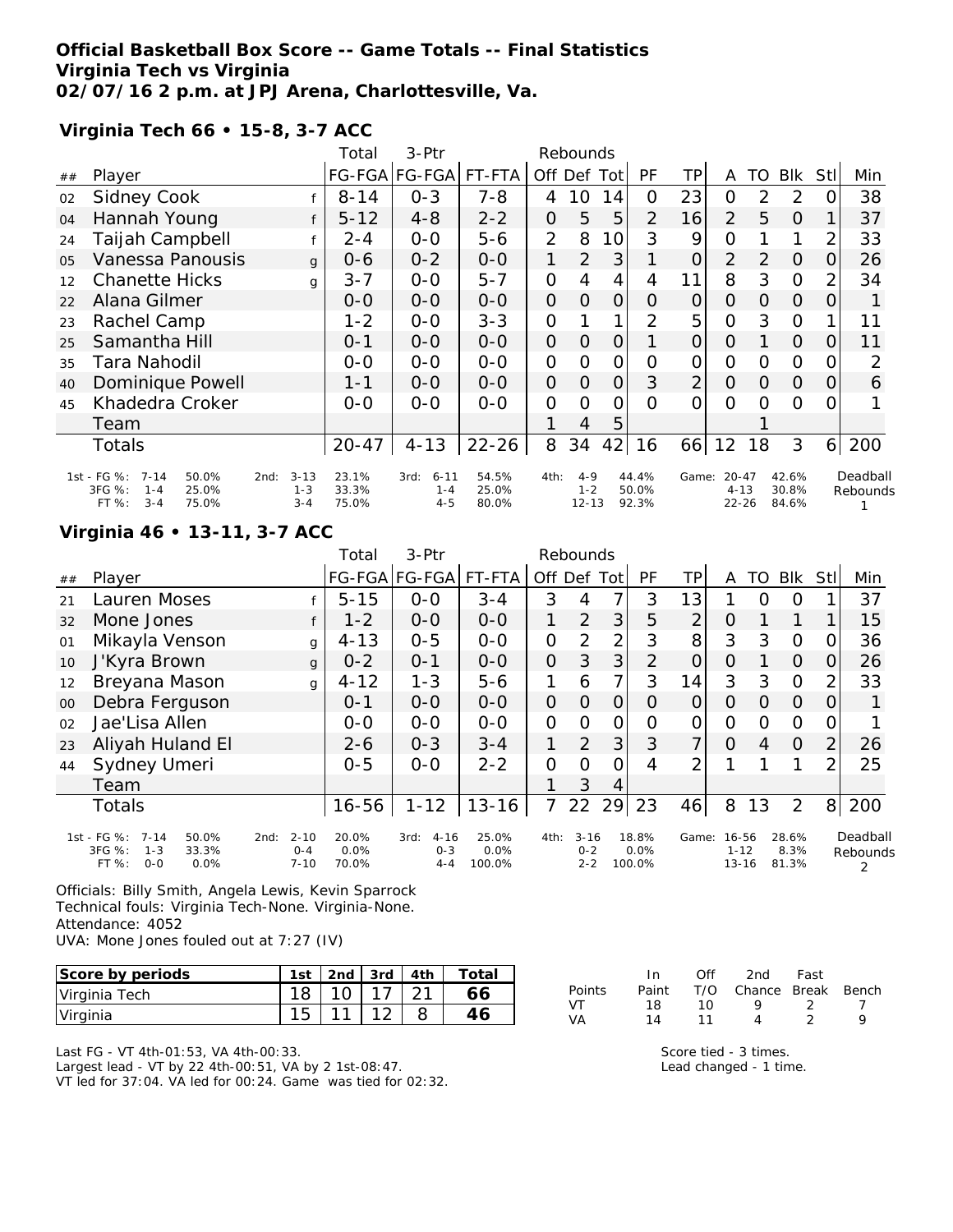**Official Basketball Box Score -- Game Totals -- Final Statistics**
**Virginia Tech vs Virginia**
**02/07/16 2 p.m. at JPJ Arena, Charlottesville, Va.**

### Virginia Tech 66 • 15-8, 3-7 ACC

| ## | Player | | Total FG-FGA | 3-Ptr FG-FGA | FT-FTA | Off | Def | Tot | PF | TP | A | TO | Blk | Stl | Min |
|---|---|---|---|---|---|---|---|---|---|---|---|---|---|---|---|
| 02 | Sidney Cook | f | 8-14 | 0-3 | 7-8 | 4 | 10 | 14 | 0 | 23 | 0 | 2 | 2 | 0 | 38 |
| 04 | Hannah Young | f | 5-12 | 4-8 | 2-2 | 0 | 5 | 5 | 2 | 16 | 2 | 5 | 0 | 1 | 37 |
| 24 | Taijah Campbell | f | 2-4 | 0-0 | 5-6 | 2 | 8 | 10 | 3 | 9 | 0 | 1 | 1 | 2 | 33 |
| 05 | Vanessa Panousis | g | 0-6 | 0-2 | 0-0 | 1 | 2 | 3 | 1 | 0 | 2 | 2 | 0 | 0 | 26 |
| 12 | Chanette Hicks | g | 3-7 | 0-0 | 5-7 | 0 | 4 | 4 | 4 | 11 | 8 | 3 | 0 | 2 | 34 |
| 22 | Alana Gilmer | | 0-0 | 0-0 | 0-0 | 0 | 0 | 0 | 0 | 0 | 0 | 0 | 0 | 0 | 1 |
| 23 | Rachel Camp | | 1-2 | 0-0 | 3-3 | 0 | 1 | 1 | 2 | 5 | 0 | 3 | 0 | 1 | 11 |
| 25 | Samantha Hill | | 0-1 | 0-0 | 0-0 | 0 | 0 | 0 | 1 | 0 | 0 | 1 | 0 | 0 | 11 |
| 35 | Tara Nahodil | | 0-0 | 0-0 | 0-0 | 0 | 0 | 0 | 0 | 0 | 0 | 0 | 0 | 0 | 2 |
| 40 | Dominique Powell | | 1-1 | 0-0 | 0-0 | 0 | 0 | 0 | 3 | 2 | 0 | 0 | 0 | 0 | 6 |
| 45 | Khadedra Croker | | 0-0 | 0-0 | 0-0 | 0 | 0 | 0 | 0 | 0 | 0 | 0 | 0 | 0 | 1 |
| | Team | | | | | 1 | 4 | 5 | | | | 1 | | | |
| | Totals | | 20-47 | 4-13 | 22-26 | 8 | 34 | 42 | 16 | 66 | 12 | 18 | 3 | 6 | 200 |

| | 1st | 2nd | 3rd | 4th | Game |
|---|---|---|---|---|---|
| FG % | 7-14 50.0% | 3-13 23.1% | 6-11 54.5% | 4-9 44.4% | 20-47 42.6% |
| 3FG % | 1-4 25.0% | 1-3 33.3% | 1-4 25.0% | 1-2 50.0% | 4-13 30.8% |
| FT % | 3-4 75.0% | 3-4 75.0% | 4-5 80.0% | 12-13 92.3% | 22-26 84.6% |

Deadball Rebounds: 1

### Virginia 46 • 13-11, 3-7 ACC

| ## | Player | | Total FG-FGA | 3-Ptr FG-FGA | FT-FTA | Off | Def | Tot | PF | TP | A | TO | Blk | Stl | Min |
|---|---|---|---|---|---|---|---|---|---|---|---|---|---|---|---|
| 21 | Lauren Moses | f | 5-15 | 0-0 | 3-4 | 3 | 4 | 7 | 3 | 13 | 1 | 0 | 0 | 1 | 37 |
| 32 | Mone Jones | f | 1-2 | 0-0 | 0-0 | 1 | 2 | 3 | 5 | 2 | 0 | 1 | 1 | 1 | 15 |
| 01 | Mikayla Venson | g | 4-13 | 0-5 | 0-0 | 0 | 2 | 2 | 3 | 8 | 3 | 3 | 0 | 0 | 36 |
| 10 | J'Kyra Brown | g | 0-2 | 0-1 | 0-0 | 0 | 3 | 3 | 2 | 0 | 0 | 1 | 0 | 0 | 26 |
| 12 | Breyana Mason | g | 4-12 | 1-3 | 5-6 | 1 | 6 | 7 | 3 | 14 | 3 | 3 | 0 | 2 | 33 |
| 00 | Debra Ferguson | | 0-1 | 0-0 | 0-0 | 0 | 0 | 0 | 0 | 0 | 0 | 0 | 0 | 0 | 1 |
| 02 | Jae'Lisa Allen | | 0-0 | 0-0 | 0-0 | 0 | 0 | 0 | 0 | 0 | 0 | 0 | 0 | 0 | 1 |
| 23 | Aliyah Huland El | | 2-6 | 0-3 | 3-4 | 1 | 2 | 3 | 3 | 7 | 0 | 4 | 0 | 2 | 26 |
| 44 | Sydney Umeri | | 0-5 | 0-0 | 2-2 | 0 | 0 | 0 | 4 | 2 | 1 | 1 | 1 | 2 | 25 |
| | Team | | | | | 1 | 3 | 4 | | | | | | | |
| | Totals | | 16-56 | 1-12 | 13-16 | 7 | 22 | 29 | 23 | 46 | 8 | 13 | 2 | 8 | 200 |

| | 1st | 2nd | 3rd | 4th | Game |
|---|---|---|---|---|---|
| FG % | 7-14 50.0% | 2-10 20.0% | 4-16 25.0% | 3-16 18.8% | 16-56 28.6% |
| 3FG % | 1-3 33.3% | 0-4 0.0% | 0-3 0.0% | 0-2 0.0% | 1-12 8.3% |
| FT % | 0-0 0.0% | 7-10 70.0% | 4-4 100.0% | 2-2 100.0% | 13-16 81.3% |

Deadball Rebounds: 2

Officials: Billy Smith, Angela Lewis, Kevin Sparrock
Technical fouls: Virginia Tech-None. Virginia-None.
Attendance: 4052
UVA: Mone Jones fouled out at 7:27 (IV)

| Score by periods | 1st | 2nd | 3rd | 4th | Total |
|---|---|---|---|---|---|
| Virginia Tech | 18 | 10 | 17 | 21 | 66 |
| Virginia | 15 | 11 | 12 | 8 | 46 |

| Points | In Paint | Off T/O | 2nd Chance | Fast Break | Bench |
|---|---|---|---|---|---|
| VT | 18 | 10 | 9 | 2 | 7 |
| VA | 14 | 11 | 4 | 2 | 9 |

Last FG - VT 4th-01:53, VA 4th-00:33.
Largest lead - VT by 22 4th-00:51, VA by 2 1st-08:47.
VT led for 37:04. VA led for 00:24. Game was tied for 02:32.

Score tied - 3 times.
Lead changed - 1 time.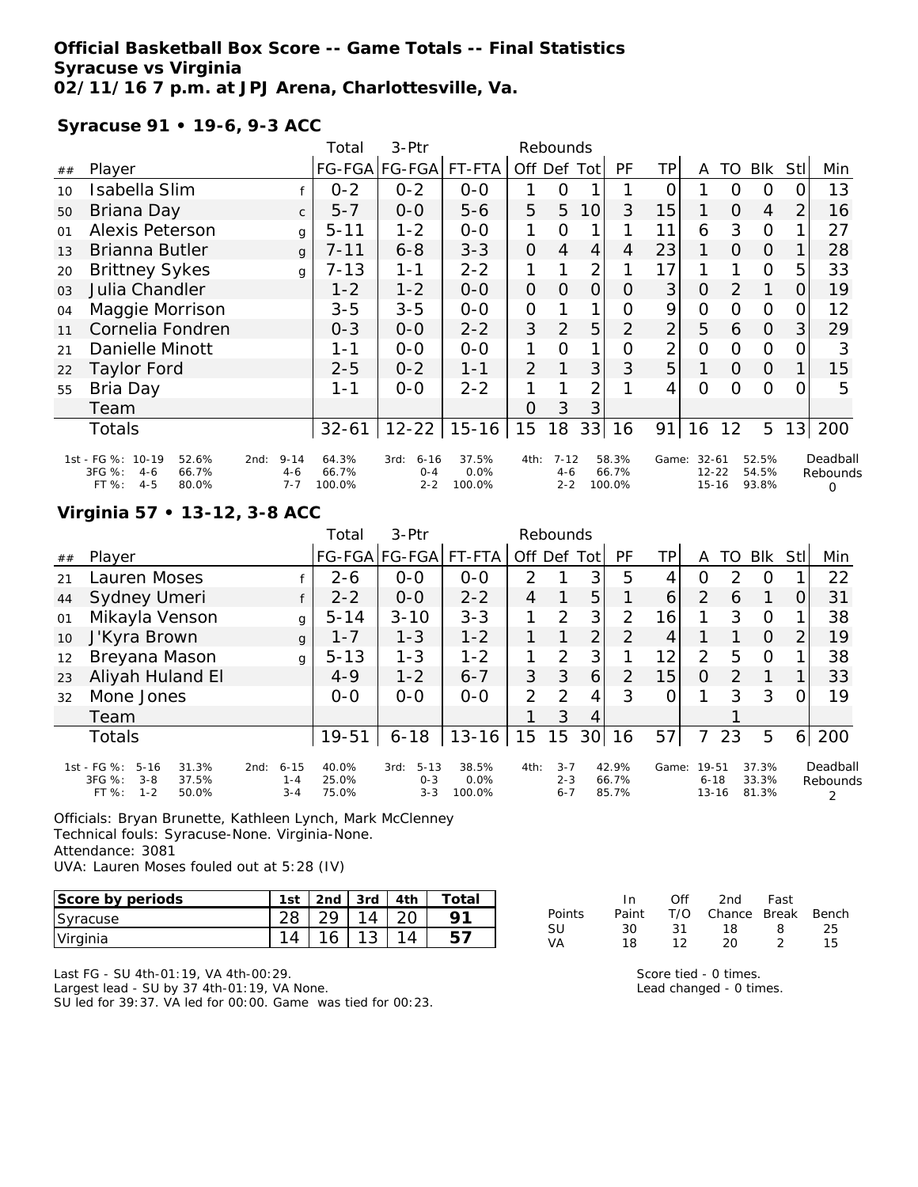**Official Basketball Box Score -- Game Totals -- Final Statistics**
**Syracuse vs Virginia**
**02/11/16 7 p.m. at JPJ Arena, Charlottesville, Va.**

**Syracuse 91 • 19-6, 9-3 ACC**

| ## | Player | | Total FG-FGA | 3-Ptr FG-FGA | FT-FTA | Rebounds Off | Def | Tot | PF | TP | A | TO | Blk | Stl | Min |
|---|---|---|---|---|---|---|---|---|---|---|---|---|---|---|---|
| 10 | Isabella Slim | f | 0-2 | 0-2 | 0-0 | 1 | 0 | 1 | 1 | 0 | 1 | 0 | 0 | 0 | 13 |
| 50 | Briana Day | c | 5-7 | 0-0 | 5-6 | 5 | 5 | 10 | 3 | 15 | 1 | 0 | 4 | 2 | 16 |
| 01 | Alexis Peterson | g | 5-11 | 1-2 | 0-0 | 1 | 0 | 1 | 1 | 11 | 6 | 3 | 0 | 1 | 27 |
| 13 | Brianna Butler | g | 7-11 | 6-8 | 3-3 | 0 | 4 | 4 | 4 | 23 | 1 | 0 | 0 | 1 | 28 |
| 20 | Brittney Sykes | g | 7-13 | 1-1 | 2-2 | 1 | 1 | 2 | 1 | 17 | 1 | 1 | 0 | 5 | 33 |
| 03 | Julia Chandler | | 1-2 | 1-2 | 0-0 | 0 | 0 | 0 | 0 | 3 | 0 | 2 | 1 | 0 | 19 |
| 04 | Maggie Morrison | | 3-5 | 3-5 | 0-0 | 0 | 1 | 1 | 0 | 9 | 0 | 0 | 0 | 0 | 12 |
| 11 | Cornelia Fondren | | 0-3 | 0-0 | 2-2 | 3 | 2 | 5 | 2 | 2 | 5 | 6 | 0 | 3 | 29 |
| 21 | Danielle Minott | | 1-1 | 0-0 | 0-0 | 1 | 0 | 1 | 0 | 2 | 0 | 0 | 0 | 0 | 3 |
| 22 | Taylor Ford | | 2-5 | 0-2 | 1-1 | 2 | 1 | 3 | 3 | 5 | 1 | 0 | 0 | 1 | 15 |
| 55 | Bria Day | | 1-1 | 0-0 | 2-2 | 1 | 1 | 2 | 1 | 4 | 0 | 0 | 0 | 0 | 5 |
| | Team | | | | | 0 | 3 | 3 | | | | | | | |
| | Totals | | 32-61 | 12-22 | 15-16 | 15 | 18 | 33 | 16 | 91 | 16 | 12 | 5 | 13 | 200 |

| | 1st | | 2nd | | 3rd | | 4th | | Game | | Deadball Rebounds |
|---|---|---|---|---|---|---|---|---|---|---|---|
| FG % | 10-19 | 52.6% | 9-14 | 64.3% | 6-16 | 37.5% | 7-12 | 58.3% | 32-61 | 52.5% | 0 |
| 3FG % | 4-6 | 66.7% | 4-6 | 66.7% | 0-4 | 0.0% | 4-6 | 66.7% | 12-22 | 54.5% | |
| FT % | 4-5 | 80.0% | 7-7 | 100.0% | 2-2 | 100.0% | 2-2 | 100.0% | 15-16 | 93.8% | |

**Virginia 57 • 13-12, 3-8 ACC**

| ## | Player | | Total FG-FGA | 3-Ptr FG-FGA | FT-FTA | Rebounds Off | Def | Tot | PF | TP | A | TO | Blk | Stl | Min |
|---|---|---|---|---|---|---|---|---|---|---|---|---|---|---|---|
| 21 | Lauren Moses | f | 2-6 | 0-0 | 0-0 | 2 | 1 | 3 | 5 | 4 | 0 | 2 | 0 | 1 | 22 |
| 44 | Sydney Umeri | f | 2-2 | 0-0 | 2-2 | 4 | 1 | 5 | 1 | 6 | 2 | 6 | 1 | 0 | 31 |
| 01 | Mikayla Venson | g | 5-14 | 3-10 | 3-3 | 1 | 2 | 3 | 2 | 16 | 1 | 3 | 0 | 1 | 38 |
| 10 | J'Kyra Brown | g | 1-7 | 1-3 | 1-2 | 1 | 1 | 2 | 2 | 4 | 1 | 1 | 0 | 2 | 19 |
| 12 | Breyana Mason | g | 5-13 | 1-3 | 1-2 | 1 | 2 | 3 | 1 | 12 | 2 | 5 | 0 | 1 | 38 |
| 23 | Aliyah Huland El | | 4-9 | 1-2 | 6-7 | 3 | 3 | 6 | 2 | 15 | 0 | 2 | 1 | 1 | 33 |
| 32 | Mone Jones | | 0-0 | 0-0 | 0-0 | 2 | 2 | 4 | 3 | 0 | 1 | 3 | 3 | 0 | 19 |
| | Team | | | | | 1 | 3 | 4 | | | | 1 | | | |
| | Totals | | 19-51 | 6-18 | 13-16 | 15 | 15 | 30 | 16 | 57 | 7 | 23 | 5 | 6 | 200 |

| | 1st | | 2nd | | 3rd | | 4th | | Game | | Deadball Rebounds |
|---|---|---|---|---|---|---|---|---|---|---|---|
| FG % | 5-16 | 31.3% | 6-15 | 40.0% | 5-13 | 38.5% | 3-7 | 42.9% | 19-51 | 37.3% | 2 |
| 3FG % | 3-8 | 37.5% | 1-4 | 25.0% | 0-3 | 0.0% | 2-3 | 66.7% | 6-18 | 33.3% | |
| FT % | 1-2 | 50.0% | 3-4 | 75.0% | 3-3 | 100.0% | 6-7 | 85.7% | 13-16 | 81.3% | |

Officials: Bryan Brunette, Kathleen Lynch, Mark McClenney
Technical fouls: Syracuse-None. Virginia-None.
Attendance: 3081
UVA: Lauren Moses fouled out at 5:28 (IV)

| Score by periods | 1st | 2nd | 3rd | 4th | Total |
|---|---|---|---|---|---|
| Syracuse | 28 | 29 | 14 | 20 | 91 |
| Virginia | 14 | 16 | 13 | 14 | 57 |

| Points | In Paint | Off T/O | 2nd Chance | Fast Break | Bench |
|---|---|---|---|---|---|
| SU | 30 | 31 | 18 | 8 | 25 |
| VA | 18 | 12 | 20 | 2 | 15 |

Last FG - SU 4th-01:19, VA 4th-00:29.
Largest lead - SU by 37 4th-01:19, VA None.
SU led for 39:37. VA led for 00:00. Game was tied for 00:23.

Score tied - 0 times.
Lead changed - 0 times.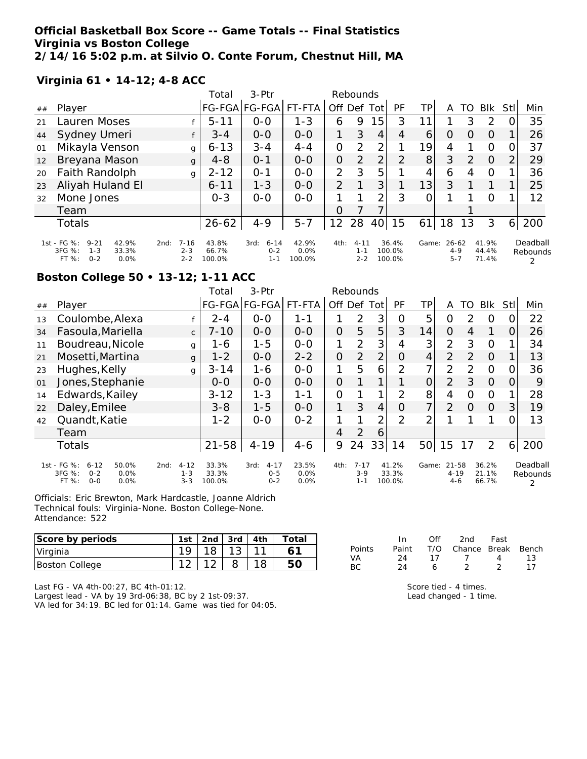# Official Basketball Box Score -- Game Totals -- Final Statistics
## Virginia vs Boston College
### 2/14/16 5:02 p.m. at Silvio O. Conte Forum, Chestnut Hill, MA

**Virginia 61 • 14-12; 4-8 ACC**

| ## | Player | | Total FG-FGA | 3-Ptr FG-FGA | FT-FTA | Off | Def | Tot | PF | TP | A | TO | Blk | Stl | Min |
|---|---|---|---|---|---|---|---|---|---|---|---|---|---|---|---|
| 21 | Lauren Moses | f | 5-11 | 0-0 | 1-3 | 6 | 9 | 15 | 3 | 11 | 1 | 3 | 2 | 0 | 35 |
| 44 | Sydney Umeri | f | 3-4 | 0-0 | 0-0 | 1 | 3 | 4 | 4 | 6 | 0 | 0 | 0 | 1 | 26 |
| 01 | Mikayla Venson | g | 6-13 | 3-4 | 4-4 | 0 | 2 | 2 | 1 | 19 | 4 | 1 | 0 | 0 | 37 |
| 12 | Breyana Mason | g | 4-8 | 0-1 | 0-0 | 0 | 2 | 2 | 2 | 8 | 3 | 2 | 0 | 2 | 29 |
| 20 | Faith Randolph | g | 2-12 | 0-1 | 0-0 | 2 | 3 | 5 | 1 | 4 | 6 | 4 | 0 | 1 | 36 |
| 23 | Aliyah Huland El | | 6-11 | 1-3 | 0-0 | 2 | 1 | 3 | 1 | 13 | 3 | 1 | 1 | 1 | 25 |
| 32 | Mone Jones | | 0-3 | 0-0 | 0-0 | 1 | 1 | 2 | 3 | 0 | 1 | 1 | 0 | 1 | 12 |
| | Team | | | | | 0 | 7 | 7 | | | | 1 | | | |
| | Totals | | 26-62 | 4-9 | 5-7 | 12 | 28 | 40 | 15 | 61 | 18 | 13 | 3 | 6 | 200 |

| | 1st | | 2nd | | 3rd | | 4th | | Game | | Deadball Rebounds |
|---|---|---|---|---|---|---|---|---|---|---|---|
| FG % | 9-21 | 42.9% | 7-16 | 43.8% | 6-14 | 42.9% | 4-11 | 36.4% | 26-62 | 41.9% | 2 |
| 3FG % | 1-3 | 33.3% | 2-3 | 66.7% | 0-2 | 0.0% | 1-1 | 100.0% | 4-9 | 44.4% | |
| FT % | 0-2 | 0.0% | 2-2 | 100.0% | 1-1 | 100.0% | 2-2 | 100.0% | 5-7 | 71.4% | |

**Boston College 50 • 13-12; 1-11 ACC**

| ## | Player | | Total FG-FGA | 3-Ptr FG-FGA | FT-FTA | Off | Def | Tot | PF | TP | A | TO | Blk | Stl | Min |
|---|---|---|---|---|---|---|---|---|---|---|---|---|---|---|---|
| 13 | Coulombe,Alexa | f | 2-4 | 0-0 | 1-1 | 1 | 2 | 3 | 0 | 5 | 0 | 2 | 0 | 0 | 22 |
| 34 | Fasoula,Mariella | c | 7-10 | 0-0 | 0-0 | 0 | 5 | 5 | 3 | 14 | 0 | 4 | 1 | 0 | 26 |
| 11 | Boudreau,Nicole | g | 1-6 | 1-5 | 0-0 | 1 | 2 | 3 | 4 | 3 | 2 | 3 | 0 | 1 | 34 |
| 21 | Mosetti,Martina | g | 1-2 | 0-0 | 2-2 | 0 | 2 | 2 | 0 | 4 | 2 | 2 | 0 | 1 | 13 |
| 23 | Hughes,Kelly | g | 3-14 | 1-6 | 0-0 | 1 | 5 | 6 | 2 | 7 | 2 | 2 | 0 | 0 | 36 |
| 01 | Jones,Stephanie | | 0-0 | 0-0 | 0-0 | 0 | 1 | 1 | 1 | 0 | 2 | 3 | 0 | 0 | 9 |
| 14 | Edwards,Kailey | | 3-12 | 1-3 | 1-1 | 0 | 1 | 1 | 2 | 8 | 4 | 0 | 0 | 1 | 28 |
| 22 | Daley,Emilee | | 3-8 | 1-5 | 0-0 | 1 | 3 | 4 | 0 | 7 | 2 | 0 | 0 | 3 | 19 |
| 42 | Quandt,Katie | | 1-2 | 0-0 | 0-2 | 1 | 1 | 2 | 2 | 2 | 1 | 1 | 1 | 0 | 13 |
| | Team | | | | | 4 | 2 | 6 | | | | | | | |
| | Totals | | 21-58 | 4-19 | 4-6 | 9 | 24 | 33 | 14 | 50 | 15 | 17 | 2 | 6 | 200 |

| | 1st | | 2nd | | 3rd | | 4th | | Game | | Deadball Rebounds |
|---|---|---|---|---|---|---|---|---|---|---|---|
| FG % | 6-12 | 50.0% | 4-12 | 33.3% | 4-17 | 23.5% | 7-17 | 41.2% | 21-58 | 36.2% | 2 |
| 3FG % | 0-2 | 0.0% | 1-3 | 33.3% | 0-5 | 0.0% | 3-9 | 33.3% | 4-19 | 21.1% | |
| FT % | 0-0 | 0.0% | 3-3 | 100.0% | 0-2 | 0.0% | 1-1 | 100.0% | 4-6 | 66.7% | |

Officials: Eric Brewton, Mark Hardcastle, Joanne Aldrich
Technical fouls: Virginia-None. Boston College-None.
Attendance: 522

| Score by periods | 1st | 2nd | 3rd | 4th | Total |
|---|---|---|---|---|---|
| Virginia | 19 | 18 | 13 | 11 | 61 |
| Boston College | 12 | 12 | 8 | 18 | 50 |

| Points | In Paint | Off T/O | 2nd Chance | Fast Break | Bench |
|---|---|---|---|---|---|
| VA | 24 | 17 | 7 | 4 | 13 |
| BC | 24 | 6 | 2 | 2 | 17 |

Last FG - VA 4th-00:27, BC 4th-01:12.
Largest lead - VA by 19 3rd-06:38, BC by 2 1st-09:37.
VA led for 34:19. BC led for 01:14. Game was tied for 04:05.

Score tied - 4 times.
Lead changed - 1 time.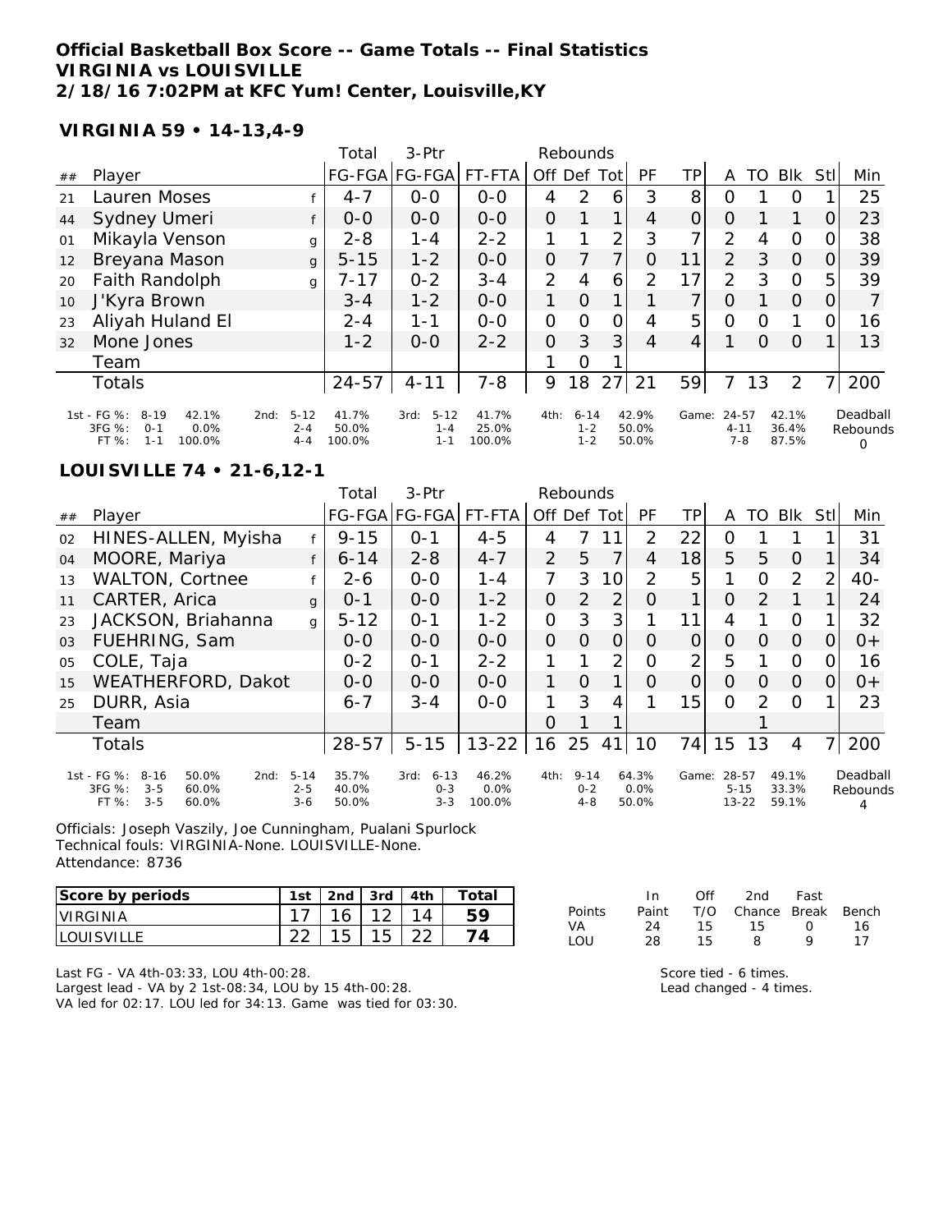**Official Basketball Box Score -- Game Totals -- Final Statistics**
**VIRGINIA vs LOUISVILLE**
**2/18/16 7:02PM at KFC Yum! Center, Louisville,KY**

**VIRGINIA 59 • 14-13,4-9**

| ## | Player | | Total FG-FGA | 3-Ptr FG-FGA | FT-FTA | Off | Def | Tot | PF | TP | A | TO | Blk | Stl | Min |
|---|---|---|---|---|---|---|---|---|---|---|---|---|---|---|---|
| 21 | Lauren Moses | f | 4-7 | 0-0 | 0-0 | 4 | 2 | 6 | 3 | 8 | 0 | 1 | 0 | 1 | 25 |
| 44 | Sydney Umeri | f | 0-0 | 0-0 | 0-0 | 0 | 1 | 1 | 4 | 0 | 0 | 1 | 1 | 0 | 23 |
| 01 | Mikayla Venson | g | 2-8 | 1-4 | 2-2 | 1 | 1 | 2 | 3 | 7 | 2 | 4 | 0 | 0 | 38 |
| 12 | Breyana Mason | g | 5-15 | 1-2 | 0-0 | 0 | 7 | 7 | 0 | 11 | 2 | 3 | 0 | 0 | 39 |
| 20 | Faith Randolph | g | 7-17 | 0-2 | 3-4 | 2 | 4 | 6 | 2 | 17 | 2 | 3 | 0 | 5 | 39 |
| 10 | J'Kyra Brown | | 3-4 | 1-2 | 0-0 | 1 | 0 | 1 | 1 | 7 | 0 | 1 | 0 | 0 | 7 |
| 23 | Aliyah Huland El | | 2-4 | 1-1 | 0-0 | 0 | 0 | 0 | 4 | 5 | 0 | 0 | 1 | 0 | 16 |
| 32 | Mone Jones | | 1-2 | 0-0 | 2-2 | 0 | 3 | 3 | 4 | 4 | 1 | 0 | 0 | 1 | 13 |
| | Team | | | | | 1 | 0 | 1 | | | | | | | |
| | Totals | | 24-57 | 4-11 | 7-8 | 9 | 18 | 27 | 21 | 59 | 7 | 13 | 2 | 7 | 200 |

| | 1st | 2nd | 3rd | 4th | Game |
|---|---|---|---|---|---|
| FG % | 8-19 42.1% | 5-12 41.7% | 5-12 41.7% | 6-14 42.9% | 24-57 42.1% |
| 3FG % | 0-1 0.0% | 2-4 50.0% | 1-4 25.0% | 1-2 50.0% | 4-11 36.4% |
| FT % | 1-1 100.0% | 4-4 100.0% | 1-1 100.0% | 1-2 50.0% | 7-8 87.5% |

Deadball Rebounds: 0

**LOUISVILLE 74 • 21-6,12-1**

| ## | Player | | Total FG-FGA | 3-Ptr FG-FGA | FT-FTA | Off | Def | Tot | PF | TP | A | TO | Blk | Stl | Min |
|---|---|---|---|---|---|---|---|---|---|---|---|---|---|---|---|
| 02 | HINES-ALLEN, Myisha | f | 9-15 | 0-1 | 4-5 | 4 | 7 | 11 | 2 | 22 | 0 | 1 | 1 | 1 | 31 |
| 04 | MOORE, Mariya | f | 6-14 | 2-8 | 4-7 | 2 | 5 | 7 | 4 | 18 | 5 | 5 | 0 | 1 | 34 |
| 13 | WALTON, Cortnee | f | 2-6 | 0-0 | 1-4 | 7 | 3 | 10 | 2 | 5 | 1 | 0 | 2 | 2 | 40- |
| 11 | CARTER, Arica | g | 0-1 | 0-0 | 1-2 | 0 | 2 | 2 | 0 | 1 | 0 | 2 | 1 | 1 | 24 |
| 23 | JACKSON, Briahanna | g | 5-12 | 0-1 | 1-2 | 0 | 3 | 3 | 1 | 11 | 4 | 1 | 0 | 1 | 32 |
| 03 | FUEHRING, Sam | | 0-0 | 0-0 | 0-0 | 0 | 0 | 0 | 0 | 0 | 0 | 0 | 0 | 0 | 0+ |
| 05 | COLE, Taja | | 0-2 | 0-1 | 2-2 | 1 | 1 | 2 | 0 | 2 | 5 | 1 | 0 | 0 | 16 |
| 15 | WEATHERFORD, Dakot | | 0-0 | 0-0 | 0-0 | 1 | 0 | 1 | 0 | 0 | 0 | 0 | 0 | 0 | 0+ |
| 25 | DURR, Asia | | 6-7 | 3-4 | 0-0 | 1 | 3 | 4 | 1 | 15 | 0 | 2 | 0 | 1 | 23 |
| | Team | | | | | 0 | 1 | 1 | | | | 1 | | | |
| | Totals | | 28-57 | 5-15 | 13-22 | 16 | 25 | 41 | 10 | 74 | 15 | 13 | 4 | 7 | 200 |

| | 1st | 2nd | 3rd | 4th | Game |
|---|---|---|---|---|---|
| FG % | 8-16 50.0% | 5-14 35.7% | 6-13 46.2% | 9-14 64.3% | 28-57 49.1% |
| 3FG % | 3-5 60.0% | 2-5 40.0% | 0-3 0.0% | 0-2 0.0% | 5-15 33.3% |
| FT % | 3-5 60.0% | 3-6 50.0% | 3-3 100.0% | 4-8 50.0% | 13-22 59.1% |

Deadball Rebounds: 4

Officials: Joseph Vaszily, Joe Cunningham, Pualani Spurlock
Technical fouls: VIRGINIA-None. LOUISVILLE-None.
Attendance: 8736

| Score by periods | 1st | 2nd | 3rd | 4th | Total |
|---|---|---|---|---|---|
| VIRGINIA | 17 | 16 | 12 | 14 | 59 |
| LOUISVILLE | 22 | 15 | 15 | 22 | 74 |

| Points | In Paint | Off T/O | 2nd Chance | Fast Break | Bench |
|---|---|---|---|---|---|
| VA | 24 | 15 | 15 | 0 | 16 |
| LOU | 28 | 15 | 8 | 9 | 17 |

Last FG - VA 4th-03:33, LOU 4th-00:28.
Largest lead - VA by 2 1st-08:34, LOU by 15 4th-00:28.
VA led for 02:17. LOU led for 34:13. Game was tied for 03:30.

Score tied - 6 times.
Lead changed - 4 times.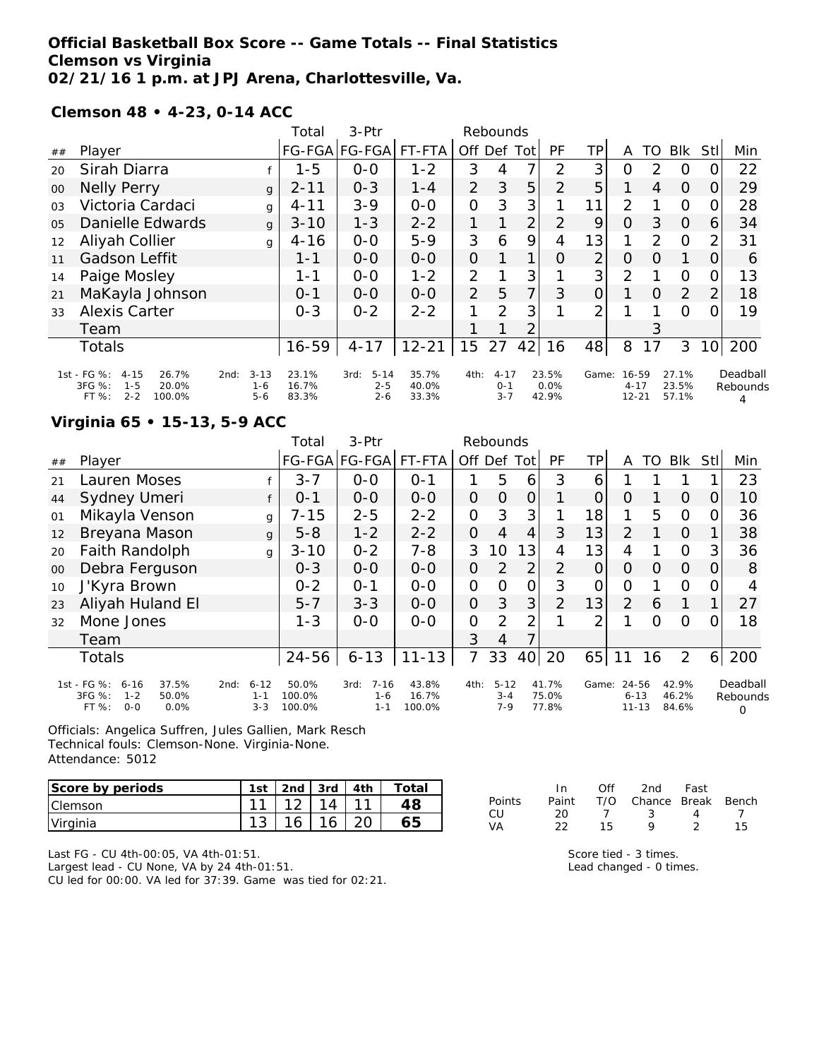**Official Basketball Box Score -- Game Totals -- Final Statistics**
**Clemson vs Virginia**
**02/21/16 1 p.m. at JPJ Arena, Charlottesville, Va.**

**Clemson 48 • 4-23, 0-14 ACC**

| ## | Player | | Total FG-FGA | 3-Ptr FG-FGA | FT-FTA | Off | Def | Tot | PF | TP | A | TO | Blk | Stl | Min |
|---|---|---|---|---|---|---|---|---|---|---|---|---|---|---|---|
| 20 | Sirah Diarra | f | 1-5 | 0-0 | 1-2 | 3 | 4 | 7 | 2 | 3 | 0 | 2 | 0 | 0 | 22 |
| 00 | Nelly Perry | g | 2-11 | 0-3 | 1-4 | 2 | 3 | 5 | 2 | 5 | 1 | 4 | 0 | 0 | 29 |
| 03 | Victoria Cardaci | g | 4-11 | 3-9 | 0-0 | 0 | 3 | 3 | 1 | 11 | 2 | 1 | 0 | 0 | 28 |
| 05 | Danielle Edwards | g | 3-10 | 1-3 | 2-2 | 1 | 1 | 2 | 2 | 9 | 0 | 3 | 0 | 6 | 34 |
| 12 | Aliyah Collier | g | 4-16 | 0-0 | 5-9 | 3 | 6 | 9 | 4 | 13 | 1 | 2 | 0 | 2 | 31 |
| 11 | Gadson Leffit | | 1-1 | 0-0 | 0-0 | 0 | 1 | 1 | 0 | 2 | 0 | 0 | 1 | 0 | 6 |
| 14 | Paige Mosley | | 1-1 | 0-0 | 1-2 | 2 | 1 | 3 | 1 | 3 | 2 | 1 | 0 | 0 | 13 |
| 21 | MaKayla Johnson | | 0-1 | 0-0 | 0-0 | 2 | 5 | 7 | 3 | 0 | 1 | 0 | 2 | 2 | 18 |
| 33 | Alexis Carter | | 0-3 | 0-2 | 2-2 | 1 | 2 | 3 | 1 | 2 | 1 | 1 | 0 | 0 | 19 |
| | Team | | | | | 1 | 1 | 2 | | | | 3 | | | |
| | Totals | | 16-59 | 4-17 | 12-21 | 15 | 27 | 42 | 16 | 48 | 8 | 17 | 3 | 10 | 200 |

| | 1st | 2nd | 3rd | 4th | Game |
|---|---|---|---|---|---|
| FG % | 4-15 26.7% | 3-13 23.1% | 5-14 35.7% | 4-17 23.5% | 16-59 27.1% |
| 3FG % | 1-5 20.0% | 1-6 16.7% | 2-5 40.0% | 0-1 0.0% | 4-17 23.5% |
| FT % | 2-2 100.0% | 5-6 83.3% | 2-6 33.3% | 3-7 42.9% | 12-21 57.1% |

Deadball Rebounds 4

**Virginia 65 • 15-13, 5-9 ACC**

| ## | Player | | Total FG-FGA | 3-Ptr FG-FGA | FT-FTA | Off | Def | Tot | PF | TP | A | TO | Blk | Stl | Min |
|---|---|---|---|---|---|---|---|---|---|---|---|---|---|---|---|
| 21 | Lauren Moses | f | 3-7 | 0-0 | 0-1 | 1 | 5 | 6 | 3 | 6 | 1 | 1 | 1 | 1 | 23 |
| 44 | Sydney Umeri | f | 0-1 | 0-0 | 0-0 | 0 | 0 | 0 | 1 | 0 | 0 | 1 | 0 | 0 | 10 |
| 01 | Mikayla Venson | g | 7-15 | 2-5 | 2-2 | 0 | 3 | 3 | 1 | 18 | 1 | 5 | 0 | 0 | 36 |
| 12 | Breyana Mason | g | 5-8 | 1-2 | 2-2 | 0 | 4 | 4 | 3 | 13 | 2 | 1 | 0 | 1 | 38 |
| 20 | Faith Randolph | g | 3-10 | 0-2 | 7-8 | 3 | 10 | 13 | 4 | 13 | 4 | 1 | 0 | 3 | 36 |
| 00 | Debra Ferguson | | 0-3 | 0-0 | 0-0 | 0 | 2 | 2 | 2 | 0 | 0 | 0 | 0 | 0 | 8 |
| 10 | J'Kyra Brown | | 0-2 | 0-1 | 0-0 | 0 | 0 | 0 | 3 | 0 | 0 | 1 | 0 | 0 | 4 |
| 23 | Aliyah Huland El | | 5-7 | 3-3 | 0-0 | 0 | 3 | 3 | 2 | 13 | 2 | 6 | 1 | 1 | 27 |
| 32 | Mone Jones | | 1-3 | 0-0 | 0-0 | 0 | 2 | 2 | 1 | 2 | 1 | 0 | 0 | 0 | 18 |
| | Team | | | | | 3 | 4 | 7 | | | | | | | |
| | Totals | | 24-56 | 6-13 | 11-13 | 7 | 33 | 40 | 20 | 65 | 11 | 16 | 2 | 6 | 200 |

| | 1st | 2nd | 3rd | 4th | Game |
|---|---|---|---|---|---|
| FG % | 6-16 37.5% | 6-12 50.0% | 7-16 43.8% | 5-12 41.7% | 24-56 42.9% |
| 3FG % | 1-2 50.0% | 1-1 100.0% | 1-6 16.7% | 3-4 75.0% | 6-13 46.2% |
| FT % | 0-0 0.0% | 3-3 100.0% | 1-1 100.0% | 7-9 77.8% | 11-13 84.6% |

Deadball Rebounds 0

Officials: Angelica Suffren, Jules Gallien, Mark Resch
Technical fouls: Clemson-None. Virginia-None.
Attendance: 5012

| Score by periods | 1st | 2nd | 3rd | 4th | Total |
|---|---|---|---|---|---|
| Clemson | 11 | 12 | 14 | 11 | 48 |
| Virginia | 13 | 16 | 16 | 20 | 65 |

| Points | In Paint | Off T/O | 2nd Chance | Fast Break | Bench |
|---|---|---|---|---|---|
| CU | 20 | 7 | 3 | 4 | 7 |
| VA | 22 | 15 | 9 | 2 | 15 |

Last FG - CU 4th-00:05, VA 4th-01:51.
Largest lead - CU None, VA by 24 4th-01:51.
CU led for 00:00. VA led for 37:39. Game was tied for 02:21.

Score tied - 3 times.
Lead changed - 0 times.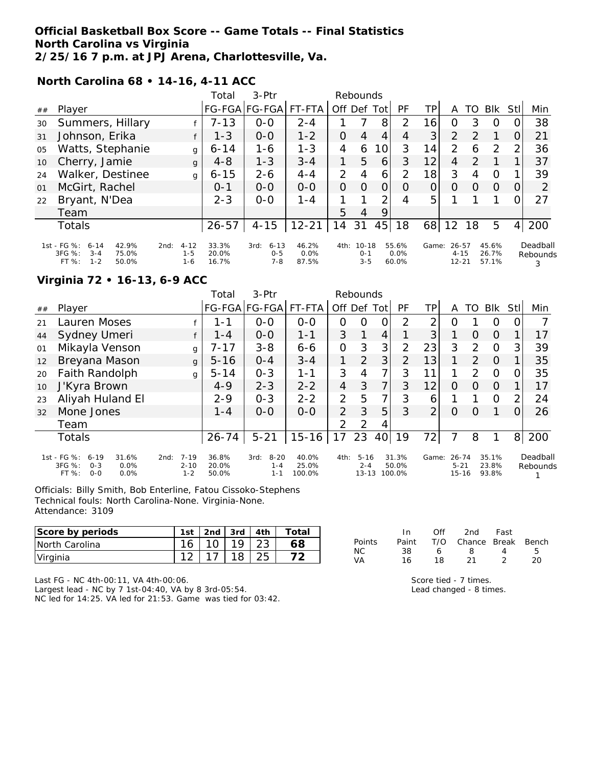**Official Basketball Box Score -- Game Totals -- Final Statistics**
**North Carolina vs Virginia**
**2/25/16 7 p.m. at JPJ Arena, Charlottesville, Va.**

### North Carolina 68 • 14-16, 4-11 ACC

| ## | Player | | Total FG-FGA | 3-Ptr FG-FGA | FT-FTA | Off | Def | Tot | PF | TP | A | TO | Blk | Stl | Min |
|---|---|---|---|---|---|---|---|---|---|---|---|---|---|---|---|
| 30 | Summers, Hillary | f | 7-13 | 0-0 | 2-4 | 1 | 7 | 8 | 2 | 16 | 0 | 3 | 0 | 0 | 38 |
| 31 | Johnson, Erika | f | 1-3 | 0-0 | 1-2 | 0 | 4 | 4 | 4 | 3 | 2 | 2 | 1 | 0 | 21 |
| 05 | Watts, Stephanie | g | 6-14 | 1-6 | 1-3 | 4 | 6 | 10 | 3 | 14 | 2 | 6 | 2 | 2 | 36 |
| 10 | Cherry, Jamie | g | 4-8 | 1-3 | 3-4 | 1 | 5 | 6 | 3 | 12 | 4 | 2 | 1 | 1 | 37 |
| 24 | Walker, Destinee | g | 6-15 | 2-6 | 4-4 | 2 | 4 | 6 | 2 | 18 | 3 | 4 | 0 | 1 | 39 |
| 01 | McGirt, Rachel | | 0-1 | 0-0 | 0-0 | 0 | 0 | 0 | 0 | 0 | 0 | 0 | 0 | 0 | 2 |
| 22 | Bryant, N'Dea | | 2-3 | 0-0 | 1-4 | 1 | 1 | 2 | 4 | 5 | 1 | 1 | 1 | 0 | 27 |
| | Team | | | | | 5 | 4 | 9 | | | | | | | |
| | Totals | | 26-57 | 4-15 | 12-21 | 14 | 31 | 45 | 18 | 68 | 12 | 18 | 5 | 4 | 200 |

| | 1st | 2nd | 3rd | 4th | Game |
|---|---|---|---|---|---|
| FG % | 6-14 42.9% | 4-12 33.3% | 6-13 46.2% | 10-18 55.6% | 26-57 45.6% |
| 3FG % | 3-4 75.0% | 1-5 20.0% | 0-5 0.0% | 0-1 0.0% | 4-15 26.7% |
| FT % | 1-2 50.0% | 1-6 16.7% | 7-8 87.5% | 3-5 60.0% | 12-21 57.1% |

Deadball Rebounds: 3

### Virginia 72 • 16-13, 6-9 ACC

| ## | Player | | Total FG-FGA | 3-Ptr FG-FGA | FT-FTA | Off | Def | Tot | PF | TP | A | TO | Blk | Stl | Min |
|---|---|---|---|---|---|---|---|---|---|---|---|---|---|---|---|
| 21 | Lauren Moses | f | 1-1 | 0-0 | 0-0 | 0 | 0 | 0 | 2 | 2 | 0 | 1 | 0 | 0 | 7 |
| 44 | Sydney Umeri | f | 1-4 | 0-0 | 1-1 | 3 | 1 | 4 | 1 | 3 | 1 | 0 | 0 | 1 | 17 |
| 01 | Mikayla Venson | g | 7-17 | 3-8 | 6-6 | 0 | 3 | 3 | 2 | 23 | 3 | 2 | 0 | 3 | 39 |
| 12 | Breyana Mason | g | 5-16 | 0-4 | 3-4 | 1 | 2 | 3 | 2 | 13 | 1 | 2 | 0 | 1 | 35 |
| 20 | Faith Randolph | g | 5-14 | 0-3 | 1-1 | 3 | 4 | 7 | 3 | 11 | 1 | 2 | 0 | 0 | 35 |
| 10 | J'Kyra Brown | | 4-9 | 2-3 | 2-2 | 4 | 3 | 7 | 3 | 12 | 0 | 0 | 0 | 1 | 17 |
| 23 | Aliyah Huland El | | 2-9 | 0-3 | 2-2 | 2 | 5 | 7 | 3 | 6 | 1 | 1 | 0 | 2 | 24 |
| 32 | Mone Jones | | 1-4 | 0-0 | 0-0 | 2 | 3 | 5 | 3 | 2 | 0 | 0 | 1 | 0 | 26 |
| | Team | | | | | 2 | 2 | 4 | | | | | | | |
| | Totals | | 26-74 | 5-21 | 15-16 | 17 | 23 | 40 | 19 | 72 | 7 | 8 | 1 | 8 | 200 |

| | 1st | 2nd | 3rd | 4th | Game |
|---|---|---|---|---|---|
| FG % | 6-19 31.6% | 7-19 36.8% | 8-20 40.0% | 5-16 31.3% | 26-74 35.1% |
| 3FG % | 0-3 0.0% | 2-10 20.0% | 1-4 25.0% | 2-4 50.0% | 5-21 23.8% |
| FT % | 0-0 0.0% | 1-2 50.0% | 1-1 100.0% | 13-13 100.0% | 15-16 93.8% |

Deadball Rebounds: 1

Officials: Billy Smith, Bob Enterline, Fatou Cissoko-Stephens
Technical fouls: North Carolina-None. Virginia-None.
Attendance: 3109

| Score by periods | 1st | 2nd | 3rd | 4th | Total |
|---|---|---|---|---|---|
| North Carolina | 16 | 10 | 19 | 23 | 68 |
| Virginia | 12 | 17 | 18 | 25 | 72 |

| Points | In Paint | Off T/O | 2nd Chance | Fast Break | Bench |
|---|---|---|---|---|---|
| NC | 38 | 6 | 8 | 4 | 5 |
| VA | 16 | 18 | 21 | 2 | 20 |

Last FG - NC 4th-00:11, VA 4th-00:06.
Largest lead - NC by 7 1st-04:40, VA by 8 3rd-05:54.
NC led for 14:25. VA led for 21:53. Game was tied for 03:42.

Score tied - 7 times.
Lead changed - 8 times.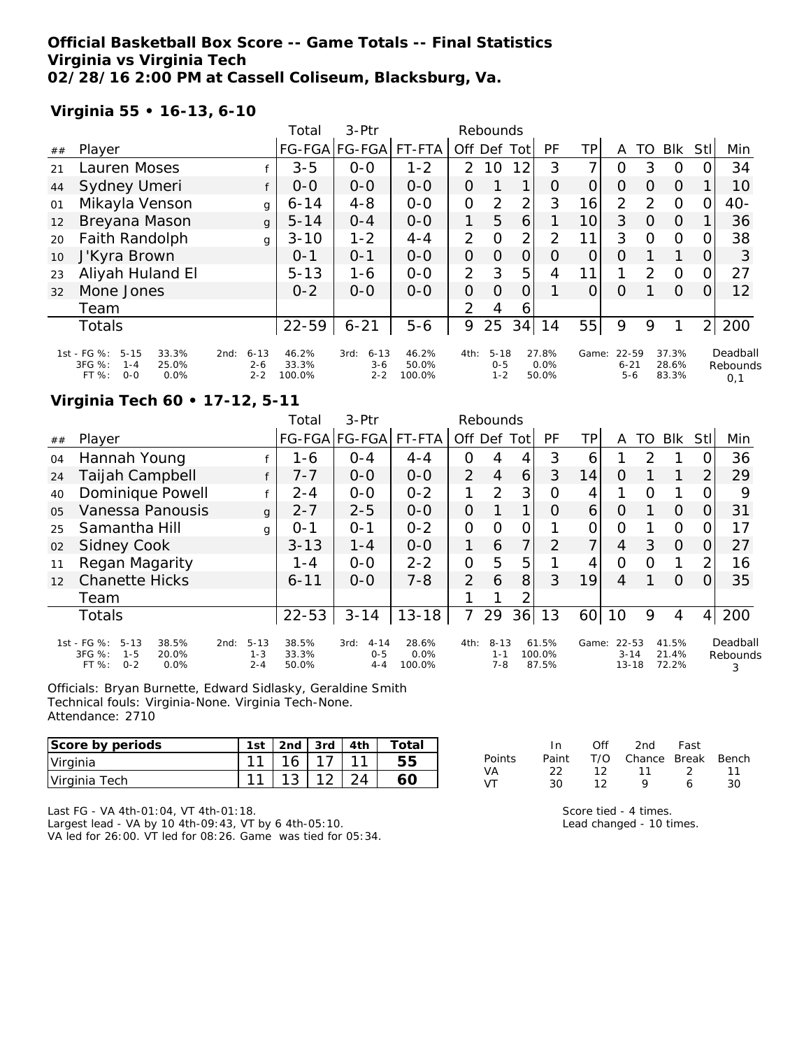**Official Basketball Box Score -- Game Totals -- Final Statistics**
**Virginia vs Virginia Tech**
**02/28/16 2:00 PM at Cassell Coliseum, Blacksburg, Va.**

### Virginia 55 • 16-13, 6-10

| ## | Player | | Total FG-FGA | 3-Ptr FG-FGA | FT-FTA | Off | Def | Tot | PF | TP | A | TO | Blk | Stl | Min |
|---|---|---|---|---|---|---|---|---|---|---|---|---|---|---|---|
| 21 | Lauren Moses | f | 3-5 | 0-0 | 1-2 | 2 | 10 | 12 | 3 | 7 | 0 | 3 | 0 | 0 | 34 |
| 44 | Sydney Umeri | f | 0-0 | 0-0 | 0-0 | 0 | 1 | 1 | 0 | 0 | 0 | 0 | 0 | 1 | 10 |
| 01 | Mikayla Venson | g | 6-14 | 4-8 | 0-0 | 0 | 2 | 2 | 3 | 16 | 2 | 2 | 0 | 0 | 40- |
| 12 | Breyana Mason | g | 5-14 | 0-4 | 0-0 | 1 | 5 | 6 | 1 | 10 | 3 | 0 | 0 | 1 | 36 |
| 20 | Faith Randolph | g | 3-10 | 1-2 | 4-4 | 2 | 0 | 2 | 2 | 11 | 3 | 0 | 0 | 0 | 38 |
| 10 | J'Kyra Brown | | 0-1 | 0-1 | 0-0 | 0 | 0 | 0 | 0 | 0 | 0 | 1 | 1 | 0 | 3 |
| 23 | Aliyah Huland El | | 5-13 | 1-6 | 0-0 | 2 | 3 | 5 | 4 | 11 | 1 | 2 | 0 | 0 | 27 |
| 32 | Mone Jones | | 0-2 | 0-0 | 0-0 | 0 | 0 | 0 | 1 | 0 | 0 | 1 | 0 | 0 | 12 |
| | Team | | | | | 2 | 4 | 6 | | | | | | | |
| | Totals | | 22-59 | 6-21 | 5-6 | 9 | 25 | 34 | 14 | 55 | 9 | 9 | 1 | 2 | 200 |

| | 1st | | 2nd | | 3rd | | 4th | | Game | | Deadball Rebounds |
|---|---|---|---|---|---|---|---|---|---|---|---|
| FG % | 5-15 | 33.3% | 6-13 | 46.2% | 6-13 | 46.2% | 5-18 | 27.8% | 22-59 | 37.3% | 0,1 |
| 3FG % | 1-4 | 25.0% | 2-6 | 33.3% | 3-6 | 50.0% | 0-5 | 0.0% | 6-21 | 28.6% | |
| FT % | 0-0 | 0.0% | 2-2 | 100.0% | 2-2 | 100.0% | 1-2 | 50.0% | 5-6 | 83.3% | |

### Virginia Tech 60 • 17-12, 5-11

| ## | Player | | Total FG-FGA | 3-Ptr FG-FGA | FT-FTA | Off | Def | Tot | PF | TP | A | TO | Blk | Stl | Min |
|---|---|---|---|---|---|---|---|---|---|---|---|---|---|---|---|
| 04 | Hannah Young | f | 1-6 | 0-4 | 4-4 | 0 | 4 | 4 | 3 | 6 | 1 | 2 | 1 | 0 | 36 |
| 24 | Taijah Campbell | f | 7-7 | 0-0 | 0-0 | 2 | 4 | 6 | 3 | 14 | 0 | 1 | 1 | 2 | 29 |
| 40 | Dominique Powell | f | 2-4 | 0-0 | 0-2 | 1 | 2 | 3 | 0 | 4 | 1 | 0 | 1 | 0 | 9 |
| 05 | Vanessa Panousis | g | 2-7 | 2-5 | 0-0 | 0 | 1 | 1 | 0 | 6 | 0 | 1 | 0 | 0 | 31 |
| 25 | Samantha Hill | g | 0-1 | 0-1 | 0-2 | 0 | 0 | 0 | 1 | 0 | 0 | 1 | 0 | 0 | 17 |
| 02 | Sidney Cook | | 3-13 | 1-4 | 0-0 | 1 | 6 | 7 | 2 | 7 | 4 | 3 | 0 | 0 | 27 |
| 11 | Regan Magarity | | 1-4 | 0-0 | 2-2 | 0 | 5 | 5 | 1 | 4 | 0 | 0 | 1 | 2 | 16 |
| 12 | Chanette Hicks | | 6-11 | 0-0 | 7-8 | 2 | 6 | 8 | 3 | 19 | 4 | 1 | 0 | 0 | 35 |
| | Team | | | | | 1 | 1 | 2 | | | | | | | |
| | Totals | | 22-53 | 3-14 | 13-18 | 7 | 29 | 36 | 13 | 60 | 10 | 9 | 4 | 4 | 200 |

| | 1st | | 2nd | | 3rd | | 4th | | Game | | Deadball Rebounds |
|---|---|---|---|---|---|---|---|---|---|---|---|
| FG % | 5-13 | 38.5% | 5-13 | 38.5% | 4-14 | 28.6% | 8-13 | 61.5% | 22-53 | 41.5% | 3 |
| 3FG % | 1-5 | 20.0% | 1-3 | 33.3% | 0-5 | 0.0% | 1-1 | 100.0% | 3-14 | 21.4% | |
| FT % | 0-2 | 0.0% | 2-4 | 50.0% | 4-4 | 100.0% | 7-8 | 87.5% | 13-18 | 72.2% | |

Officials: Bryan Burnette, Edward Sidlasky, Geraldine Smith
Technical fouls: Virginia-None. Virginia Tech-None.
Attendance: 2710

| Score by periods | 1st | 2nd | 3rd | 4th | Total |
|---|---|---|---|---|---|
| Virginia | 11 | 16 | 17 | 11 | 55 |
| Virginia Tech | 11 | 13 | 12 | 24 | 60 |

| Points | In Paint | Off T/O | 2nd Chance | Fast Break | Bench |
|---|---|---|---|---|---|
| VA | 22 | 12 | 11 | 2 | 11 |
| VT | 30 | 12 | 9 | 6 | 30 |

Last FG - VA 4th-01:04, VT 4th-01:18.
Largest lead - VA by 10 4th-09:43, VT by 6 4th-05:10.
VA led for 26:00. VT led for 08:26. Game was tied for 05:34.

Score tied - 4 times.
Lead changed - 10 times.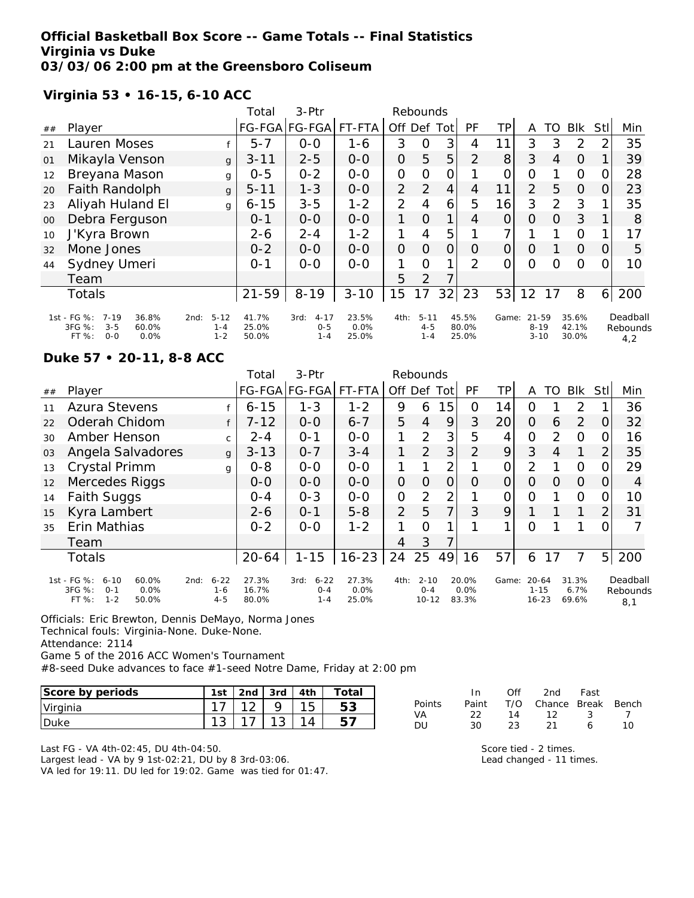**Official Basketball Box Score -- Game Totals -- Final Statistics**
**Virginia vs Duke**
**03/03/06 2:00 pm at the Greensboro Coliseum**

### Virginia 53 • 16-15, 6-10 ACC

| ## | Player | | Total FG-FGA | 3-Ptr FG-FGA | FT-FTA | Rebounds Off | Def | Tot | PF | TP | A | TO | Blk | Stl | Min |
|---|---|---|---|---|---|---|---|---|---|---|---|---|---|---|---|
| 21 | Lauren Moses | f | 5-7 | 0-0 | 1-6 | 3 | 0 | 3 | 4 | 11 | 3 | 3 | 2 | 2 | 35 |
| 01 | Mikayla Venson | g | 3-11 | 2-5 | 0-0 | 0 | 5 | 5 | 2 | 8 | 3 | 4 | 0 | 1 | 39 |
| 12 | Breyana Mason | g | 0-5 | 0-2 | 0-0 | 0 | 0 | 0 | 1 | 0 | 0 | 1 | 0 | 0 | 28 |
| 20 | Faith Randolph | g | 5-11 | 1-3 | 0-0 | 2 | 2 | 4 | 4 | 11 | 2 | 5 | 0 | 0 | 23 |
| 23 | Aliyah Huland El | g | 6-15 | 3-5 | 1-2 | 2 | 4 | 6 | 5 | 16 | 3 | 2 | 3 | 1 | 35 |
| 00 | Debra Ferguson | | 0-1 | 0-0 | 0-0 | 1 | 0 | 1 | 4 | 0 | 0 | 0 | 3 | 1 | 8 |
| 10 | J'Kyra Brown | | 2-6 | 2-4 | 1-2 | 1 | 4 | 5 | 1 | 7 | 1 | 1 | 0 | 1 | 17 |
| 32 | Mone Jones | | 0-2 | 0-0 | 0-0 | 0 | 0 | 0 | 0 | 0 | 0 | 1 | 0 | 0 | 5 |
| 44 | Sydney Umeri | | 0-1 | 0-0 | 0-0 | 1 | 0 | 1 | 2 | 0 | 0 | 0 | 0 | 0 | 10 |
| | Team | | | | | 5 | 2 | 7 | | | | | | | |
| | Totals | | 21-59 | 8-19 | 3-10 | 15 | 17 | 32 | 23 | 53 | 12 | 17 | 8 | 6 | 200 |

| | 1st | | 2nd | | 3rd | | 4th | | Game | | Deadball Rebounds |
|---|---|---|---|---|---|---|---|---|---|---|---|
| FG % | 7-19 | 36.8% | 5-12 | 41.7% | 4-17 | 23.5% | 5-11 | 45.5% | 21-59 | 35.6% | 4,2 |
| 3FG % | 3-5 | 60.0% | 1-4 | 25.0% | 0-5 | 0.0% | 4-5 | 80.0% | 8-19 | 42.1% | |
| FT % | 0-0 | 0.0% | 1-2 | 50.0% | 1-4 | 25.0% | 1-4 | 25.0% | 3-10 | 30.0% | |

### Duke 57 • 20-11, 8-8 ACC

| ## | Player | | Total FG-FGA | 3-Ptr FG-FGA | FT-FTA | Rebounds Off | Def | Tot | PF | TP | A | TO | Blk | Stl | Min |
|---|---|---|---|---|---|---|---|---|---|---|---|---|---|---|---|
| 11 | Azura Stevens | f | 6-15 | 1-3 | 1-2 | 9 | 6 | 15 | 0 | 14 | 0 | 1 | 2 | 1 | 36 |
| 22 | Oderah Chidom | f | 7-12 | 0-0 | 6-7 | 5 | 4 | 9 | 3 | 20 | 0 | 6 | 2 | 0 | 32 |
| 30 | Amber Henson | c | 2-4 | 0-1 | 0-0 | 1 | 2 | 3 | 5 | 4 | 0 | 2 | 0 | 0 | 16 |
| 03 | Angela Salvadores | g | 3-13 | 0-7 | 3-4 | 1 | 2 | 3 | 2 | 9 | 3 | 4 | 1 | 2 | 35 |
| 13 | Crystal Primm | g | 0-8 | 0-0 | 0-0 | 1 | 1 | 2 | 1 | 0 | 2 | 1 | 0 | 0 | 29 |
| 12 | Mercedes Riggs | | 0-0 | 0-0 | 0-0 | 0 | 0 | 0 | 0 | 0 | 0 | 0 | 0 | 0 | 4 |
| 14 | Faith Suggs | | 0-4 | 0-3 | 0-0 | 0 | 2 | 2 | 1 | 0 | 0 | 1 | 0 | 0 | 10 |
| 15 | Kyra Lambert | | 2-6 | 0-1 | 5-8 | 2 | 5 | 7 | 3 | 9 | 1 | 1 | 1 | 2 | 31 |
| 35 | Erin Mathias | | 0-2 | 0-0 | 1-2 | 1 | 0 | 1 | 1 | 1 | 0 | 1 | 1 | 0 | 7 |
| | Team | | | | | 4 | 3 | 7 | | | | | | | |
| | Totals | | 20-64 | 1-15 | 16-23 | 24 | 25 | 49 | 16 | 57 | 6 | 17 | 7 | 5 | 200 |

| | 1st | | 2nd | | 3rd | | 4th | | Game | | Deadball Rebounds |
|---|---|---|---|---|---|---|---|---|---|---|---|
| FG % | 6-10 | 60.0% | 6-22 | 27.3% | 6-22 | 27.3% | 2-10 | 20.0% | 20-64 | 31.3% | 8,1 |
| 3FG % | 0-1 | 0.0% | 1-6 | 16.7% | 0-4 | 0.0% | 0-4 | 0.0% | 1-15 | 6.7% | |
| FT % | 1-2 | 50.0% | 4-5 | 80.0% | 1-4 | 25.0% | 10-12 | 83.3% | 16-23 | 69.6% | |

Officials: Eric Brewton, Dennis DeMayo, Norma Jones
Technical fouls: Virginia-None. Duke-None.
Attendance: 2114
Game 5 of the 2016 ACC Women's Tournament
#8-seed Duke advances to face #1-seed Notre Dame, Friday at 2:00 pm

| Score by periods | 1st | 2nd | 3rd | 4th | Total |
|---|---|---|---|---|---|
| Virginia | 17 | 12 | 9 | 15 | 53 |
| Duke | 13 | 17 | 13 | 14 | 57 |

| Points | In Paint | Off T/O | 2nd Chance | Fast Break | Bench |
|---|---|---|---|---|---|
| VA | 22 | 14 | 12 | 3 | 7 |
| DU | 30 | 23 | 21 | 6 | 10 |

Last FG - VA 4th-02:45, DU 4th-04:50.
Largest lead - VA by 9 1st-02:21, DU by 8 3rd-03:06.
VA led for 19:11. DU led for 19:02. Game was tied for 01:47.

Score tied - 2 times.
Lead changed - 11 times.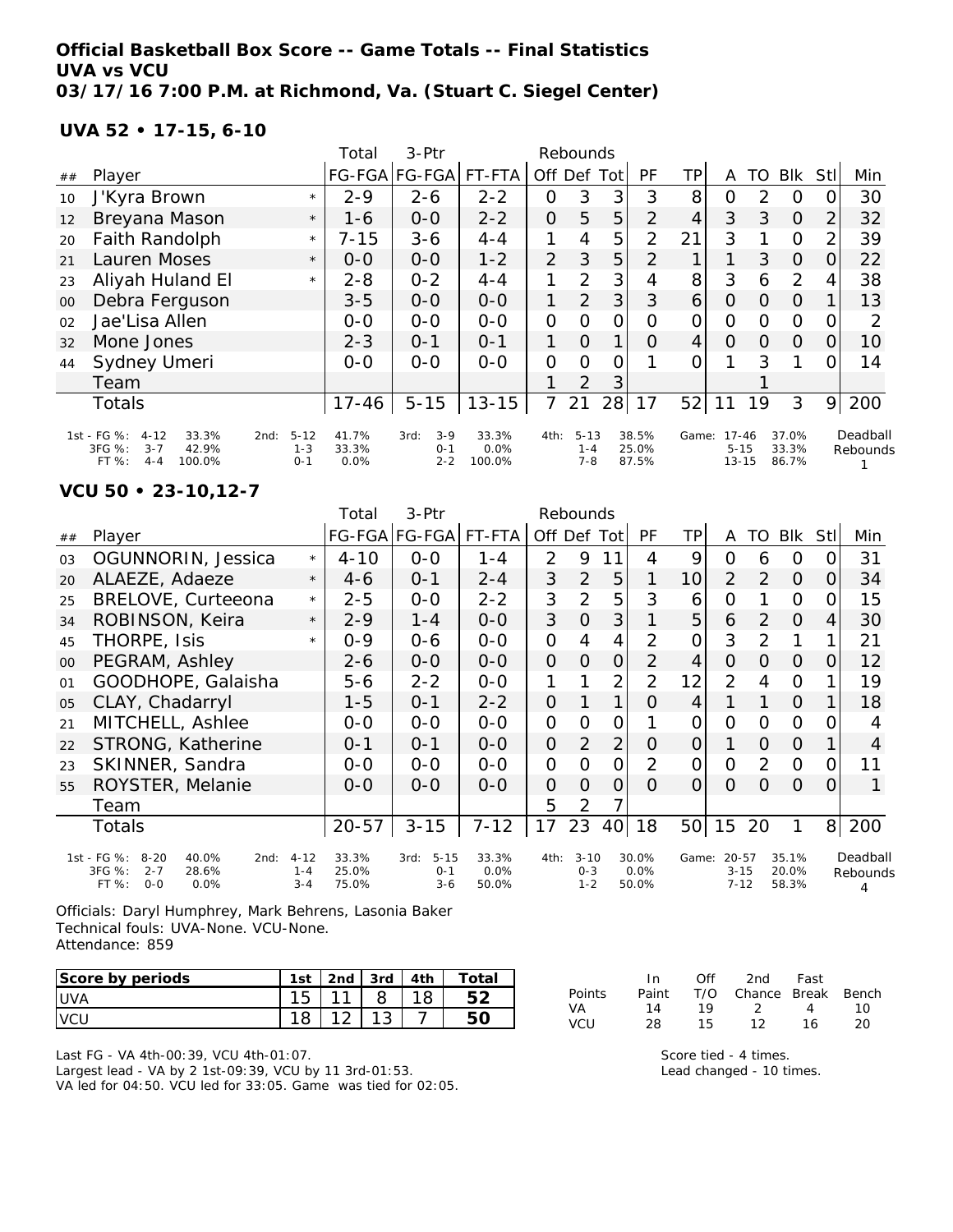**Official Basketball Box Score -- Game Totals -- Final Statistics**
**UVA vs VCU**
**03/17/16 7:00 P.M. at Richmond, Va. (Stuart C. Siegel Center)**

**UVA 52 • 17-15, 6-10**

| ## | Player | | Total FG-FGA | 3-Ptr FG-FGA | FT-FTA | Rebounds Off | Def | Tot | PF | TP | A | TO | Blk | Stl | Min |
|---|---|---|---|---|---|---|---|---|---|---|---|---|---|---|---|
| 10 | J'Kyra Brown | * | 2-9 | 2-6 | 2-2 | 0 | 3 | 3 | 3 | 8 | 0 | 2 | 0 | 0 | 30 |
| 12 | Breyana Mason | * | 1-6 | 0-0 | 2-2 | 0 | 5 | 5 | 2 | 4 | 3 | 3 | 0 | 2 | 32 |
| 20 | Faith Randolph | * | 7-15 | 3-6 | 4-4 | 1 | 4 | 5 | 2 | 21 | 3 | 1 | 0 | 2 | 39 |
| 21 | Lauren Moses | * | 0-0 | 0-0 | 1-2 | 2 | 3 | 5 | 2 | 1 | 1 | 3 | 0 | 0 | 22 |
| 23 | Aliyah Huland El | * | 2-8 | 0-2 | 4-4 | 1 | 2 | 3 | 4 | 8 | 3 | 6 | 2 | 4 | 38 |
| 00 | Debra Ferguson | | 3-5 | 0-0 | 0-0 | 1 | 2 | 3 | 3 | 6 | 0 | 0 | 0 | 1 | 13 |
| 02 | Jae'Lisa Allen | | 0-0 | 0-0 | 0-0 | 0 | 0 | 0 | 0 | 0 | 0 | 0 | 0 | 0 | 2 |
| 32 | Mone Jones | | 2-3 | 0-1 | 0-1 | 1 | 0 | 1 | 0 | 4 | 0 | 0 | 0 | 0 | 10 |
| 44 | Sydney Umeri | | 0-0 | 0-0 | 0-0 | 0 | 0 | 0 | 1 | 0 | 1 | 3 | 1 | 0 | 14 |
| | Team | | | | | 1 | 2 | 3 | | | | 1 | | | |
| | Totals | | 17-46 | 5-15 | 13-15 | 7 | 21 | 28 | 17 | 52 | 11 | 19 | 3 | 9 | 200 |

| | | | 2nd | | 3rd | | 4th | | Game | | Deadball Rebounds |
|---|---|---|---|---|---|---|---|---|---|---|---|
| 1st - FG %: | 4-12 | 33.3% | 5-12 | 41.7% | 3-9 | 33.3% | 5-13 | 38.5% | 17-46 | 37.0% | 1 |
| 3FG %: | 3-7 | 42.9% | 1-3 | 33.3% | 0-1 | 0.0% | 1-4 | 25.0% | 5-15 | 33.3% | |
| FT %: | 4-4 | 100.0% | 0-1 | 0.0% | 2-2 | 100.0% | 7-8 | 87.5% | 13-15 | 86.7% | |

**VCU 50 • 23-10,12-7**

| ## | Player | | Total FG-FGA | 3-Ptr FG-FGA | FT-FTA | Rebounds Off | Def | Tot | PF | TP | A | TO | Blk | Stl | Min |
|---|---|---|---|---|---|---|---|---|---|---|---|---|---|---|---|
| 03 | OGUNNORIN, Jessica | * | 4-10 | 0-0 | 1-4 | 2 | 9 | 11 | 4 | 9 | 0 | 6 | 0 | 0 | 31 |
| 20 | ALAEZE, Adaeze | * | 4-6 | 0-1 | 2-4 | 3 | 2 | 5 | 1 | 10 | 2 | 2 | 0 | 0 | 34 |
| 25 | BRELOVE, Curteeona | * | 2-5 | 0-0 | 2-2 | 3 | 2 | 5 | 3 | 6 | 0 | 1 | 0 | 0 | 15 |
| 34 | ROBINSON, Keira | * | 2-9 | 1-4 | 0-0 | 3 | 0 | 3 | 1 | 5 | 6 | 2 | 0 | 4 | 30 |
| 45 | THORPE, Isis | * | 0-9 | 0-6 | 0-0 | 0 | 4 | 4 | 2 | 0 | 3 | 2 | 1 | 1 | 21 |
| 00 | PEGRAM, Ashley | | 2-6 | 0-0 | 0-0 | 0 | 0 | 0 | 2 | 4 | 0 | 0 | 0 | 0 | 12 |
| 01 | GOODHOPE, Galaisha | | 5-6 | 2-2 | 0-0 | 1 | 1 | 2 | 2 | 12 | 2 | 4 | 0 | 1 | 19 |
| 05 | CLAY, Chadarryl | | 1-5 | 0-1 | 2-2 | 0 | 1 | 1 | 0 | 4 | 1 | 1 | 0 | 1 | 18 |
| 21 | MITCHELL, Ashlee | | 0-0 | 0-0 | 0-0 | 0 | 0 | 0 | 1 | 0 | 0 | 0 | 0 | 0 | 4 |
| 22 | STRONG, Katherine | | 0-1 | 0-1 | 0-0 | 0 | 2 | 2 | 0 | 0 | 1 | 0 | 0 | 1 | 4 |
| 23 | SKINNER, Sandra | | 0-0 | 0-0 | 0-0 | 0 | 0 | 0 | 2 | 0 | 0 | 2 | 0 | 0 | 11 |
| 55 | ROYSTER, Melanie | | 0-0 | 0-0 | 0-0 | 0 | 0 | 0 | 0 | 0 | 0 | 0 | 0 | 0 | 1 |
| | Team | | | | | 5 | 2 | 7 | | | | | | | |
| | Totals | | 20-57 | 3-15 | 7-12 | 17 | 23 | 40 | 18 | 50 | 15 | 20 | 1 | 8 | 200 |

| | | | 2nd | | 3rd | | 4th | | Game | | Deadball Rebounds |
|---|---|---|---|---|---|---|---|---|---|---|---|
| 1st - FG %: | 8-20 | 40.0% | 4-12 | 33.3% | 5-15 | 33.3% | 3-10 | 30.0% | 20-57 | 35.1% | 4 |
| 3FG %: | 2-7 | 28.6% | 1-4 | 25.0% | 0-1 | 0.0% | 0-3 | 0.0% | 3-15 | 20.0% | |
| FT %: | 0-0 | 0.0% | 3-4 | 75.0% | 3-6 | 50.0% | 1-2 | 50.0% | 7-12 | 58.3% | |

Officials: Daryl Humphrey, Mark Behrens, Lasonia Baker
Technical fouls: UVA-None. VCU-None.
Attendance: 859

| Score by periods | 1st | 2nd | 3rd | 4th | Total |
|---|---|---|---|---|---|
| UVA | 15 | 11 | 8 | 18 | 52 |
| VCU | 18 | 12 | 13 | 7 | 50 |

| Points | In Paint | Off T/O | 2nd Chance | Fast Break | Bench |
|---|---|---|---|---|---|
| VA | 14 | 19 | 2 | 4 | 10 |
| VCU | 28 | 15 | 12 | 16 | 20 |

Last FG - VA 4th-00:39, VCU 4th-01:07.
Largest lead - VA by 2 1st-09:39, VCU by 11 3rd-01:53.
VA led for 04:50. VCU led for 33:05. Game was tied for 02:05.

Score tied - 4 times.
Lead changed - 10 times.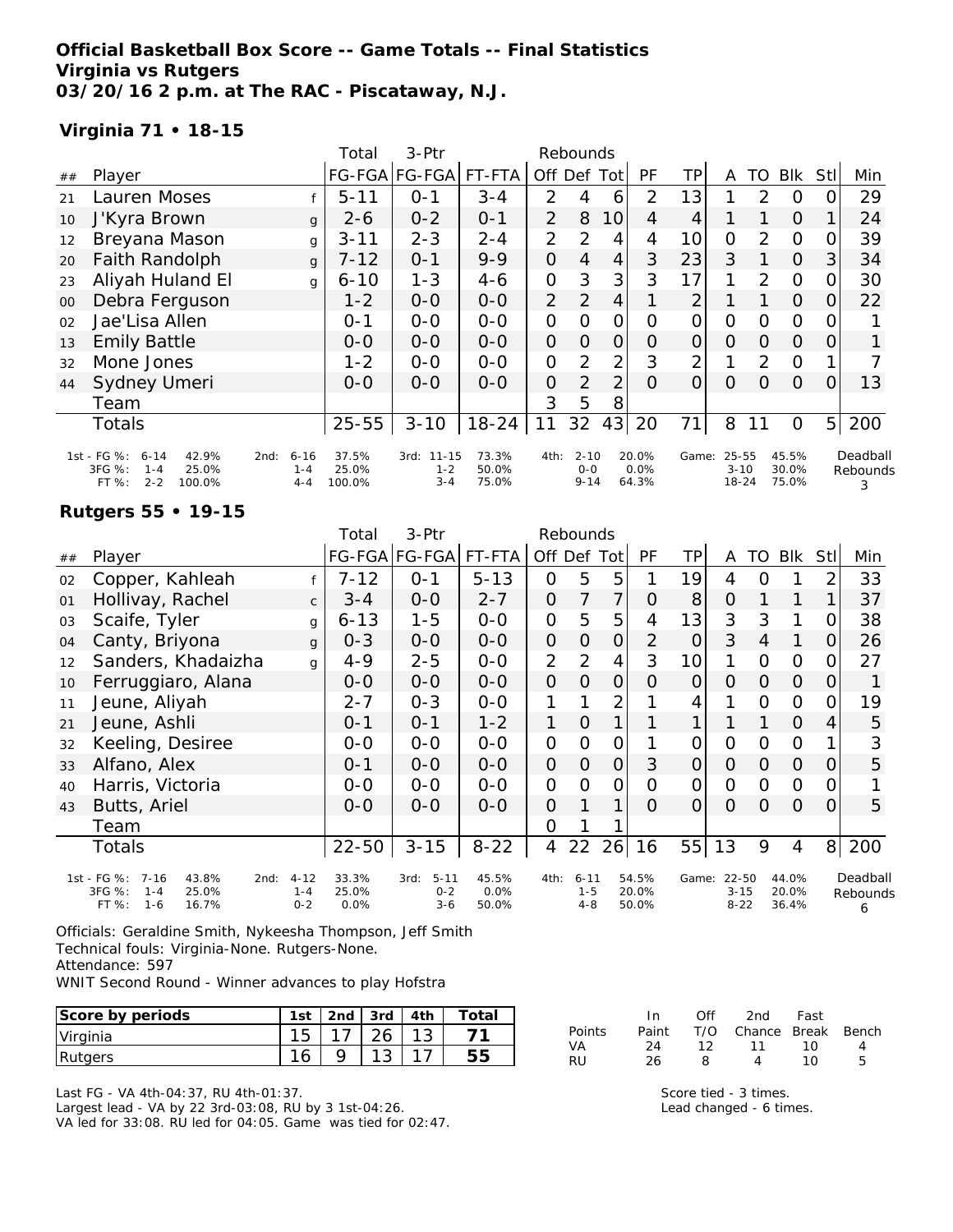**Official Basketball Box Score -- Game Totals -- Final Statistics**
**Virginia vs Rutgers**
**03/20/16 2 p.m. at The RAC - Piscataway, N.J.**

### Virginia 71 • 18-15

| ## | Player | | Total FG-FGA | 3-Ptr FG-FGA | FT-FTA | Rebounds Off | Def | Tot | PF | TP | A | TO | Blk | Stl | Min |
|---|---|---|---|---|---|---|---|---|---|---|---|---|---|---|---|
| 21 | Lauren Moses | f | 5-11 | 0-1 | 3-4 | 2 | 4 | 6 | 2 | 13 | 1 | 2 | 0 | 0 | 29 |
| 10 | J'Kyra Brown | g | 2-6 | 0-2 | 0-1 | 2 | 8 | 10 | 4 | 4 | 1 | 1 | 0 | 1 | 24 |
| 12 | Breyana Mason | g | 3-11 | 2-3 | 2-4 | 2 | 2 | 4 | 4 | 10 | 0 | 2 | 0 | 0 | 39 |
| 20 | Faith Randolph | g | 7-12 | 0-1 | 9-9 | 0 | 4 | 4 | 3 | 23 | 3 | 1 | 0 | 3 | 34 |
| 23 | Aliyah Huland El | g | 6-10 | 1-3 | 4-6 | 0 | 3 | 3 | 3 | 17 | 1 | 2 | 0 | 0 | 30 |
| 00 | Debra Ferguson | | 1-2 | 0-0 | 0-0 | 2 | 2 | 4 | 1 | 2 | 1 | 1 | 0 | 0 | 22 |
| 02 | Jae'Lisa Allen | | 0-1 | 0-0 | 0-0 | 0 | 0 | 0 | 0 | 0 | 0 | 0 | 0 | 0 | 1 |
| 13 | Emily Battle | | 0-0 | 0-0 | 0-0 | 0 | 0 | 0 | 0 | 0 | 0 | 0 | 0 | 0 | 1 |
| 32 | Mone Jones | | 1-2 | 0-0 | 0-0 | 0 | 2 | 2 | 3 | 2 | 1 | 2 | 0 | 1 | 7 |
| 44 | Sydney Umeri | | 0-0 | 0-0 | 0-0 | 0 | 2 | 2 | 0 | 0 | 0 | 0 | 0 | 0 | 13 |
| | Team | | | | | 3 | 5 | 8 | | | | | | | |
| | Totals | | 25-55 | 3-10 | 18-24 | 11 | 32 | 43 | 20 | 71 | 8 | 11 | 0 | 5 | 200 |

| | 1st | 2nd | 3rd | 4th | Game | |
|---|---|---|---|---|---|---|
| FG % | 6-14 42.9% | 6-16 37.5% | 11-15 73.3% | 2-10 20.0% | 25-55 45.5% | Deadball Rebounds 3 |
| 3FG % | 1-4 25.0% | 1-4 25.0% | 1-2 50.0% | 0-0 0.0% | 3-10 30.0% | |
| FT % | 2-2 100.0% | 4-4 100.0% | 3-4 75.0% | 9-14 64.3% | 18-24 75.0% | |

### Rutgers 55 • 19-15

| ## | Player | | Total FG-FGA | 3-Ptr FG-FGA | FT-FTA | Rebounds Off | Def | Tot | PF | TP | A | TO | Blk | Stl | Min |
|---|---|---|---|---|---|---|---|---|---|---|---|---|---|---|---|
| 02 | Copper, Kahleah | f | 7-12 | 0-1 | 5-13 | 0 | 5 | 5 | 1 | 19 | 4 | 0 | 1 | 2 | 33 |
| 01 | Hollivay, Rachel | c | 3-4 | 0-0 | 2-7 | 0 | 7 | 7 | 0 | 8 | 0 | 1 | 1 | 1 | 37 |
| 03 | Scaife, Tyler | g | 6-13 | 1-5 | 0-0 | 0 | 5 | 5 | 4 | 13 | 3 | 3 | 1 | 0 | 38 |
| 04 | Canty, Briyona | g | 0-3 | 0-0 | 0-0 | 0 | 0 | 0 | 2 | 0 | 3 | 4 | 1 | 0 | 26 |
| 12 | Sanders, Khadaizha | g | 4-9 | 2-5 | 0-0 | 2 | 2 | 4 | 3 | 10 | 1 | 0 | 0 | 0 | 27 |
| 10 | Ferruggiaro, Alana | | 0-0 | 0-0 | 0-0 | 0 | 0 | 0 | 0 | 0 | 0 | 0 | 0 | 0 | 1 |
| 11 | Jeune, Aliyah | | 2-7 | 0-3 | 0-0 | 1 | 1 | 2 | 1 | 4 | 1 | 0 | 0 | 0 | 19 |
| 21 | Jeune, Ashli | | 0-1 | 0-1 | 1-2 | 1 | 0 | 1 | 1 | 1 | 1 | 1 | 0 | 4 | 5 |
| 32 | Keeling, Desiree | | 0-0 | 0-0 | 0-0 | 0 | 0 | 0 | 1 | 0 | 0 | 0 | 0 | 1 | 3 |
| 33 | Alfano, Alex | | 0-1 | 0-0 | 0-0 | 0 | 0 | 0 | 3 | 0 | 0 | 0 | 0 | 0 | 5 |
| 40 | Harris, Victoria | | 0-0 | 0-0 | 0-0 | 0 | 0 | 0 | 0 | 0 | 0 | 0 | 0 | 0 | 1 |
| 43 | Butts, Ariel | | 0-0 | 0-0 | 0-0 | 0 | 1 | 1 | 0 | 0 | 0 | 0 | 0 | 0 | 5 |
| | Team | | | | | 0 | 1 | 1 | | | | | | | |
| | Totals | | 22-50 | 3-15 | 8-22 | 4 | 22 | 26 | 16 | 55 | 13 | 9 | 4 | 8 | 200 |

| | 1st | 2nd | 3rd | 4th | Game | |
|---|---|---|---|---|---|---|
| FG % | 7-16 43.8% | 4-12 33.3% | 5-11 45.5% | 6-11 54.5% | 22-50 44.0% | Deadball Rebounds 6 |
| 3FG % | 1-4 25.0% | 1-4 25.0% | 0-2 0.0% | 1-5 20.0% | 3-15 20.0% | |
| FT % | 1-6 16.7% | 0-2 0.0% | 3-6 50.0% | 4-8 50.0% | 8-22 36.4% | |

Officials: Geraldine Smith, Nykeesha Thompson, Jeff Smith
Technical fouls: Virginia-None. Rutgers-None.
Attendance: 597
WNIT Second Round - Winner advances to play Hofstra

| Score by periods | 1st | 2nd | 3rd | 4th | Total |
|---|---|---|---|---|---|
| Virginia | 15 | 17 | 26 | 13 | 71 |
| Rutgers | 16 | 9 | 13 | 17 | 55 |

| Points | In Paint | Off T/O | 2nd Chance | Fast Break | Bench |
|---|---|---|---|---|---|
| VA | 24 | 12 | 11 | 10 | 4 |
| RU | 26 | 8 | 4 | 10 | 5 |

Last FG - VA 4th-04:37, RU 4th-01:37.
Largest lead - VA by 22 3rd-03:08, RU by 3 1st-04:26.
VA led for 33:08. RU led for 04:05. Game was tied for 02:47.

Score tied - 3 times.
Lead changed - 6 times.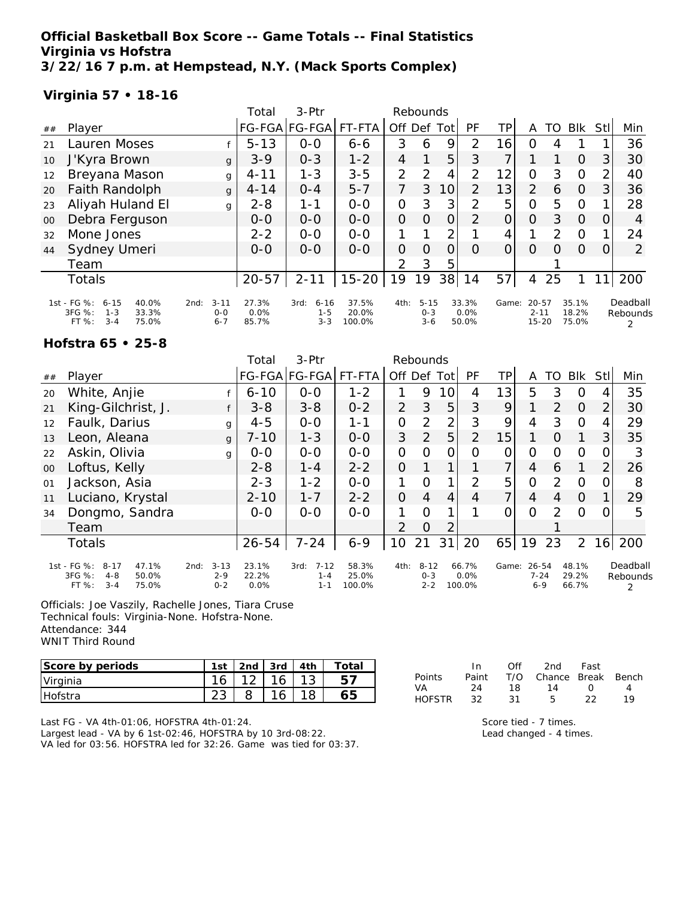**Official Basketball Box Score -- Game Totals -- Final Statistics**
**Virginia vs Hofstra**
**3/22/16 7 p.m. at Hempstead, N.Y. (Mack Sports Complex)**

**Virginia 57 • 18-16**

| ## | Player | | Total FG-FGA | 3-Ptr FG-FGA | FT-FTA | Rebounds Off | Def | Tot | PF | TP | A | TO | Blk | Stl | Min |
|---|---|---|---|---|---|---|---|---|---|---|---|---|---|---|---|
| 21 | Lauren Moses | f | 5-13 | 0-0 | 6-6 | 3 | 6 | 9 | 2 | 16 | 0 | 4 | 1 | 1 | 36 |
| 10 | J'Kyra Brown | g | 3-9 | 0-3 | 1-2 | 4 | 1 | 5 | 3 | 7 | 1 | 1 | 0 | 3 | 30 |
| 12 | Breyana Mason | g | 4-11 | 1-3 | 3-5 | 2 | 2 | 4 | 2 | 12 | 0 | 3 | 0 | 2 | 40 |
| 20 | Faith Randolph | g | 4-14 | 0-4 | 5-7 | 7 | 3 | 10 | 2 | 13 | 2 | 6 | 0 | 3 | 36 |
| 23 | Aliyah Huland El | g | 2-8 | 1-1 | 0-0 | 0 | 3 | 3 | 2 | 5 | 0 | 5 | 0 | 1 | 28 |
| 00 | Debra Ferguson | | 0-0 | 0-0 | 0-0 | 0 | 0 | 0 | 2 | 0 | 0 | 3 | 0 | 0 | 4 |
| 32 | Mone Jones | | 2-2 | 0-0 | 0-0 | 1 | 1 | 2 | 1 | 4 | 1 | 2 | 0 | 1 | 24 |
| 44 | Sydney Umeri | | 0-0 | 0-0 | 0-0 | 0 | 0 | 0 | 0 | 0 | 0 | 0 | 0 | 0 | 2 |
| | Team | | | | | 2 | 3 | 5 | | | | 1 | | | |
| | Totals | | 20-57 | 2-11 | 15-20 | 19 | 19 | 38 | 14 | 57 | 4 | 25 | 1 | 11 | 200 |

| | | | | | |
|---|---|---|---|---|---|
| 1st - FG %: 6-15 40.0% | 2nd: 3-11 27.3% | 3rd: 6-16 37.5% | 4th: 5-15 33.3% | Game: 20-57 35.1% | Deadball Rebounds |
| 3FG %: 1-3 33.3% | 0-0 0.0% | 1-5 20.0% | 0-3 0.0% | 2-11 18.2% | 2 |
| FT %: 3-4 75.0% | 6-7 85.7% | 3-3 100.0% | 3-6 50.0% | 15-20 75.0% | |

**Hofstra 65 • 25-8**

| ## | Player | | Total FG-FGA | 3-Ptr FG-FGA | FT-FTA | Rebounds Off | Def | Tot | PF | TP | A | TO | Blk | Stl | Min |
|---|---|---|---|---|---|---|---|---|---|---|---|---|---|---|---|
| 20 | White, Anjie | f | 6-10 | 0-0 | 1-2 | 1 | 9 | 10 | 4 | 13 | 5 | 3 | 0 | 4 | 35 |
| 21 | King-Gilchrist, J. | f | 3-8 | 3-8 | 0-2 | 2 | 3 | 5 | 3 | 9 | 1 | 2 | 0 | 2 | 30 |
| 12 | Faulk, Darius | g | 4-5 | 0-0 | 1-1 | 0 | 2 | 2 | 3 | 9 | 4 | 3 | 0 | 4 | 29 |
| 13 | Leon, Aleana | g | 7-10 | 1-3 | 0-0 | 3 | 2 | 5 | 2 | 15 | 1 | 0 | 1 | 3 | 35 |
| 22 | Askin, Olivia | g | 0-0 | 0-0 | 0-0 | 0 | 0 | 0 | 0 | 0 | 0 | 0 | 0 | 0 | 3 |
| 00 | Loftus, Kelly | | 2-8 | 1-4 | 2-2 | 0 | 1 | 1 | 1 | 7 | 4 | 6 | 1 | 2 | 26 |
| 01 | Jackson, Asia | | 2-3 | 1-2 | 0-0 | 1 | 0 | 1 | 2 | 5 | 0 | 2 | 0 | 0 | 8 |
| 11 | Luciano, Krystal | | 2-10 | 1-7 | 2-2 | 0 | 4 | 4 | 4 | 7 | 4 | 4 | 0 | 1 | 29 |
| 34 | Dongmo, Sandra | | 0-0 | 0-0 | 0-0 | 1 | 0 | 1 | 1 | 0 | 0 | 2 | 0 | 0 | 5 |
| | Team | | | | | 2 | 0 | 2 | | | | 1 | | | |
| | Totals | | 26-54 | 7-24 | 6-9 | 10 | 21 | 31 | 20 | 65 | 19 | 23 | 2 | 16 | 200 |

| | | | | | |
|---|---|---|---|---|---|
| 1st - FG %: 8-17 47.1% | 2nd: 3-13 23.1% | 3rd: 7-12 58.3% | 4th: 8-12 66.7% | Game: 26-54 48.1% | Deadball Rebounds |
| 3FG %: 4-8 50.0% | 2-9 22.2% | 1-4 25.0% | 0-3 0.0% | 7-24 29.2% | 2 |
| FT %: 3-4 75.0% | 0-2 0.0% | 1-1 100.0% | 2-2 100.0% | 6-9 66.7% | |

Officials: Joe Vaszily, Rachelle Jones, Tiara Cruse
Technical fouls: Virginia-None. Hofstra-None.
Attendance: 344
WNIT Third Round

| Score by periods | 1st | 2nd | 3rd | 4th | Total |
|---|---|---|---|---|---|
| Virginia | 16 | 12 | 16 | 13 | 57 |
| Hofstra | 23 | 8 | 16 | 18 | 65 |

| Points | In Paint | Off T/O | 2nd Chance | Fast Break | Bench |
|---|---|---|---|---|---|
| VA | 24 | 18 | 14 | 0 | 4 |
| HOFSTR | 32 | 31 | 5 | 22 | 19 |

Last FG - VA 4th-01:06, HOFSTRA 4th-01:24.
Largest lead - VA by 6 1st-02:46, HOFSTRA by 10 3rd-08:22.
VA led for 03:56. HOFSTRA led for 32:26. Game was tied for 03:37.

Score tied - 7 times.
Lead changed - 4 times.